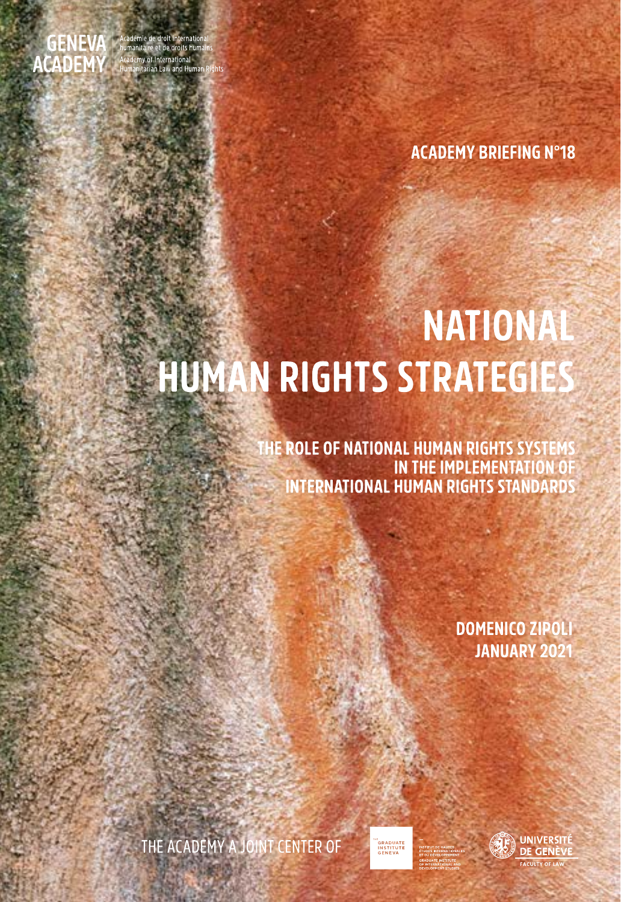GENEVA ACADEMY

Académie de droit international humanitaire et de droits humains

Academy of International Humanitarian Law and Human Rights

ACADEMY BRIEFING N°18

# NATIONAL HUMAN RIGHTS STRATEGIES

## THE ROLE OF NATIONAL HUMAN RIGHTS SYSTEMS IN THE IMPLEMENTATION OF INTERNATIONAL HUMAN RIGHTS STANDARDS

DOMENICO ZIPOLI

JANUARY 2021

THE ACADEMY A JOINT CENTER OF

THE GRADUATE INSTITUTE GENEVA

INSTITUT DE HAUTES ÉTUDES INTERNATIONALES ET DU DÉVELOPPEMENT

GRADUATE INSTITUTE OF INTERNATIONAL AND DEVELOPMENT STUDIES

UNIVERSITÉ DE GENÈVE

FACULTY OF LAW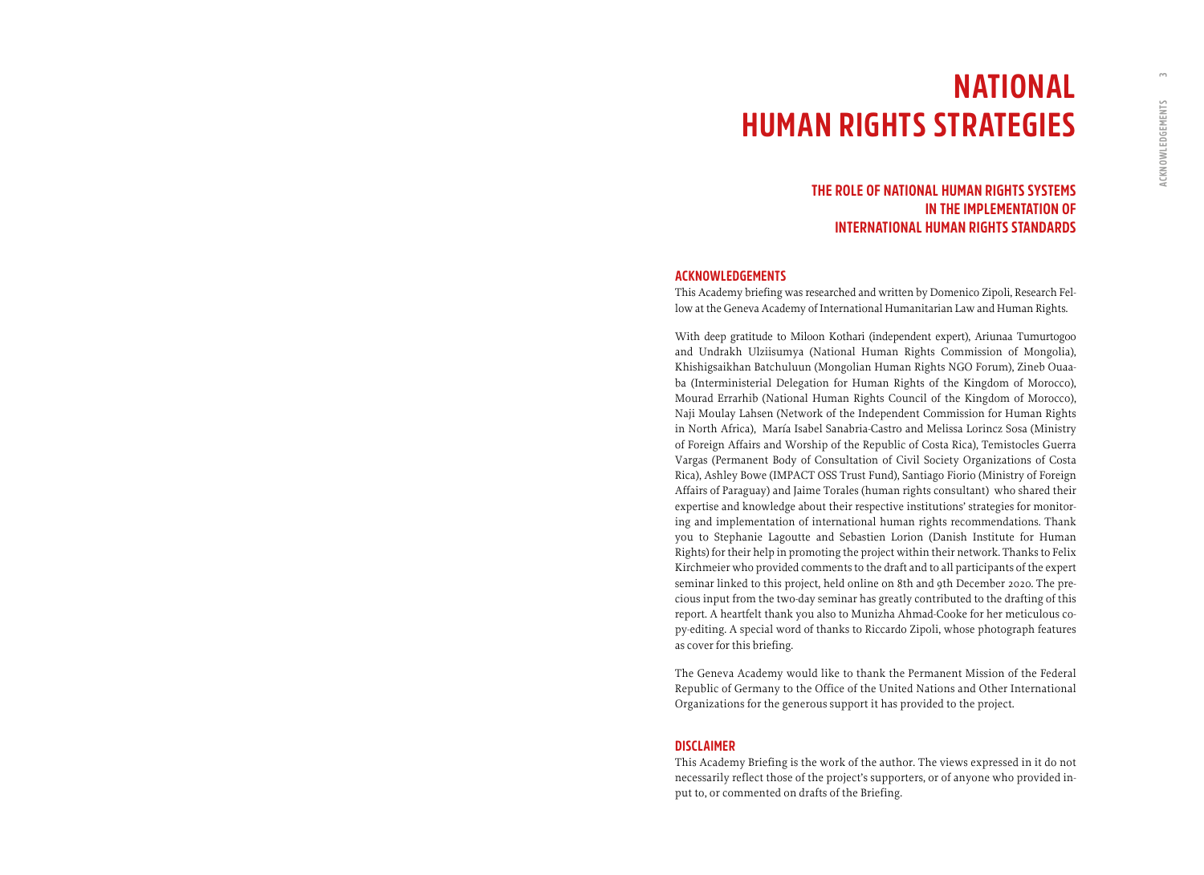# NATIONAL HUMAN RIGHTS STRATEGIES

## THE ROLE OF NATIONAL HUMAN RIGHTS SYSTEMS IN THE IMPLEMENTATION OF INTERNATIONAL HUMAN RIGHTS STANDARDS

### ACKNOWLEDGEMENTS

This Academy briefing was researched and written by Domenico Zipoli, Research Fellow at the Geneva Academy of International Humanitarian Law and Human Rights.

With deep gratitude to Miloon Kothari (independent expert), Ariunaa Tumurtogoo and Undrakh Ulziisumya (National Human Rights Commission of Mongolia), Khishigsaikhan Batchuluun (Mongolian Human Rights NGO Forum), Zineb Ouaaba (Interministerial Delegation for Human Rights of the Kingdom of Morocco), Mourad Errarhib (National Human Rights Council of the Kingdom of Morocco), Naji Moulay Lahsen (Network of the Independent Commission for Human Rights in North Africa), María Isabel Sanabria-Castro and Melissa Lorincz Sosa (Ministry of Foreign Affairs and Worship of the Republic of Costa Rica), Temistocles Guerra Vargas (Permanent Body of Consultation of Civil Society Organizations of Costa Rica), Ashley Bowe (IMPACT OSS Trust Fund), Santiago Fiorio (Ministry of Foreign Affairs of Paraguay) and Jaime Torales (human rights consultant) who shared their expertise and knowledge about their respective institutions' strategies for monitoring and implementation of international human rights recommendations. Thank you to Stephanie Lagoutte and Sebastien Lorion (Danish Institute for Human Rights) for their help in promoting the project within their network. Thanks to Felix Kirchmeier who provided comments to the draft and to all participants of the expert seminar linked to this project, held online on 8th and 9th December 2020. The precious input from the two-day seminar has greatly contributed to the drafting of this report. A heartfelt thank you also to Munizha Ahmad-Cooke for her meticulous copy-editing. A special word of thanks to Riccardo Zipoli, whose photograph features as cover for this briefing.

The Geneva Academy would like to thank the Permanent Mission of the Federal Republic of Germany to the Office of the United Nations and Other International Organizations for the generous support it has provided to the project.

### DISCLAIMER

This Academy Briefing is the work of the author. The views expressed in it do not necessarily reflect those of the project's supporters, or of anyone who provided input to, or commented on drafts of the Briefing.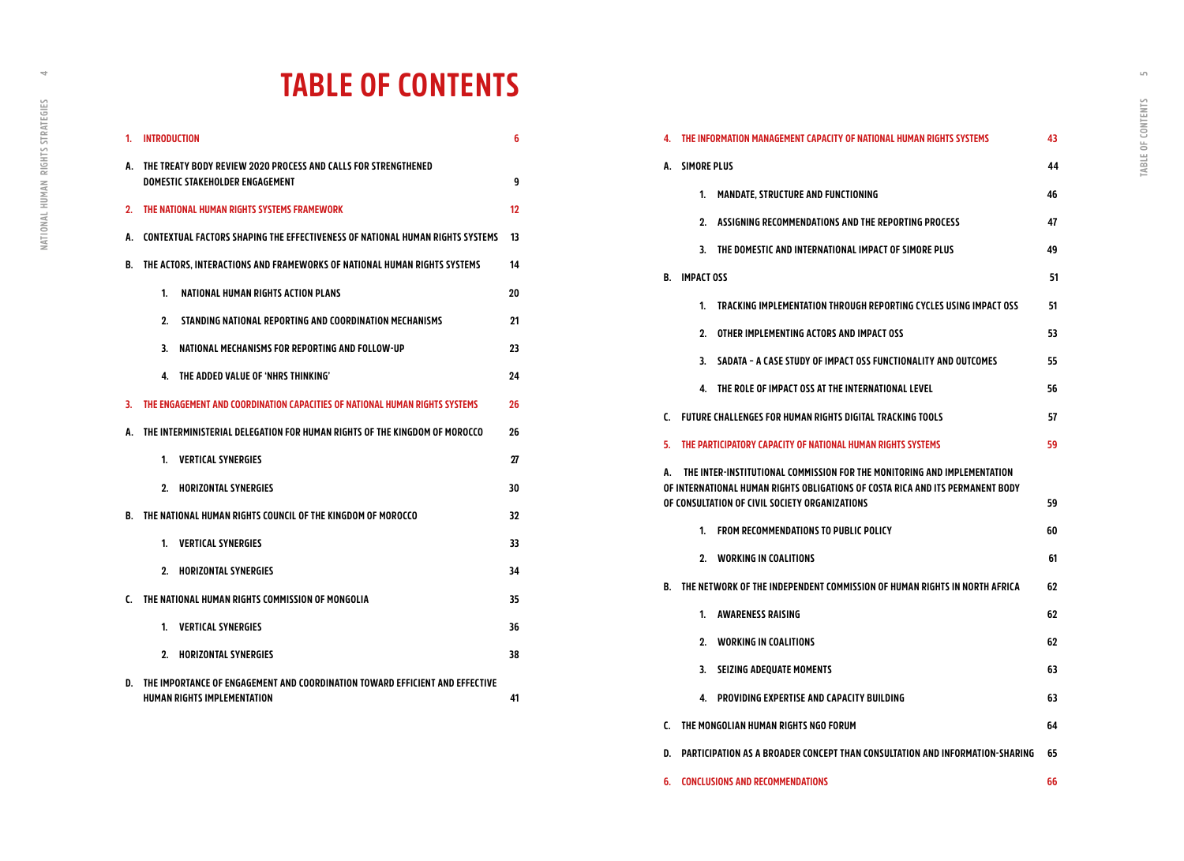# TABLE OF CONTENTS

| | | |
|---|---|---|
| 1. | INTRODUCTION | 6 |
| A. | THE TREATY BODY REVIEW 2020 PROCESS AND CALLS FOR STRENGTHENED DOMESTIC STAKEHOLDER ENGAGEMENT | 9 |
| 2. | THE NATIONAL HUMAN RIGHTS SYSTEMS FRAMEWORK | 12 |
| A. | CONTEXTUAL FACTORS SHAPING THE EFFECTIVENESS OF NATIONAL HUMAN RIGHTS SYSTEMS | 13 |
| B. | THE ACTORS, INTERACTIONS AND FRAMEWORKS OF NATIONAL HUMAN RIGHTS SYSTEMS | 14 |
| | 1. NATIONAL HUMAN RIGHTS ACTION PLANS | 20 |
| | 2. STANDING NATIONAL REPORTING AND COORDINATION MECHANISMS | 21 |
| | 3. NATIONAL MECHANISMS FOR REPORTING AND FOLLOW-UP | 23 |
| | 4. THE ADDED VALUE OF 'NHRS THINKING' | 24 |
| 3. | THE ENGAGEMENT AND COORDINATION CAPACITIES OF NATIONAL HUMAN RIGHTS SYSTEMS | 26 |
| A. | THE INTERMINISTERIAL DELEGATION FOR HUMAN RIGHTS OF THE KINGDOM OF MOROCCO | 26 |
| | 1. VERTICAL SYNERGIES | 27 |
| | 2. HORIZONTAL SYNERGIES | 30 |
| B. | THE NATIONAL HUMAN RIGHTS COUNCIL OF THE KINGDOM OF MOROCCO | 32 |
| | 1. VERTICAL SYNERGIES | 33 |
| | 2. HORIZONTAL SYNERGIES | 34 |
| C. | THE NATIONAL HUMAN RIGHTS COMMISSION OF MONGOLIA | 35 |
| | 1. VERTICAL SYNERGIES | 36 |
| | 2. HORIZONTAL SYNERGIES | 38 |
| D. | THE IMPORTANCE OF ENGAGEMENT AND COORDINATION TOWARD EFFICIENT AND EFFECTIVE HUMAN RIGHTS IMPLEMENTATION | 41 |
| 4. | THE INFORMATION MANAGEMENT CAPACITY OF NATIONAL HUMAN RIGHTS SYSTEMS | 43 |
| A. | SIMORE PLUS | 44 |
| | 1. MANDATE, STRUCTURE AND FUNCTIONING | 46 |
| | 2. ASSIGNING RECOMMENDATIONS AND THE REPORTING PROCESS | 47 |
| | 3. THE DOMESTIC AND INTERNATIONAL IMPACT OF SIMORE PLUS | 49 |
| B. | IMPACT OSS | 51 |
| | 1. TRACKING IMPLEMENTATION THROUGH REPORTING CYCLES USING IMPACT OSS | 51 |
| | 2. OTHER IMPLEMENTING ACTORS AND IMPACT OSS | 53 |
| | 3. SADATA – A CASE STUDY OF IMPACT OSS FUNCTIONALITY AND OUTCOMES | 55 |
| | 4. THE ROLE OF IMPACT OSS AT THE INTERNATIONAL LEVEL | 56 |
| C. | FUTURE CHALLENGES FOR HUMAN RIGHTS DIGITAL TRACKING TOOLS | 57 |
| 5. | THE PARTICIPATORY CAPACITY OF NATIONAL HUMAN RIGHTS SYSTEMS | 59 |
| A. | THE INTER-INSTITUTIONAL COMMISSION FOR THE MONITORING AND IMPLEMENTATION OF INTERNATIONAL HUMAN RIGHTS OBLIGATIONS OF COSTA RICA AND ITS PERMANENT BODY OF CONSULTATION OF CIVIL SOCIETY ORGANIZATIONS | 59 |
| | 1. FROM RECOMMENDATIONS TO PUBLIC POLICY | 60 |
| | 2. WORKING IN COALITIONS | 61 |
| B. | THE NETWORK OF THE INDEPENDENT COMMISSION OF HUMAN RIGHTS IN NORTH AFRICA | 62 |
| | 1. AWARENESS RAISING | 62 |
| | 2. WORKING IN COALITIONS | 62 |
| | 3. SEIZING ADEQUATE MOMENTS | 63 |
| | 4. PROVIDING EXPERTISE AND CAPACITY BUILDING | 63 |
| C. | THE MONGOLIAN HUMAN RIGHTS NGO FORUM | 64 |
| D. | PARTICIPATION AS A BROADER CONCEPT THAN CONSULTATION AND INFORMATION-SHARING | 65 |
| 6. | CONCLUSIONS AND RECOMMENDATIONS | 66 |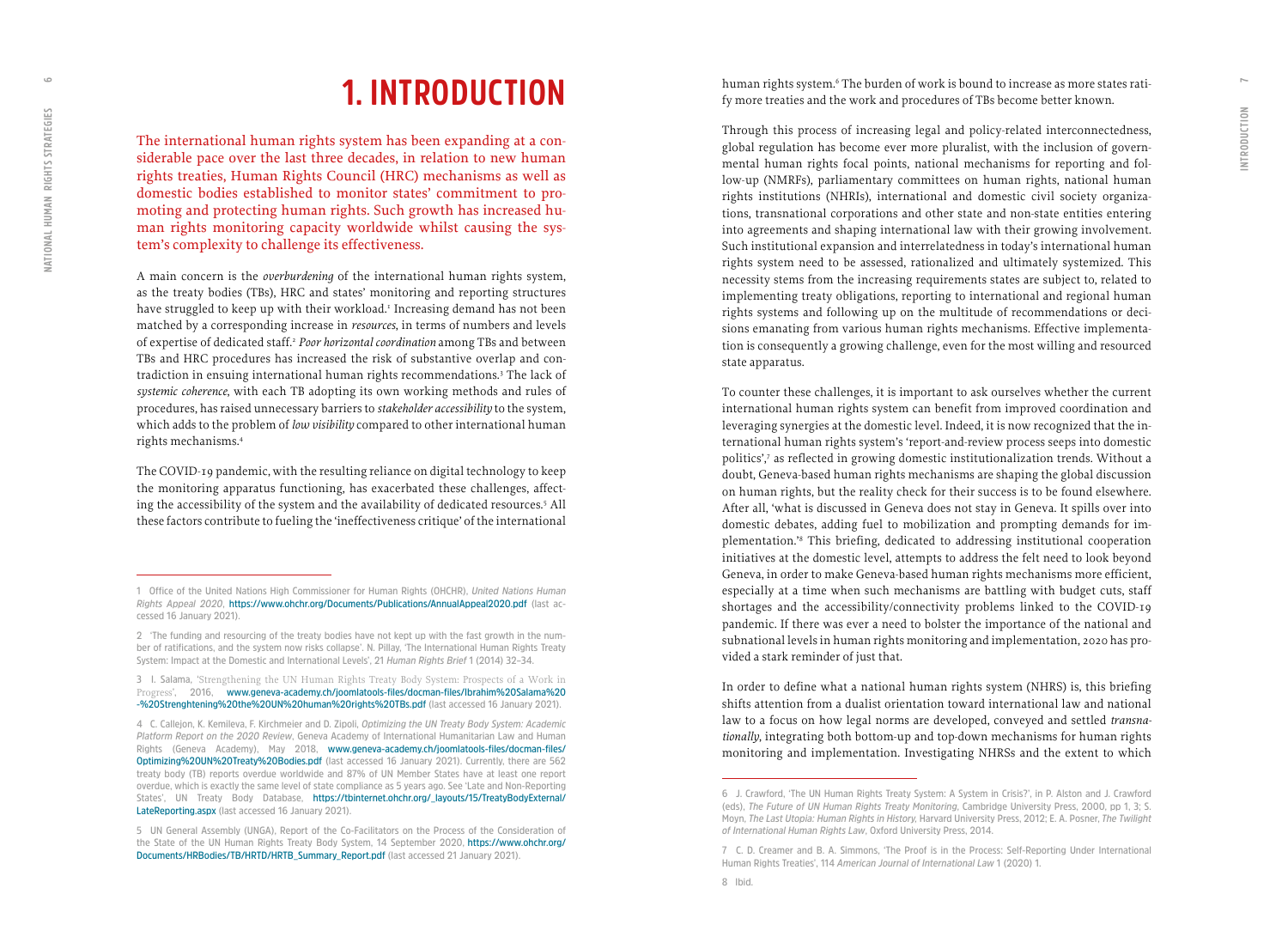# 1. INTRODUCTION

The international human rights system has been expanding at a considerable pace over the last three decades, in relation to new human rights treaties, Human Rights Council (HRC) mechanisms as well as domestic bodies established to monitor states' commitment to promoting and protecting human rights. Such growth has increased human rights monitoring capacity worldwide whilst causing the system's complexity to challenge its effectiveness.

A main concern is the *overburdening* of the international human rights system, as the treaty bodies (TBs), HRC and states' monitoring and reporting structures have struggled to keep up with their workload.[1] Increasing demand has not been matched by a corresponding increase in *resources*, in terms of numbers and levels of expertise of dedicated staff.[2] *Poor horizontal coordination* among TBs and between TBs and HRC procedures has increased the risk of substantive overlap and contradiction in ensuing international human rights recommendations.[3] The lack of *systemic coherence*, with each TB adopting its own working methods and rules of procedures, has raised unnecessary barriers to *stakeholder accessibility* to the system, which adds to the problem of *low visibility* compared to other international human rights mechanisms.[4]

The COVID-19 pandemic, with the resulting reliance on digital technology to keep the monitoring apparatus functioning, has exacerbated these challenges, affecting the accessibility of the system and the availability of dedicated resources.[5] All these factors contribute to fueling the 'ineffectiveness critique' of the international human rights system.[6] The burden of work is bound to increase as more states ratify more treaties and the work and procedures of TBs become better known.

Through this process of increasing legal and policy-related interconnectedness, global regulation has become ever more pluralist, with the inclusion of governmental human rights focal points, national mechanisms for reporting and follow-up (NMRFs), parliamentary committees on human rights, national human rights institutions (NHRIs), international and domestic civil society organizations, transnational corporations and other state and non-state entities entering into agreements and shaping international law with their growing involvement. Such institutional expansion and interrelatedness in today's international human rights system need to be assessed, rationalized and ultimately systemized. This necessity stems from the increasing requirements states are subject to, related to implementing treaty obligations, reporting to international and regional human rights systems and following up on the multitude of recommendations or decisions emanating from various human rights mechanisms. Effective implementation is consequently a growing challenge, even for the most willing and resourced state apparatus.

To counter these challenges, it is important to ask ourselves whether the current international human rights system can benefit from improved coordination and leveraging synergies at the domestic level. Indeed, it is now recognized that the international human rights system's 'report-and-review process seeps into domestic politics',[7] as reflected in growing domestic institutionalization trends. Without a doubt, Geneva-based human rights mechanisms are shaping the global discussion on human rights, but the reality check for their success is to be found elsewhere. After all, 'what is discussed in Geneva does not stay in Geneva. It spills over into domestic debates, adding fuel to mobilization and prompting demands for implementation.'[8] This briefing, dedicated to addressing institutional cooperation initiatives at the domestic level, attempts to address the felt need to look beyond Geneva, in order to make Geneva-based human rights mechanisms more efficient, especially at a time when such mechanisms are battling with budget cuts, staff shortages and the accessibility/connectivity problems linked to the COVID-19 pandemic. If there was ever a need to bolster the importance of the national and subnational levels in human rights monitoring and implementation, 2020 has provided a stark reminder of just that.

In order to define what a national human rights system (NHRS) is, this briefing shifts attention from a dualist orientation toward international law and national law to a focus on how legal norms are developed, conveyed and settled *transnationally*, integrating both bottom-up and top-down mechanisms for human rights monitoring and implementation. Investigating NHRSs and the extent to which

---

1 Office of the United Nations High Commissioner for Human Rights (OHCHR), *United Nations Human Rights Appeal 2020*, https://www.ohchr.org/Documents/Publications/AnnualAppeal2020.pdf (last accessed 16 January 2021).

2 'The funding and resourcing of the treaty bodies have not kept up with the fast growth in the number of ratifications, and the system now risks collapse'. N. Pillay, 'The International Human Rights Treaty System: Impact at the Domestic and International Levels', 21 *Human Rights Brief* 1 (2014) 32–34.

3 I. Salama, 'Strengthening the UN Human Rights Treaty Body System: Prospects of a Work in Progress', 2016, www.geneva-academy.ch/joomlatools-files/docman-files/Ibrahim%20Salama%20-%20Strenghtening%20the%20UN%20human%20rights%20TBs.pdf (last accessed 16 January 2021).

4 C. Callejon, K. Kemileva, F. Kirchmeier and D. Zipoli, *Optimizing the UN Treaty Body System: Academic Platform Report on the 2020 Review*, Geneva Academy of International Humanitarian Law and Human Rights (Geneva Academy), May 2018, www.geneva-academy.ch/joomlatools-files/docman-files/Optimizing%20UN%20Treaty%20Bodies.pdf (last accessed 16 January 2021). Currently, there are 562 treaty body (TB) reports overdue worldwide and 87% of UN Member States have at least one report overdue, which is exactly the same level of state compliance as 5 years ago. See 'Late and Non-Reporting States', UN Treaty Body Database, https://tbinternet.ohchr.org/_layouts/15/TreatyBodyExternal/LateReporting.aspx (last accessed 16 January 2021).

5 UN General Assembly (UNGA), Report of the Co-Facilitators on the Process of the Consideration of the State of the UN Human Rights Treaty Body System, 14 September 2020, https://www.ohchr.org/Documents/HRBodies/TB/HRTD/HRTB_Summary_Report.pdf (last accessed 21 January 2021).

6 J. Crawford, 'The UN Human Rights Treaty System: A System in Crisis?', in P. Alston and J. Crawford (eds), *The Future of UN Human Rights Treaty Monitoring*, Cambridge University Press, 2000, pp 1, 3; S. Moyn, *The Last Utopia: Human Rights in History*, Harvard University Press, 2012; E. A. Posner, *The Twilight of International Human Rights Law*, Oxford University Press, 2014.

7 C. D. Creamer and B. A. Simmons, 'The Proof is in the Process: Self-Reporting Under International Human Rights Treaties', 114 *American Journal of International Law* 1 (2020) 1.

8 Ibid.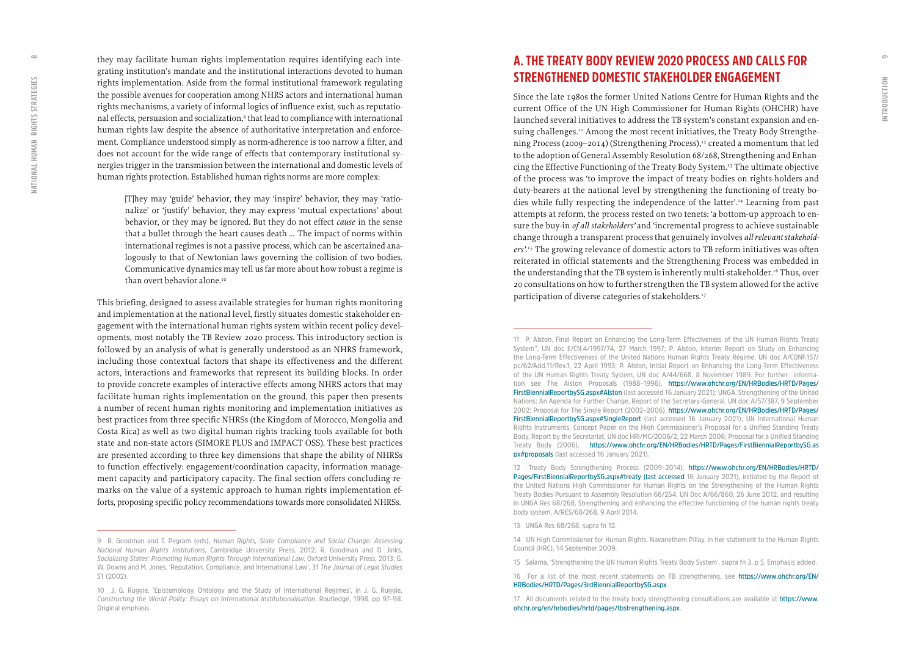they may facilitate human rights implementation requires identifying each integrating institution's mandate and the institutional interactions devoted to human rights implementation. Aside from the formal institutional framework regulating the possible avenues for cooperation among NHRS actors and international human rights mechanisms, a variety of informal logics of influence exist, such as reputational effects, persuasion and socialization,[9] that lead to compliance with international human rights law despite the absence of authoritative interpretation and enforcement. Compliance understood simply as norm-adherence is too narrow a filter, and does not account for the wide range of effects that contemporary institutional synergies trigger in the transmission between the international and domestic levels of human rights protection. Established human rights norms are more complex:

> [T]hey may 'guide' behavior, they may 'inspire' behavior, they may 'rationalize' or 'justify' behavior, they may express 'mutual expectations' about behavior, or they may be ignored. But they do not effect *cause* in the sense that a bullet through the heart causes death … The impact of norms within international regimes is not a passive process, which can be ascertained analogously to that of Newtonian laws governing the collision of two bodies. Communicative dynamics may tell us far more about how robust a regime is than overt behavior alone.[10]

This briefing, designed to assess available strategies for human rights monitoring and implementation at the national level, firstly situates domestic stakeholder engagement with the international human rights system within recent policy developments, most notably the TB Review 2020 process. This introductory section is followed by an analysis of what is generally understood as an NHRS framework, including those contextual factors that shape its effectiveness and the different actors, interactions and frameworks that represent its building blocks. In order to provide concrete examples of interactive effects among NHRS actors that may facilitate human rights implementation on the ground, this paper then presents a number of recent human rights monitoring and implementation initiatives as best practices from three specific NHRSs (the Kingdom of Morocco, Mongolia and Costa Rica) as well as two digital human rights tracking tools available for both state and non-state actors (SIMORE PLUS and IMPACT OSS). These best practices are presented according to three key dimensions that shape the ability of NHRSs to function effectively: engagement/coordination capacity, information management capacity and participatory capacity. The final section offers concluding remarks on the value of a systemic approach to human rights implementation efforts, proposing specific policy recommendations towards more consolidated NHRSs.

9 R. Goodman and T. Pegram (eds), *Human Rights, State Compliance and Social Change: Assessing National Human Rights Institutions*, Cambridge University Press, 2012; R. Goodman and D. Jinks, *Socializing States: Promoting Human Rights Through International Law*, Oxford University Press, 2013; G. W. Downs and M. Jones. 'Reputation, Compliance, and International Law', 31 *The Journal of Legal Studies* S1 (2002).

10 J. G. Ruggie, 'Epistemology, Ontology and the Study of International Regimes', in J. G. Ruggie, *Constructing the World Polity: Essays on International Institutionalisation*, Routledge, 1998, pp 97–98. Original emphasis.

## A. THE TREATY BODY REVIEW 2020 PROCESS AND CALLS FOR STRENGTHENED DOMESTIC STAKEHOLDER ENGAGEMENT

Since the late 1980s the former United Nations Centre for Human Rights and the current Office of the UN High Commissioner for Human Rights (OHCHR) have launched several initiatives to address the TB system's constant expansion and ensuing challenges.[11] Among the most recent initiatives, the Treaty Body Strengthening Process (2009–2014) (Strengthening Process),[12] created a momentum that led to the adoption of General Assembly Resolution 68/268, Strengthening and Enhancing the Effective Functioning of the Treaty Body System.[13] The ultimate objective of the process was 'to improve the impact of treaty bodies on rights-holders and duty-bearers at the national level by strengthening the functioning of treaty bodies while fully respecting the independence of the latter'.[14] Learning from past attempts at reform, the process rested on two tenets: 'a bottom-up approach to ensure the buy-in *of all stakeholders'* and 'incremental progress to achieve sustainable change through a transparent process that genuinely involves *all relevant stakeholders*'.[15] The growing relevance of domestic actors to TB reform initiatives was often reiterated in official statements and the Strengthening Process was embedded in the understanding that the TB system is inherently multi-stakeholder.[16] Thus, over 20 consultations on how to further strengthen the TB system allowed for the active participation of diverse categories of stakeholders.[17]

11 P. Alston, Final Report on Enhancing the Long-Term Effectiveness of the UN Human Rights Treaty System", UN doc E/CN.4/1997/74, 27 March 1997; P. Alston, Interim Report on Study on Enhancing the Long-Term Effectiveness of the United Nations Human Rights Treaty Régime, UN doc A/CONF.157/pc/62/Add.11/Rev.1, 22 April 1993; P. Alston, Initial Report on Enhancing the Long-Term Effectiveness of the UN Human Rights Treaty System, UN doc A/44/668, 8 November 1989. For further information see The Alston Proposals (1988–1996), https://www.ohchr.org/EN/HRBodies/HRTD/Pages/FirstBiennialReportbySG.aspx#Alston (last accessed 16 January 2021); UNGA, Strengthening of the United Nations: An Agenda for Further Change, Report of the Secretary-General, UN doc A/57/387, 9 September 2002; Proposal for The Single Report (2002–2006), https://www.ohchr.org/EN/HRBodies/HRTD/Pages/FirstBiennialReportbySG.aspx#SingleReport (last accessed 16 January 2021); UN International Human Rights Instruments, Concept Paper on the High Commissioner's Proposal for a Unified Standing Treaty Body, Report by the Secretariat, UN doc HRI/MC/2006/2, 22 March 2006; Proposal for a Unified Standing Treaty Body (2006), https://www.ohchr.org/EN/HRBodies/HRTD/Pages/FirstBiennialReportbySG.aspx#proposals (last accessed 16 January 2021).

12 Treaty Body Strengthening Process (2009–2014), https://www.ohchr.org/EN/HRBodies/HRTD/Pages/FirstBiennialReportbySG.aspx#treaty (last accessed 16 January 2021), initiated by the Report of the United Nations High Commissioner for Human Rights on the Strengthening of the Human Rights Treaty Bodies Pursuant to Assembly Resolution 66/254, UN Doc A/66/860, 26 June 2012, and resulting in UNGA Res 68/268, Strengthening and enhancing the effective functioning of the human rights treaty body system, A/RES/68/268, 9 April 2014.

13 UNGA Res 68/268, supra fn 12.

14 UN High Commissioner for Human Rights, Navanethem Pillay, in her statement to the Human Rights Council (HRC), 14 September 2009.

15 Salama, 'Strengthening the UN Human Rights Treaty Body System', supra fn 3, p 5. Emphasis added.

16 For a list of the most recent statements on TB strengthening, see https://www.ohchr.org/EN/HRBodies/HRTD/Pages/3rdBiennialReportbySG.aspx

17 All documents related to the treaty body strengthening consultations are available at https://www.ohchr.org/en/hrbodies/hrtd/pages/tbstrengthening.aspx.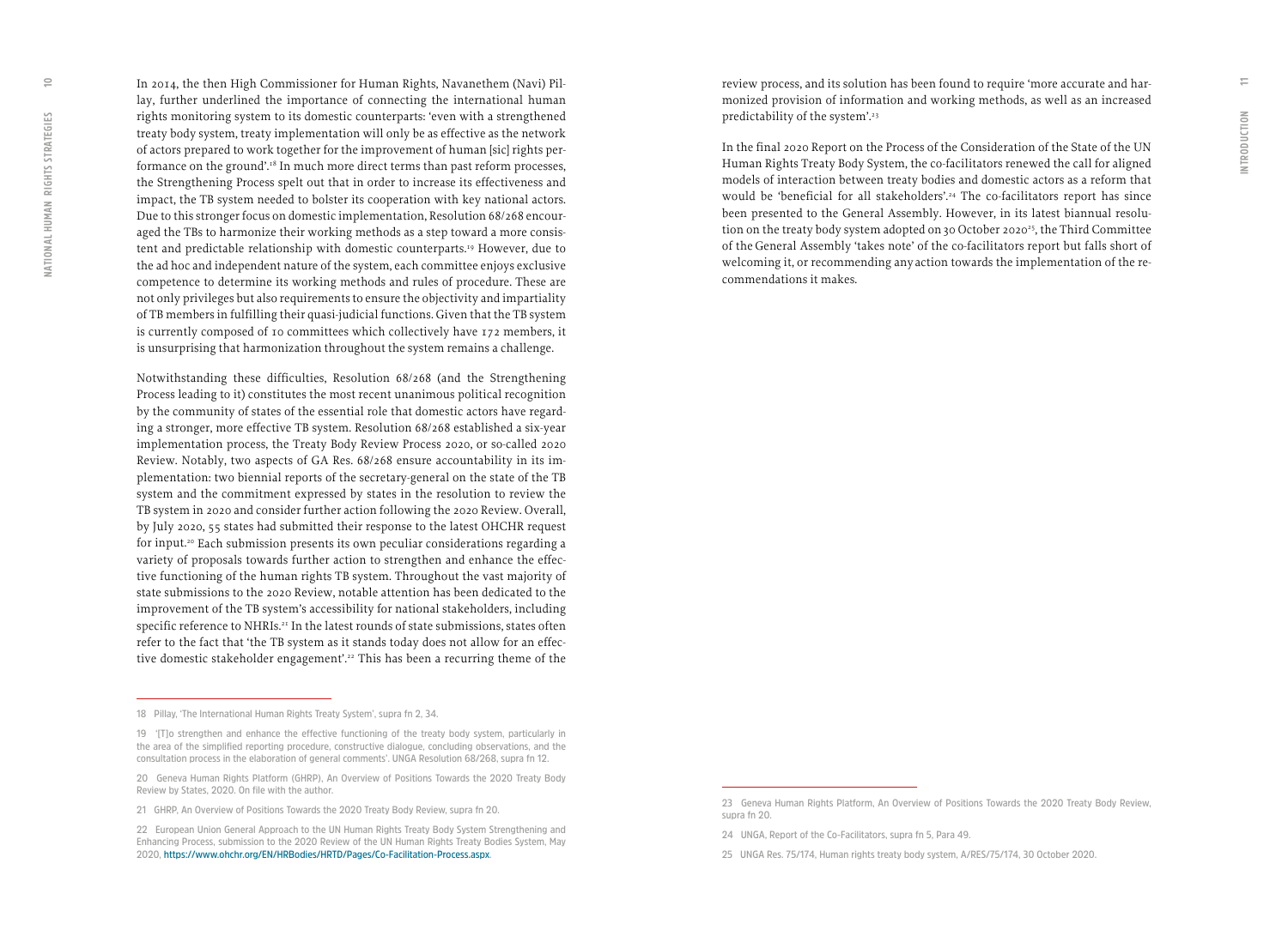In 2014, the then High Commissioner for Human Rights, Navanethem (Navi) Pillay, further underlined the importance of connecting the international human rights monitoring system to its domestic counterparts: 'even with a strengthened treaty body system, treaty implementation will only be as effective as the network of actors prepared to work together for the improvement of human [sic] rights performance on the ground'.[18] In much more direct terms than past reform processes, the Strengthening Process spelt out that in order to increase its effectiveness and impact, the TB system needed to bolster its cooperation with key national actors. Due to this stronger focus on domestic implementation, Resolution 68/268 encouraged the TBs to harmonize their working methods as a step toward a more consistent and predictable relationship with domestic counterparts.[19] However, due to the ad hoc and independent nature of the system, each committee enjoys exclusive competence to determine its working methods and rules of procedure. These are not only privileges but also requirements to ensure the objectivity and impartiality of TB members in fulfilling their quasi-judicial functions. Given that the TB system is currently composed of 10 committees which collectively have 172 members, it is unsurprising that harmonization throughout the system remains a challenge.

Notwithstanding these difficulties, Resolution 68/268 (and the Strengthening Process leading to it) constitutes the most recent unanimous political recognition by the community of states of the essential role that domestic actors have regarding a stronger, more effective TB system. Resolution 68/268 established a six-year implementation process, the Treaty Body Review Process 2020, or so-called 2020 Review. Notably, two aspects of GA Res. 68/268 ensure accountability in its implementation: two biennial reports of the secretary-general on the state of the TB system and the commitment expressed by states in the resolution to review the TB system in 2020 and consider further action following the 2020 Review. Overall, by July 2020, 55 states had submitted their response to the latest OHCHR request for input.[20] Each submission presents its own peculiar considerations regarding a variety of proposals towards further action to strengthen and enhance the effective functioning of the human rights TB system. Throughout the vast majority of state submissions to the 2020 Review, notable attention has been dedicated to the improvement of the TB system's accessibility for national stakeholders, including specific reference to NHRIs.[21] In the latest rounds of state submissions, states often refer to the fact that 'the TB system as it stands today does not allow for an effective domestic stakeholder engagement'.[22] This has been a recurring theme of the review process, and its solution has been found to require 'more accurate and harmonized provision of information and working methods, as well as an increased predictability of the system'.[23]

In the final 2020 Report on the Process of the Consideration of the State of the UN Human Rights Treaty Body System, the co-facilitators renewed the call for aligned models of interaction between treaty bodies and domestic actors as a reform that would be 'beneficial for all stakeholders'.[24] The co-facilitators report has since been presented to the General Assembly. However, in its latest biannual resolution on the treaty body system adopted on 30 October 2020[25], the Third Committee of the General Assembly 'takes note' of the co-facilitators report but falls short of welcoming it, or recommending any action towards the implementation of the recommendations it makes.

---

18 Pillay, 'The International Human Rights Treaty System', supra fn 2, 34.

19 '[T]o strengthen and enhance the effective functioning of the treaty body system, particularly in the area of the simplified reporting procedure, constructive dialogue, concluding observations, and the consultation process in the elaboration of general comments'. UNGA Resolution 68/268, supra fn 12.

20 Geneva Human Rights Platform (GHRP), An Overview of Positions Towards the 2020 Treaty Body Review by States, 2020. On file with the author.

21 GHRP, An Overview of Positions Towards the 2020 Treaty Body Review, supra fn 20.

22 European Union General Approach to the UN Human Rights Treaty Body System Strengthening and Enhancing Process, submission to the 2020 Review of the UN Human Rights Treaty Bodies System, May 2020, https://www.ohchr.org/EN/HRBodies/HRTD/Pages/Co-Facilitation-Process.aspx.

23 Geneva Human Rights Platform, An Overview of Positions Towards the 2020 Treaty Body Review, supra fn 20.

24 UNGA, Report of the Co-Facilitators, supra fn 5, Para 49.

25 UNGA Res. 75/174, Human rights treaty body system, A/RES/75/174, 30 October 2020.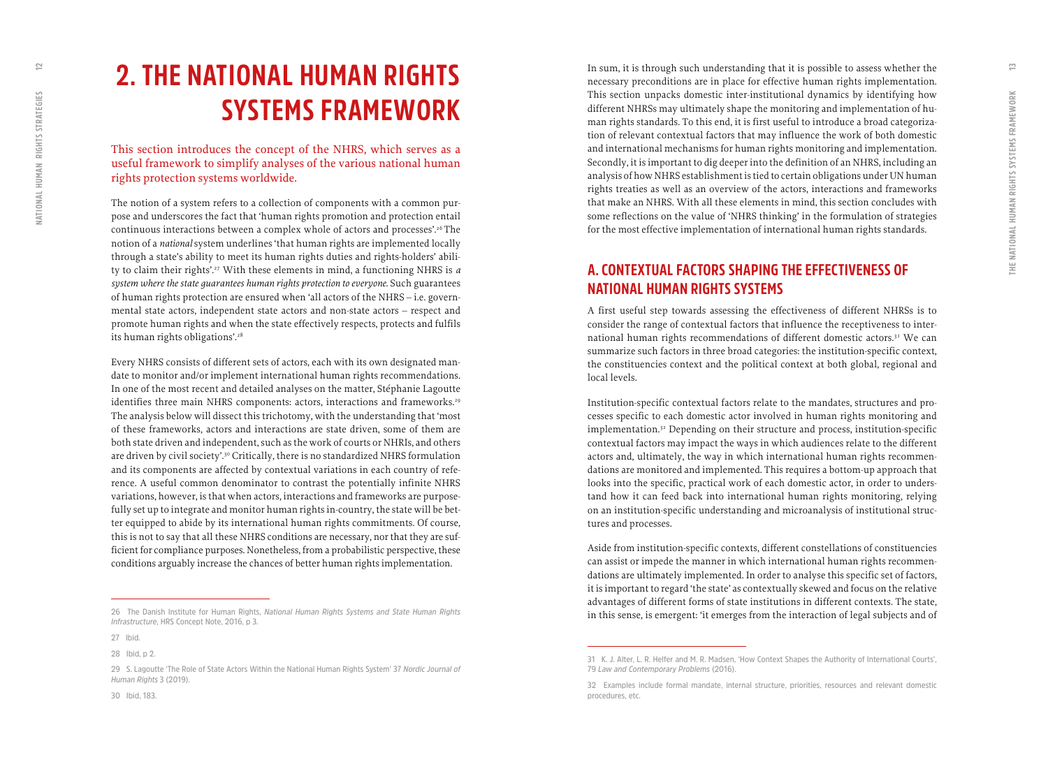# 2. THE NATIONAL HUMAN RIGHTS SYSTEMS FRAMEWORK

This section introduces the concept of the NHRS, which serves as a useful framework to simplify analyses of the various national human rights protection systems worldwide.

The notion of a system refers to a collection of components with a common purpose and underscores the fact that 'human rights promotion and protection entail continuous interactions between a complex whole of actors and processes'.[26] The notion of a *national* system underlines 'that human rights are implemented locally through a state's ability to meet its human rights duties and rights-holders' ability to claim their rights'.[27] With these elements in mind, a functioning NHRS is *a system where the state guarantees human rights protection to everyone.* Such guarantees of human rights protection are ensured when 'all actors of the NHRS – i.e. governmental state actors, independent state actors and non-state actors – respect and promote human rights and when the state effectively respects, protects and fulfils its human rights obligations'.[28]

Every NHRS consists of different sets of actors, each with its own designated mandate to monitor and/or implement international human rights recommendations. In one of the most recent and detailed analyses on the matter, Stéphanie Lagoutte identifies three main NHRS components: actors, interactions and frameworks.[29] The analysis below will dissect this trichotomy, with the understanding that 'most of these frameworks, actors and interactions are state driven, some of them are both state driven and independent, such as the work of courts or NHRIs, and others are driven by civil society'.[30] Critically, there is no standardized NHRS formulation and its components are affected by contextual variations in each country of reference. A useful common denominator to contrast the potentially infinite NHRS variations, however, is that when actors, interactions and frameworks are purposefully set up to integrate and monitor human rights in-country, the state will be better equipped to abide by its international human rights commitments. Of course, this is not to say that all these NHRS conditions are necessary, nor that they are sufficient for compliance purposes. Nonetheless, from a probabilistic perspective, these conditions arguably increase the chances of better human rights implementation.

In sum, it is through such understanding that it is possible to assess whether the necessary preconditions are in place for effective human rights implementation. This section unpacks domestic inter-institutional dynamics by identifying how different NHRSs may ultimately shape the monitoring and implementation of human rights standards. To this end, it is first useful to introduce a broad categorization of relevant contextual factors that may influence the work of both domestic and international mechanisms for human rights monitoring and implementation. Secondly, it is important to dig deeper into the definition of an NHRS, including an analysis of how NHRS establishment is tied to certain obligations under UN human rights treaties as well as an overview of the actors, interactions and frameworks that make an NHRS. With all these elements in mind, this section concludes with some reflections on the value of 'NHRS thinking' in the formulation of strategies for the most effective implementation of international human rights standards.

## A. CONTEXTUAL FACTORS SHAPING THE EFFECTIVENESS OF NATIONAL HUMAN RIGHTS SYSTEMS

A first useful step towards assessing the effectiveness of different NHRSs is to consider the range of contextual factors that influence the receptiveness to international human rights recommendations of different domestic actors.[31] We can summarize such factors in three broad categories: the institution-specific context, the constituencies context and the political context at both global, regional and local levels.

Institution-specific contextual factors relate to the mandates, structures and processes specific to each domestic actor involved in human rights monitoring and implementation.[32] Depending on their structure and process, institution-specific contextual factors may impact the ways in which audiences relate to the different actors and, ultimately, the way in which international human rights recommendations are monitored and implemented. This requires a bottom-up approach that looks into the specific, practical work of each domestic actor, in order to understand how it can feed back into international human rights monitoring, relying on an institution-specific understanding and microanalysis of institutional structures and processes.

Aside from institution-specific contexts, different constellations of constituencies can assist or impede the manner in which international human rights recommendations are ultimately implemented. In order to analyse this specific set of factors, it is important to regard 'the state' as contextually skewed and focus on the relative advantages of different forms of state institutions in different contexts. The state, in this sense, is emergent: 'it emerges from the interaction of legal subjects and of

---

26 The Danish Institute for Human Rights, *National Human Rights Systems and State Human Rights Infrastructure*, HRS Concept Note, 2016, p 3.

27 Ibid.

28 Ibid, p 2.

29 S. Lagoutte 'The Role of State Actors Within the National Human Rights System' 37 *Nordic Journal of Human Rights* 3 (2019).

30 Ibid, 183.

31 K. J. Alter, L. R. Helfer and M. R. Madsen, 'How Context Shapes the Authority of International Courts', 79 *Law and Contemporary Problems* (2016).

32 Examples include formal mandate, internal structure, priorities, resources and relevant domestic procedures, etc.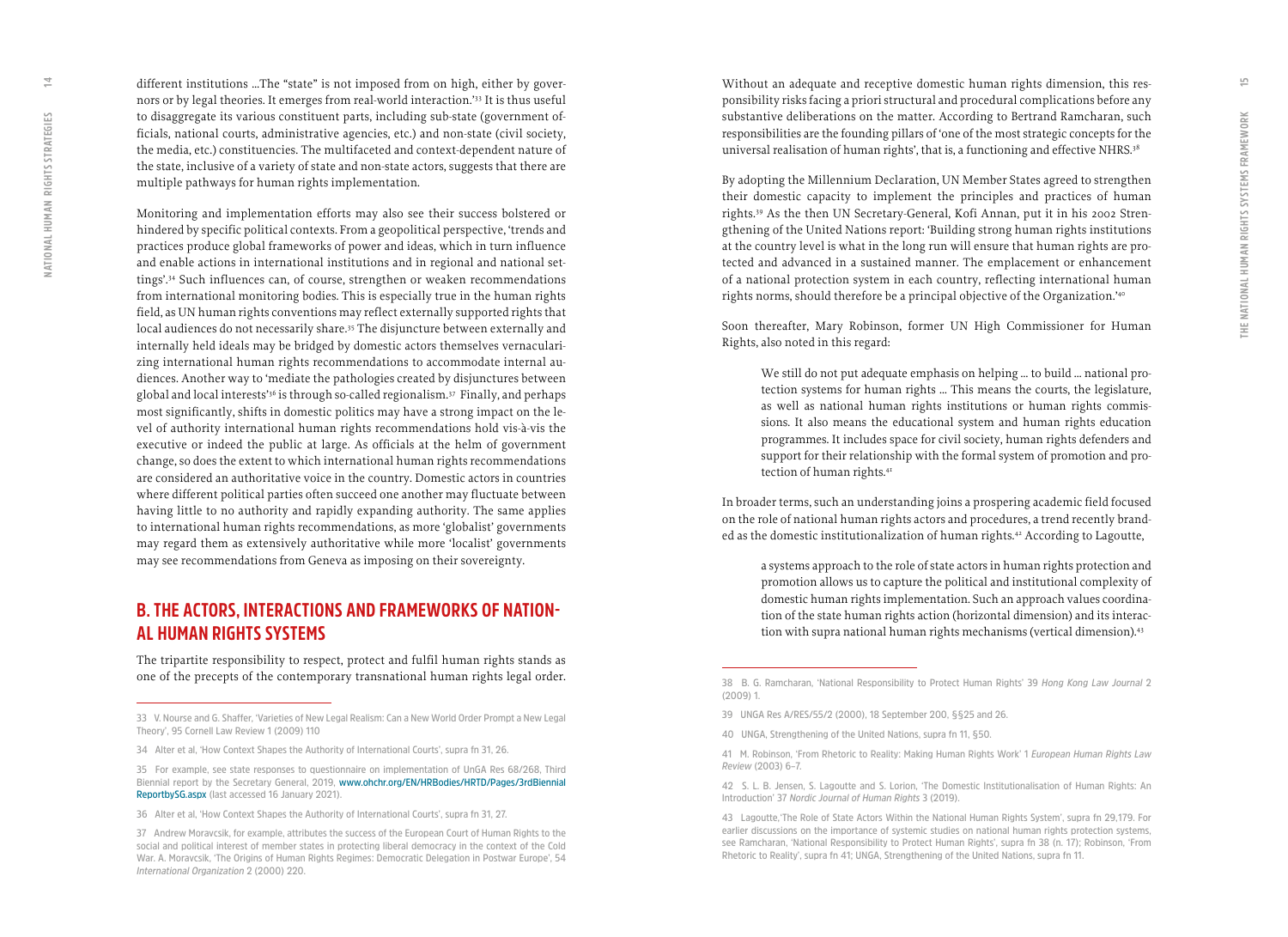different institutions ...The "state" is not imposed from on high, either by governors or by legal theories. It emerges from real-world interaction.'[33] It is thus useful to disaggregate its various constituent parts, including sub-state (government officials, national courts, administrative agencies, etc.) and non-state (civil society, the media, etc.) constituencies. The multifaceted and context-dependent nature of the state, inclusive of a variety of state and non-state actors, suggests that there are multiple pathways for human rights implementation.

Monitoring and implementation efforts may also see their success bolstered or hindered by specific political contexts. From a geopolitical perspective, 'trends and practices produce global frameworks of power and ideas, which in turn influence and enable actions in international institutions and in regional and national settings'.[34] Such influences can, of course, strengthen or weaken recommendations from international monitoring bodies. This is especially true in the human rights field, as UN human rights conventions may reflect externally supported rights that local audiences do not necessarily share.[35] The disjuncture between externally and internally held ideals may be bridged by domestic actors themselves vernacularizing international human rights recommendations to accommodate internal audiences. Another way to 'mediate the pathologies created by disjunctures between global and local interests'[36] is through so-called regionalism.[37] Finally, and perhaps most significantly, shifts in domestic politics may have a strong impact on the level of authority international human rights recommendations hold vis-à-vis the executive or indeed the public at large. As officials at the helm of government change, so does the extent to which international human rights recommendations are considered an authoritative voice in the country. Domestic actors in countries where different political parties often succeed one another may fluctuate between having little to no authority and rapidly expanding authority. The same applies to international human rights recommendations, as more 'globalist' governments may regard them as extensively authoritative while more 'localist' governments may see recommendations from Geneva as imposing on their sovereignty.

## B. THE ACTORS, INTERACTIONS AND FRAMEWORKS OF NATIONAL HUMAN RIGHTS SYSTEMS

The tripartite responsibility to respect, protect and fulfil human rights stands as one of the precepts of the contemporary transnational human rights legal order. Without an adequate and receptive domestic human rights dimension, this responsibility risks facing a priori structural and procedural complications before any substantive deliberations on the matter. According to Bertrand Ramcharan, such responsibilities are the founding pillars of 'one of the most strategic concepts for the universal realisation of human rights', that is, a functioning and effective NHRS.[38]

By adopting the Millennium Declaration, UN Member States agreed to strengthen their domestic capacity to implement the principles and practices of human rights.[39] As the then UN Secretary-General, Kofi Annan, put it in his 2002 Strengthening of the United Nations report: 'Building strong human rights institutions at the country level is what in the long run will ensure that human rights are protected and advanced in a sustained manner. The emplacement or enhancement of a national protection system in each country, reflecting international human rights norms, should therefore be a principal objective of the Organization.'[40]

Soon thereafter, Mary Robinson, former UN High Commissioner for Human Rights, also noted in this regard:

> We still do not put adequate emphasis on helping ... to build ... national protection systems for human rights ... This means the courts, the legislature, as well as national human rights institutions or human rights commissions. It also means the educational system and human rights education programmes. It includes space for civil society, human rights defenders and support for their relationship with the formal system of promotion and protection of human rights.[41]

In broader terms, such an understanding joins a prospering academic field focused on the role of national human rights actors and procedures, a trend recently branded as the domestic institutionalization of human rights.[42] According to Lagoutte,

> a systems approach to the role of state actors in human rights protection and promotion allows us to capture the political and institutional complexity of domestic human rights implementation. Such an approach values coordination of the state human rights action (horizontal dimension) and its interaction with supra national human rights mechanisms (vertical dimension).[43]

---

33 V. Nourse and G. Shaffer, 'Varieties of New Legal Realism: Can a New World Order Prompt a New Legal Theory', 95 Cornell Law Review 1 (2009) 110

34 Alter et al, 'How Context Shapes the Authority of International Courts', supra fn 31, 26.

35 For example, see state responses to questionnaire on implementation of UnGA Res 68/268, Third Biennial report by the Secretary General, 2019, www.ohchr.org/EN/HRBodies/HRTD/Pages/3rdBiennialReportbySG.aspx (last accessed 16 January 2021).

36 Alter et al, 'How Context Shapes the Authority of International Courts', supra fn 31, 27.

37 Andrew Moravcsik, for example, attributes the success of the European Court of Human Rights to the social and political interest of member states in protecting liberal democracy in the context of the Cold War. A. Moravcsik, 'The Origins of Human Rights Regimes: Democratic Delegation in Postwar Europe', 54 *International Organization* 2 (2000) 220.

38 B. G. Ramcharan, 'National Responsibility to Protect Human Rights' 39 *Hong Kong Law Journal* 2 (2009) 1.

39 UNGA Res A/RES/55/2 (2000), 18 September 200, §§25 and 26.

40 UNGA, Strengthening of the United Nations, supra fn 11, §50.

41 M. Robinson, 'From Rhetoric to Reality: Making Human Rights Work' 1 *European Human Rights Law Review* (2003) 6–7.

42 S. L. B. Jensen, S. Lagoutte and S. Lorion, 'The Domestic Institutionalisation of Human Rights: An Introduction' 37 *Nordic Journal of Human Rights* 3 (2019).

43 Lagoutte,'The Role of State Actors Within the National Human Rights System', supra fn 29,179. For earlier discussions on the importance of systemic studies on national human rights protection systems, see Ramcharan, 'National Responsibility to Protect Human Rights', supra fn 38 (n. 17); Robinson, 'From Rhetoric to Reality', supra fn 41; UNGA, Strengthening of the United Nations, supra fn 11.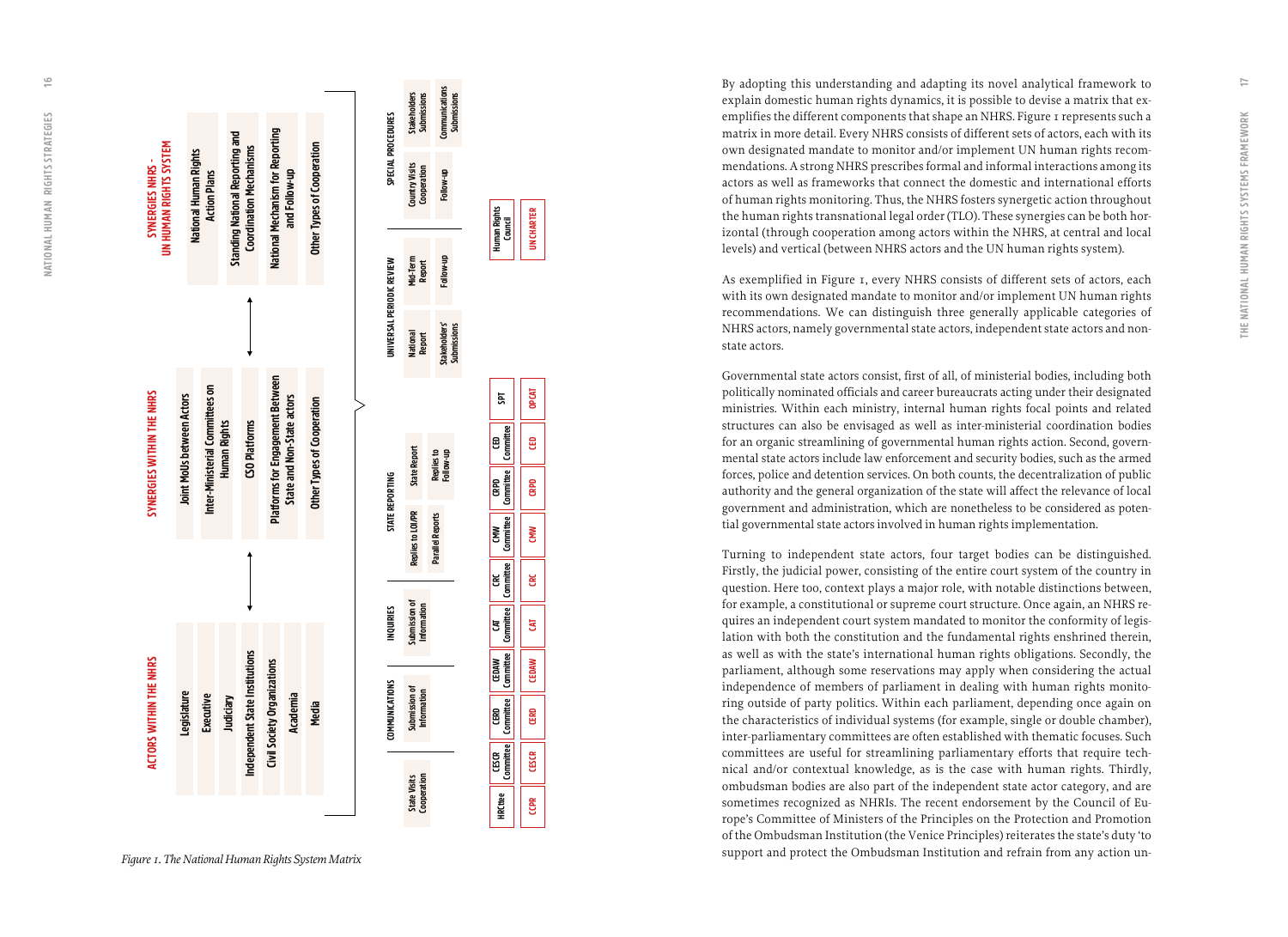**ACTORS WITHIN THE NHRS**

- Legislature
- Executive
- Judiciary
- Independent State Institutions
- Civil Society Organizations
- Academia
- Media

**SYNERGIES WITHIN THE NHRS**

- Joint MoUs between Actors
- Inter-Ministerial Committees on Human Rights
- CSO Platforms
- Platforms for Engagement Between State and Non-State actors
- Other Types of Cooperation

**SYNERGIES NHRS - UN HUMAN RIGHTS SYSTEM**

- National Human Rights Action Plans
- Standing National Reporting and Coordination Mechanisms
- National Mechanism for Reporting and Follow-up
- Other Types of Cooperation

| | COMMUNICATIONS | INQUIRIES | STATE REPORTING | | UNIVERSAL PERIODIC REVIEW | | SPECIAL PROCEDURES | |
|---|---|---|---|---|---|---|---|---|
| State Visits Cooperation | Submission of Information | Submission of Information | Replies to LOI/PR | State Report | National Report | Mid-Term Report | Country Visits Cooperation | Stakeholders Submissions |
| | | | Parallel Reports | Replies to Follow-up | Stakeholders' Submissions | Follow-up | Follow-up | Communications Submissions |

| HRCttee | CESCR Committee | CERD Committee | CEDAW Committee | CAT Committee | CRC Committee | CMW Committee | CRPD Committee | CED Committee | SPT | Human Rights Council |
|---|---|---|---|---|---|---|---|---|---|---|
| CCPR | CESCR | CERD | CEDAW | CAT | CRC | CMW | CRPD | CED | OPCAT | UN CHARTER |

*Figure 1. The National Human Rights System Matrix*

By adopting this understanding and adapting its novel analytical framework to explain domestic human rights dynamics, it is possible to devise a matrix that exemplifies the different components that shape an NHRS. Figure 1 represents such a matrix in more detail. Every NHRS consists of different sets of actors, each with its own designated mandate to monitor and/or implement UN human rights recommendations. A strong NHRS prescribes formal and informal interactions among its actors as well as frameworks that connect the domestic and international efforts of human rights monitoring. Thus, the NHRS fosters synergetic action throughout the human rights transnational legal order (TLO). These synergies can be both horizontal (through cooperation among actors within the NHRS, at central and local levels) and vertical (between NHRS actors and the UN human rights system).

As exemplified in Figure 1, every NHRS consists of different sets of actors, each with its own designated mandate to monitor and/or implement UN human rights recommendations. We can distinguish three generally applicable categories of NHRS actors, namely governmental state actors, independent state actors and non-state actors.

Governmental state actors consist, first of all, of ministerial bodies, including both politically nominated officials and career bureaucrats acting under their designated ministries. Within each ministry, internal human rights focal points and related structures can also be envisaged as well as inter-ministerial coordination bodies for an organic streamlining of governmental human rights action. Second, governmental state actors include law enforcement and security bodies, such as the armed forces, police and detention services. On both counts, the decentralization of public authority and the general organization of the state will affect the relevance of local government and administration, which are nonetheless to be considered as potential governmental state actors involved in human rights implementation.

Turning to independent state actors, four target bodies can be distinguished. Firstly, the judicial power, consisting of the entire court system of the country in question. Here too, context plays a major role, with notable distinctions between, for example, a constitutional or supreme court structure. Once again, an NHRS requires an independent court system mandated to monitor the conformity of legislation with both the constitution and the fundamental rights enshrined therein, as well as with the state's international human rights obligations. Secondly, the parliament, although some reservations may apply when considering the actual independence of members of parliament in dealing with human rights monitoring outside of party politics. Within each parliament, depending once again on the characteristics of individual systems (for example, single or double chamber), inter-parliamentary committees are often established with thematic focuses. Such committees are useful for streamlining parliamentary efforts that require technical and/or contextual knowledge, as is the case with human rights. Thirdly, ombudsman bodies are also part of the independent state actor category, and are sometimes recognized as NHRIs. The recent endorsement by the Council of Europe's Committee of Ministers of the Principles on the Protection and Promotion of the Ombudsman Institution (the Venice Principles) reiterates the state's duty 'to support and protect the Ombudsman Institution and refrain from any action un-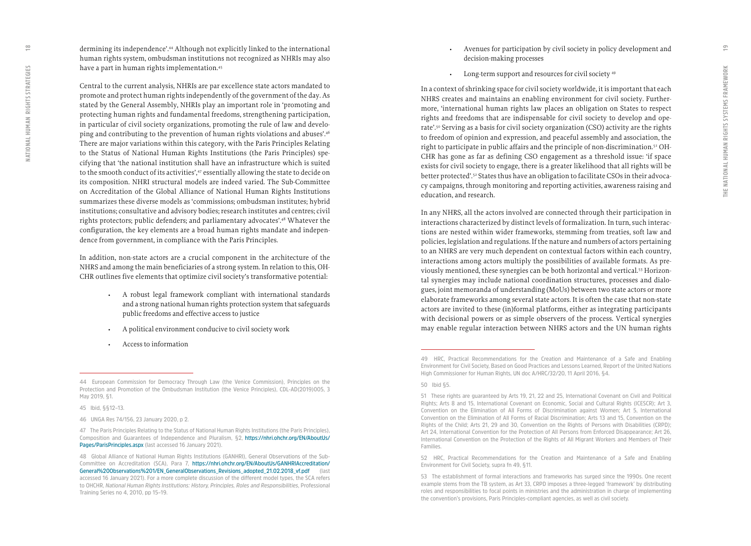dermining its independence'.[44] Although not explicitly linked to the international human rights system, ombudsman institutions not recognized as NHRIs may also have a part in human rights implementation.[45]

Central to the current analysis, NHRIs are par excellence state actors mandated to promote and protect human rights independently of the government of the day. As stated by the General Assembly, NHRIs play an important role in 'promoting and protecting human rights and fundamental freedoms, strengthening participation, in particular of civil society organizations, promoting the rule of law and developing and contributing to the prevention of human rights violations and abuses'.[46] There are major variations within this category, with the Paris Principles Relating to the Status of National Human Rights Institutions (the Paris Principles) specifying that 'the national institution shall have an infrastructure which is suited to the smooth conduct of its activities',[47] essentially allowing the state to decide on its composition. NHRI structural models are indeed varied. The Sub-Committee on Accreditation of the Global Alliance of National Human Rights Institutions summarizes these diverse models as 'commissions; ombudsman institutes; hybrid institutions; consultative and advisory bodies; research institutes and centres; civil rights protectors; public defenders; and parliamentary advocates'.[48] Whatever the configuration, the key elements are a broad human rights mandate and independence from government, in compliance with the Paris Principles.

In addition, non-state actors are a crucial component in the architecture of the NHRS and among the main beneficiaries of a strong system. In relation to this, OHCHR outlines five elements that optimize civil society's transformative potential:

- A robust legal framework compliant with international standards and a strong national human rights protection system that safeguards public freedoms and effective access to justice
- A political environment conducive to civil society work
- Access to information
- Avenues for participation by civil society in policy development and decision-making processes
- Long-term support and resources for civil society [49]

In a context of shrinking space for civil society worldwide, it is important that each NHRS creates and maintains an enabling environment for civil society. Furthermore, 'international human rights law places an obligation on States to respect rights and freedoms that are indispensable for civil society to develop and operate'.[50] Serving as a basis for civil society organization (CSO) activity are the rights to freedom of opinion and expression, and peaceful assembly and association, the right to participate in public affairs and the principle of non-discrimination.[51] OHCHR has gone as far as defining CSO engagement as a threshold issue: 'if space exists for civil society to engage, there is a greater likelihood that all rights will be better protected'.[52] States thus have an obligation to facilitate CSOs in their advocacy campaigns, through monitoring and reporting activities, awareness raising and education, and research.

In any NHRS, all the actors involved are connected through their participation in interactions characterized by distinct levels of formalization. In turn, such interactions are nested within wider frameworks, stemming from treaties, soft law and policies, legislation and regulations. If the nature and numbers of actors pertaining to an NHRS are very much dependent on contextual factors within each country, interactions among actors multiply the possibilities of available formats. As previously mentioned, these synergies can be both horizontal and vertical.[53] Horizontal synergies may include national coordination structures, processes and dialogues, joint memoranda of understanding (MoUs) between two state actors or more elaborate frameworks among several state actors. It is often the case that non-state actors are invited to these (in)formal platforms, either as integrating participants with decisional powers or as simple observers of the process. Vertical synergies may enable regular interaction between NHRS actors and the UN human rights

---

44 European Commission for Democracy Through Law (the Venice Commission), Principles on the Protection and Promotion of the Ombudsman Institution (the Venice Principles), CDL-AD(2019)005, 3 May 2019, §1.

45 Ibid, §§12–13.

46 UNGA Res 74/156, 23 January 2020, p 2.

47 The Paris Principles Relating to the Status of National Human Rights Institutions (the Paris Principles), Composition and Guarantees of Independence and Pluralism, §2, https://nhri.ohchr.org/EN/AboutUs/Pages/ParisPrinciples.aspx (last accessed 16 January 2021).

48 Global Alliance of National Human Rights Institutions (GANHRI), General Observations of the Sub-Committee on Accreditation (SCA), Para 7, https://nhri.ohchr.org/EN/AboutUs/GANHRIAccreditation/General%20Observations%201/EN_GeneralObservations_Revisions_adopted_21.02.2018_vf.pdf (last accessed 16 January 2021). For a more complete discussion of the different model types, the SCA refers to OHCHR, *National Human Rights Institutions: History, Principles, Roles and Responsibilities*, Professional Training Series no 4, 2010, pp 15–19.

49 HRC, Practical Recommendations for the Creation and Maintenance of a Safe and Enabling Environment for Civil Society, Based on Good Practices and Lessons Learned, Report of the United Nations High Commissioner for Human Rights, UN doc A/HRC/32/20, 11 April 2016, §4.

50 Ibid §5.

51 These rights are guaranteed by Arts 19, 21, 22 and 25, International Covenant on Civil and Political Rights; Arts 8 and 15, International Covenant on Economic, Social and Cultural Rights (ICESCR); Art 3, Convention on the Elimination of All Forms of Discrimination against Women; Art 5, International Convention on the Elimination of All Forms of Racial Discrimination; Arts 13 and 15, Convention on the Rights of the Child; Arts 21, 29 and 30, Convention on the Rights of Persons with Disabilities (CRPD); Art 24, International Convention for the Protection of All Persons from Enforced Disappearance; Art 26, International Convention on the Protection of the Rights of All Migrant Workers and Members of Their Families.

52 HRC, Practical Recommendations for the Creation and Maintenance of a Safe and Enabling Environment for Civil Society, supra fn 49, §11.

53 The establishment of formal interactions and frameworks has surged since the 1990s. One recent example stems from the TB system, as Art 33, CRPD imposes a three-legged 'framework' by distributing roles and responsibilities to focal points in ministries and the administration in charge of implementing the convention's provisions, Paris Principles-compliant agencies, as well as civil society.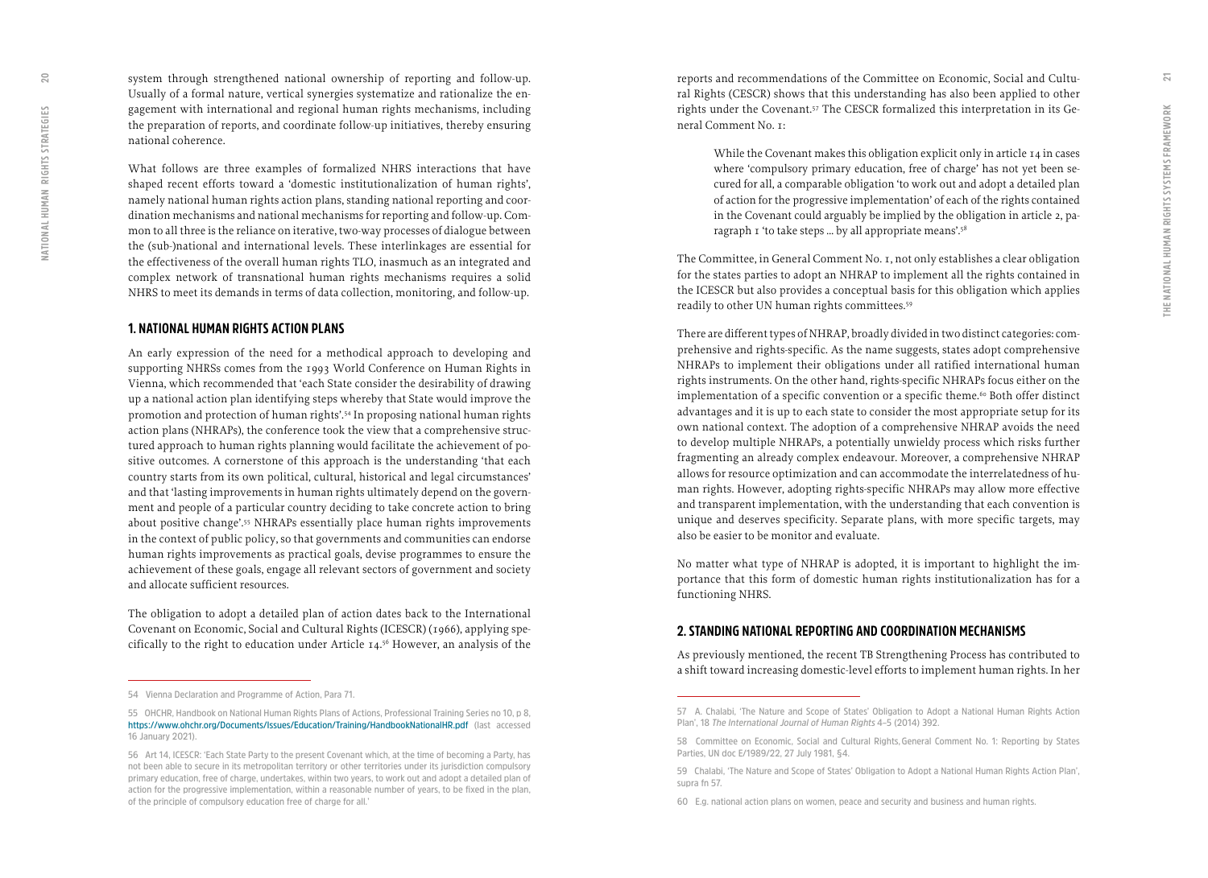system through strengthened national ownership of reporting and follow-up. Usually of a formal nature, vertical synergies systematize and rationalize the engagement with international and regional human rights mechanisms, including the preparation of reports, and coordinate follow-up initiatives, thereby ensuring national coherence.

What follows are three examples of formalized NHRS interactions that have shaped recent efforts toward a 'domestic institutionalization of human rights', namely national human rights action plans, standing national reporting and coordination mechanisms and national mechanisms for reporting and follow-up. Common to all three is the reliance on iterative, two-way processes of dialogue between the (sub-)national and international levels. These interlinkages are essential for the effectiveness of the overall human rights TLO, inasmuch as an integrated and complex network of transnational human rights mechanisms requires a solid NHRS to meet its demands in terms of data collection, monitoring, and follow-up.

## 1. NATIONAL HUMAN RIGHTS ACTION PLANS

An early expression of the need for a methodical approach to developing and supporting NHRSs comes from the 1993 World Conference on Human Rights in Vienna, which recommended that 'each State consider the desirability of drawing up a national action plan identifying steps whereby that State would improve the promotion and protection of human rights'.[54] In proposing national human rights action plans (NHRAPs), the conference took the view that a comprehensive structured approach to human rights planning would facilitate the achievement of positive outcomes. A cornerstone of this approach is the understanding 'that each country starts from its own political, cultural, historical and legal circumstances' and that 'lasting improvements in human rights ultimately depend on the government and people of a particular country deciding to take concrete action to bring about positive change'.[55] NHRAPs essentially place human rights improvements in the context of public policy, so that governments and communities can endorse human rights improvements as practical goals, devise programmes to ensure the achievement of these goals, engage all relevant sectors of government and society and allocate sufficient resources.

The obligation to adopt a detailed plan of action dates back to the International Covenant on Economic, Social and Cultural Rights (ICESCR) (1966), applying specifically to the right to education under Article 14.[56] However, an analysis of the reports and recommendations of the Committee on Economic, Social and Cultural Rights (CESCR) shows that this understanding has also been applied to other rights under the Covenant.[57] The CESCR formalized this interpretation in its General Comment No. 1:

> While the Covenant makes this obligation explicit only in article 14 in cases where 'compulsory primary education, free of charge' has not yet been secured for all, a comparable obligation 'to work out and adopt a detailed plan of action for the progressive implementation' of each of the rights contained in the Covenant could arguably be implied by the obligation in article 2, paragraph 1 'to take steps ... by all appropriate means'.[58]

The Committee, in General Comment No. 1, not only establishes a clear obligation for the states parties to adopt an NHRAP to implement all the rights contained in the ICESCR but also provides a conceptual basis for this obligation which applies readily to other UN human rights committees.[59]

There are different types of NHRAP, broadly divided in two distinct categories: comprehensive and rights-specific. As the name suggests, states adopt comprehensive NHRAPs to implement their obligations under all ratified international human rights instruments. On the other hand, rights-specific NHRAPs focus either on the implementation of a specific convention or a specific theme.[60] Both offer distinct advantages and it is up to each state to consider the most appropriate setup for its own national context. The adoption of a comprehensive NHRAP avoids the need to develop multiple NHRAPs, a potentially unwieldy process which risks further fragmenting an already complex endeavour. Moreover, a comprehensive NHRAP allows for resource optimization and can accommodate the interrelatedness of human rights. However, adopting rights-specific NHRAPs may allow more effective and transparent implementation, with the understanding that each convention is unique and deserves specificity. Separate plans, with more specific targets, may also be easier to be monitor and evaluate.

No matter what type of NHRAP is adopted, it is important to highlight the importance that this form of domestic human rights institutionalization has for a functioning NHRS.

## 2. STANDING NATIONAL REPORTING AND COORDINATION MECHANISMS

As previously mentioned, the recent TB Strengthening Process has contributed to a shift toward increasing domestic-level efforts to implement human rights. In her

---

54 Vienna Declaration and Programme of Action, Para 71.

55 OHCHR, Handbook on National Human Rights Plans of Actions, Professional Training Series no 10, p 8, https://www.ohchr.org/Documents/Issues/Education/Training/HandbookNationalHR.pdf (last accessed 16 January 2021).

56 Art 14, ICESCR: 'Each State Party to the present Covenant which, at the time of becoming a Party, has not been able to secure in its metropolitan territory or other territories under its jurisdiction compulsory primary education, free of charge, undertakes, within two years, to work out and adopt a detailed plan of action for the progressive implementation, within a reasonable number of years, to be fixed in the plan, of the principle of compulsory education free of charge for all.'

57 A. Chalabi, 'The Nature and Scope of States' Obligation to Adopt a National Human Rights Action Plan', 18 *The International Journal of Human Rights* 4–5 (2014) 392.

58 Committee on Economic, Social and Cultural Rights, General Comment No. 1: Reporting by States Parties, UN doc E/1989/22, 27 July 1981, §4.

59 Chalabi, 'The Nature and Scope of States' Obligation to Adopt a National Human Rights Action Plan', supra fn 57.

60 E.g. national action plans on women, peace and security and business and human rights.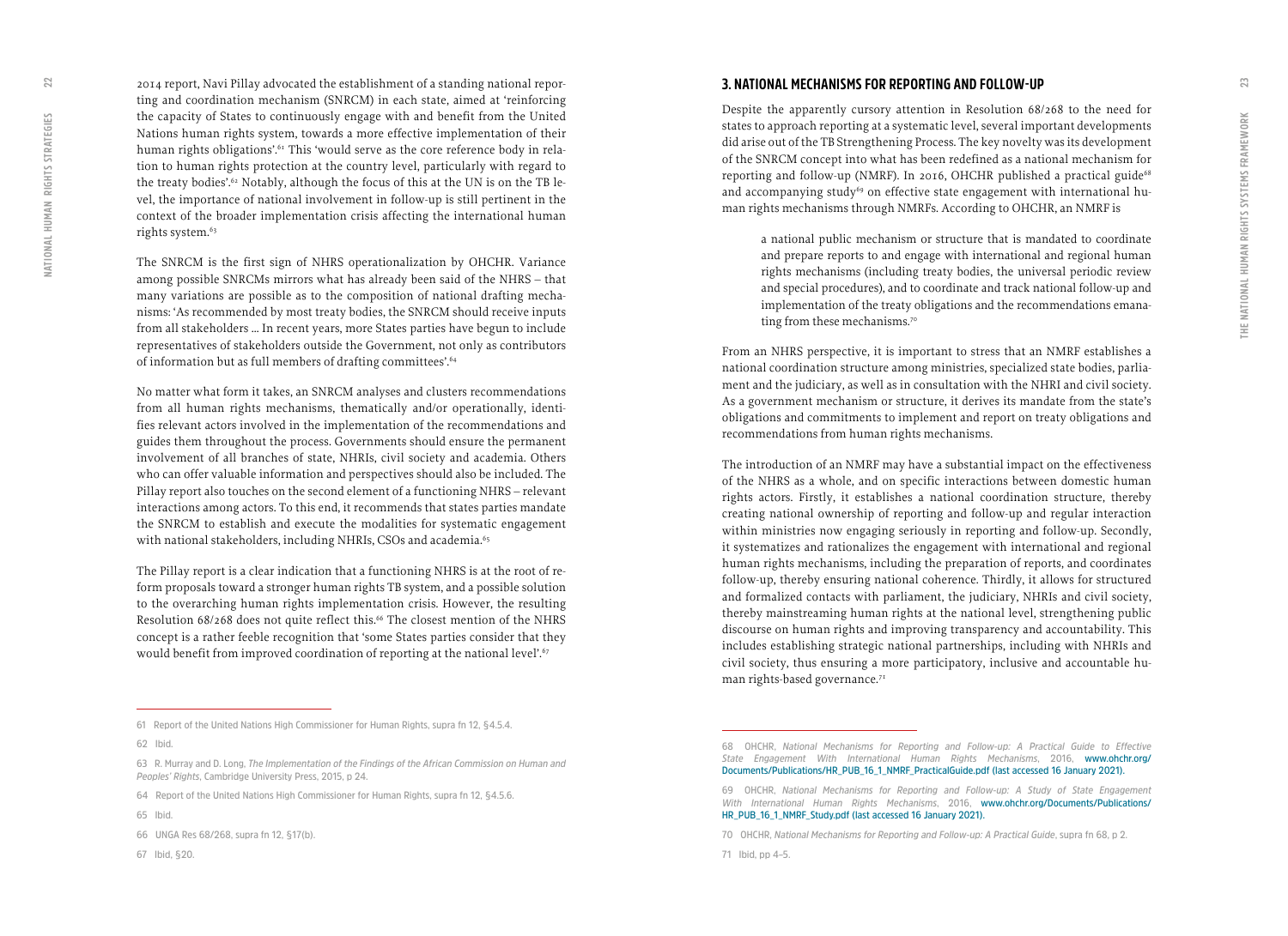2014 report, Navi Pillay advocated the establishment of a standing national reporting and coordination mechanism (SNRCM) in each state, aimed at 'reinforcing the capacity of States to continuously engage with and benefit from the United Nations human rights system, towards a more effective implementation of their human rights obligations'.[61] This 'would serve as the core reference body in relation to human rights protection at the country level, particularly with regard to the treaty bodies'.[62] Notably, although the focus of this at the UN is on the TB level, the importance of national involvement in follow-up is still pertinent in the context of the broader implementation crisis affecting the international human rights system.[63]

The SNRCM is the first sign of NHRS operationalization by OHCHR. Variance among possible SNRCMs mirrors what has already been said of the NHRS – that many variations are possible as to the composition of national drafting mechanisms: 'As recommended by most treaty bodies, the SNRCM should receive inputs from all stakeholders … In recent years, more States parties have begun to include representatives of stakeholders outside the Government, not only as contributors of information but as full members of drafting committees'.[64]

No matter what form it takes, an SNRCM analyses and clusters recommendations from all human rights mechanisms, thematically and/or operationally, identifies relevant actors involved in the implementation of the recommendations and guides them throughout the process. Governments should ensure the permanent involvement of all branches of state, NHRIs, civil society and academia. Others who can offer valuable information and perspectives should also be included. The Pillay report also touches on the second element of a functioning NHRS – relevant interactions among actors. To this end, it recommends that states parties mandate the SNRCM to establish and execute the modalities for systematic engagement with national stakeholders, including NHRIs, CSOs and academia.[65]

The Pillay report is a clear indication that a functioning NHRS is at the root of reform proposals toward a stronger human rights TB system, and a possible solution to the overarching human rights implementation crisis. However, the resulting Resolution 68/268 does not quite reflect this.[66] The closest mention of the NHRS concept is a rather feeble recognition that 'some States parties consider that they would benefit from improved coordination of reporting at the national level'.[67]

## 3. NATIONAL MECHANISMS FOR REPORTING AND FOLLOW-UP

Despite the apparently cursory attention in Resolution 68/268 to the need for states to approach reporting at a systematic level, several important developments did arise out of the TB Strengthening Process. The key novelty was its development of the SNRCM concept into what has been redefined as a national mechanism for reporting and follow-up (NMRF). In 2016, OHCHR published a practical guide[68] and accompanying study[69] on effective state engagement with international human rights mechanisms through NMRFs. According to OHCHR, an NMRF is

> a national public mechanism or structure that is mandated to coordinate and prepare reports to and engage with international and regional human rights mechanisms (including treaty bodies, the universal periodic review and special procedures), and to coordinate and track national follow-up and implementation of the treaty obligations and the recommendations emanating from these mechanisms.[70]

From an NHRS perspective, it is important to stress that an NMRF establishes a national coordination structure among ministries, specialized state bodies, parliament and the judiciary, as well as in consultation with the NHRI and civil society. As a government mechanism or structure, it derives its mandate from the state's obligations and commitments to implement and report on treaty obligations and recommendations from human rights mechanisms.

The introduction of an NMRF may have a substantial impact on the effectiveness of the NHRS as a whole, and on specific interactions between domestic human rights actors. Firstly, it establishes a national coordination structure, thereby creating national ownership of reporting and follow-up and regular interaction within ministries now engaging seriously in reporting and follow-up. Secondly, it systematizes and rationalizes the engagement with international and regional human rights mechanisms, including the preparation of reports, and coordinates follow-up, thereby ensuring national coherence. Thirdly, it allows for structured and formalized contacts with parliament, the judiciary, NHRIs and civil society, thereby mainstreaming human rights at the national level, strengthening public discourse on human rights and improving transparency and accountability. This includes establishing strategic national partnerships, including with NHRIs and civil society, thus ensuring a more participatory, inclusive and accountable human rights-based governance.[71]

---

61 Report of the United Nations High Commissioner for Human Rights, supra fn 12, §4.5.4.

62 Ibid.

63 R. Murray and D. Long, *The Implementation of the Findings of the African Commission on Human and Peoples' Rights*, Cambridge University Press, 2015, p 24.

64 Report of the United Nations High Commissioner for Human Rights, supra fn 12, §4.5.6.

65 Ibid.

66 UNGA Res 68/268, supra fn 12, §17(b).

67 Ibid, §20.

68 OHCHR, *National Mechanisms for Reporting and Follow-up: A Practical Guide to Effective State Engagement With International Human Rights Mechanisms*, 2016, www.ohchr.org/Documents/Publications/HR_PUB_16_1_NMRF_PracticalGuide.pdf (last accessed 16 January 2021).

69 OHCHR, *National Mechanisms for Reporting and Follow-up: A Study of State Engagement With International Human Rights Mechanisms*, 2016, www.ohchr.org/Documents/Publications/HR_PUB_16_1_NMRF_Study.pdf (last accessed 16 January 2021).

70 OHCHR, *National Mechanisms for Reporting and Follow-up: A Practical Guide*, supra fn 68, p 2.

71 Ibid, pp 4–5.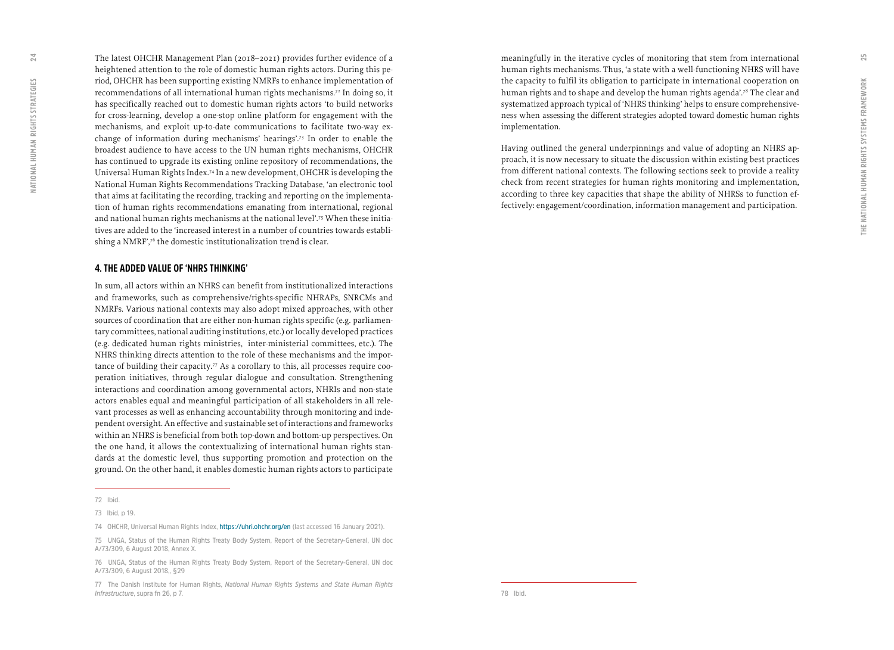The latest OHCHR Management Plan (2018–2021) provides further evidence of a heightened attention to the role of domestic human rights actors. During this period, OHCHR has been supporting existing NMRFs to enhance implementation of recommendations of all international human rights mechanisms.[72] In doing so, it has specifically reached out to domestic human rights actors 'to build networks for cross-learning, develop a one-stop online platform for engagement with the mechanisms, and exploit up-to-date communications to facilitate two-way exchange of information during mechanisms' hearings'.[73] In order to enable the broadest audience to have access to the UN human rights mechanisms, OHCHR has continued to upgrade its existing online repository of recommendations, the Universal Human Rights Index.[74] In a new development, OHCHR is developing the National Human Rights Recommendations Tracking Database, 'an electronic tool that aims at facilitating the recording, tracking and reporting on the implementation of human rights recommendations emanating from international, regional and national human rights mechanisms at the national level'.[75] When these initiatives are added to the 'increased interest in a number of countries towards establishing a NMRF',[76] the domestic institutionalization trend is clear.

## 4. THE ADDED VALUE OF 'NHRS THINKING'

In sum, all actors within an NHRS can benefit from institutionalized interactions and frameworks, such as comprehensive/rights-specific NHRAPs, SNRCMs and NMRFs. Various national contexts may also adopt mixed approaches, with other sources of coordination that are either non-human rights specific (e.g. parliamentary committees, national auditing institutions, etc.) or locally developed practices (e.g. dedicated human rights ministries, inter-ministerial committees, etc.). The NHRS thinking directs attention to the role of these mechanisms and the importance of building their capacity.[77] As a corollary to this, all processes require cooperation initiatives, through regular dialogue and consultation. Strengthening interactions and coordination among governmental actors, NHRIs and non-state actors enables equal and meaningful participation of all stakeholders in all relevant processes as well as enhancing accountability through monitoring and independent oversight. An effective and sustainable set of interactions and frameworks within an NHRS is beneficial from both top-down and bottom-up perspectives. On the one hand, it allows the contextualizing of international human rights standards at the domestic level, thus supporting promotion and protection on the ground. On the other hand, it enables domestic human rights actors to participate meaningfully in the iterative cycles of monitoring that stem from international human rights mechanisms. Thus, 'a state with a well-functioning NHRS will have the capacity to fulfil its obligation to participate in international cooperation on human rights and to shape and develop the human rights agenda'.[78] The clear and systematized approach typical of 'NHRS thinking' helps to ensure comprehensiveness when assessing the different strategies adopted toward domestic human rights implementation.

Having outlined the general underpinnings and value of adopting an NHRS approach, it is now necessary to situate the discussion within existing best practices from different national contexts. The following sections seek to provide a reality check from recent strategies for human rights monitoring and implementation, according to three key capacities that shape the ability of NHRSs to function effectively: engagement/coordination, information management and participation.

---

72 Ibid.

73 Ibid, p 19.

74 OHCHR, Universal Human Rights Index, https://uhri.ohchr.org/en (last accessed 16 January 2021).

75 UNGA, Status of the Human Rights Treaty Body System, Report of the Secretary-General, UN doc A/73/309, 6 August 2018, Annex X.

76 UNGA, Status of the Human Rights Treaty Body System, Report of the Secretary-General, UN doc A/73/309, 6 August 2018,, §29

77 The Danish Institute for Human Rights, *National Human Rights Systems and State Human Rights Infrastructure*, supra fn 26, p 7.

78 Ibid.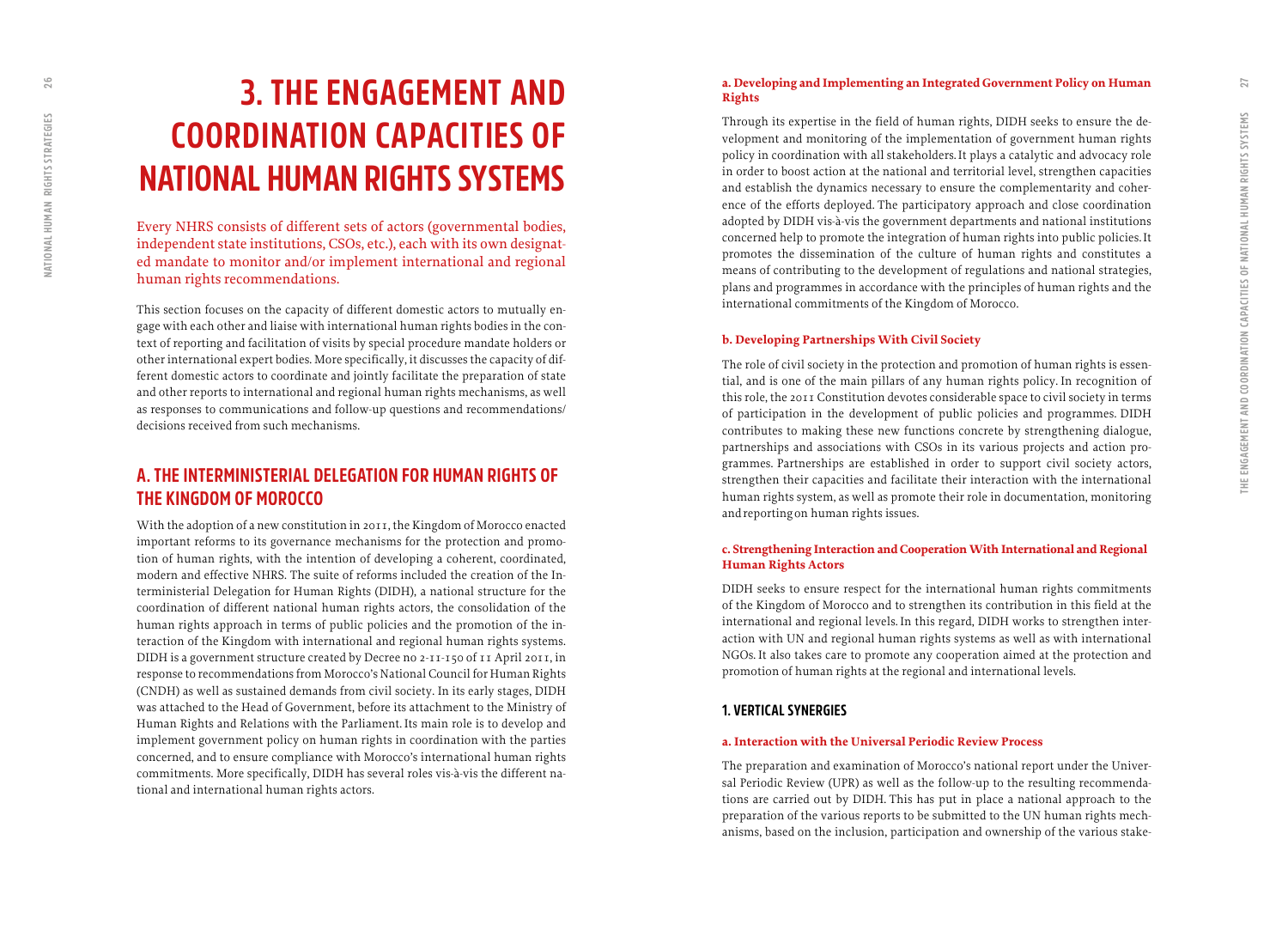# 3. THE ENGAGEMENT AND COORDINATION CAPACITIES OF NATIONAL HUMAN RIGHTS SYSTEMS

Every NHRS consists of different sets of actors (governmental bodies, independent state institutions, CSOs, etc.), each with its own designated mandate to monitor and/or implement international and regional human rights recommendations.

This section focuses on the capacity of different domestic actors to mutually engage with each other and liaise with international human rights bodies in the context of reporting and facilitation of visits by special procedure mandate holders or other international expert bodies. More specifically, it discusses the capacity of different domestic actors to coordinate and jointly facilitate the preparation of state and other reports to international and regional human rights mechanisms, as well as responses to communications and follow-up questions and recommendations/decisions received from such mechanisms.

## A. THE INTERMINISTERIAL DELEGATION FOR HUMAN RIGHTS OF THE KINGDOM OF MOROCCO

With the adoption of a new constitution in 2011, the Kingdom of Morocco enacted important reforms to its governance mechanisms for the protection and promotion of human rights, with the intention of developing a coherent, coordinated, modern and effective NHRS. The suite of reforms included the creation of the Interministerial Delegation for Human Rights (DIDH), a national structure for the coordination of different national human rights actors, the consolidation of the human rights approach in terms of public policies and the promotion of the interaction of the Kingdom with international and regional human rights systems. DIDH is a government structure created by Decree no 2-11-150 of 11 April 2011, in response to recommendations from Morocco's National Council for Human Rights (CNDH) as well as sustained demands from civil society. In its early stages, DIDH was attached to the Head of Government, before its attachment to the Ministry of Human Rights and Relations with the Parliament. Its main role is to develop and implement government policy on human rights in coordination with the parties concerned, and to ensure compliance with Morocco's international human rights commitments. More specifically, DIDH has several roles vis-à-vis the different national and international human rights actors.

#### a. Developing and Implementing an Integrated Government Policy on Human Rights

Through its expertise in the field of human rights, DIDH seeks to ensure the development and monitoring of the implementation of government human rights policy in coordination with all stakeholders. It plays a catalytic and advocacy role in order to boost action at the national and territorial level, strengthen capacities and establish the dynamics necessary to ensure the complementarity and coherence of the efforts deployed. The participatory approach and close coordination adopted by DIDH vis-à-vis the government departments and national institutions concerned help to promote the integration of human rights into public policies. It promotes the dissemination of the culture of human rights and constitutes a means of contributing to the development of regulations and national strategies, plans and programmes in accordance with the principles of human rights and the international commitments of the Kingdom of Morocco.

#### b. Developing Partnerships With Civil Society

The role of civil society in the protection and promotion of human rights is essential, and is one of the main pillars of any human rights policy. In recognition of this role, the 2011 Constitution devotes considerable space to civil society in terms of participation in the development of public policies and programmes. DIDH contributes to making these new functions concrete by strengthening dialogue, partnerships and associations with CSOs in its various projects and action programmes. Partnerships are established in order to support civil society actors, strengthen their capacities and facilitate their interaction with the international human rights system, as well as promote their role in documentation, monitoring and reporting on human rights issues.

#### c. Strengthening Interaction and Cooperation With International and Regional Human Rights Actors

DIDH seeks to ensure respect for the international human rights commitments of the Kingdom of Morocco and to strengthen its contribution in this field at the international and regional levels. In this regard, DIDH works to strengthen interaction with UN and regional human rights systems as well as with international NGOs. It also takes care to promote any cooperation aimed at the protection and promotion of human rights at the regional and international levels.

### 1. VERTICAL SYNERGIES

#### a. Interaction with the Universal Periodic Review Process

The preparation and examination of Morocco's national report under the Universal Periodic Review (UPR) as well as the follow-up to the resulting recommendations are carried out by DIDH. This has put in place a national approach to the preparation of the various reports to be submitted to the UN human rights mechanisms, based on the inclusion, participation and ownership of the various stake-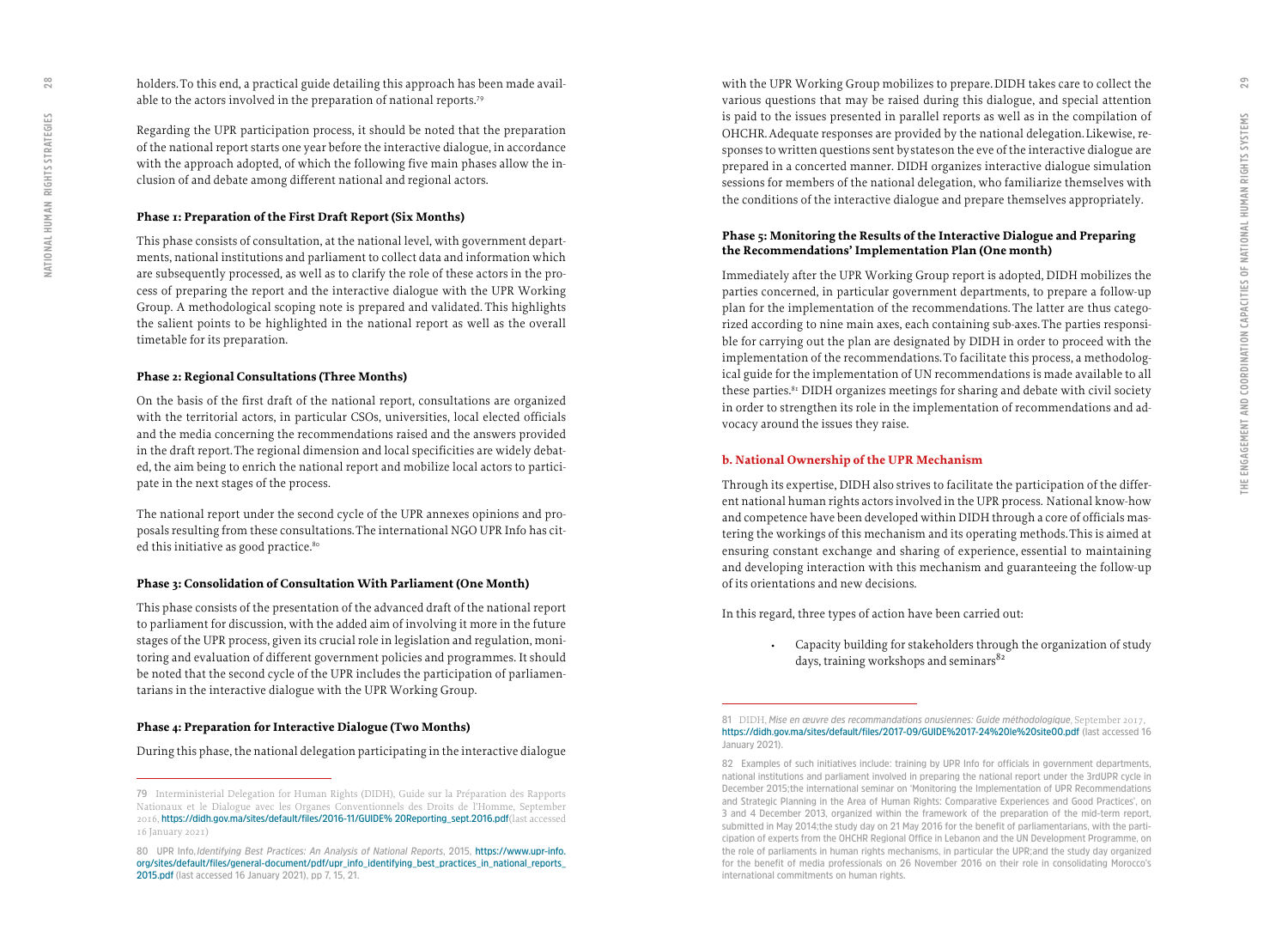holders. To this end, a practical guide detailing this approach has been made available to the actors involved in the preparation of national reports.[79]

Regarding the UPR participation process, it should be noted that the preparation of the national report starts one year before the interactive dialogue, in accordance with the approach adopted, of which the following five main phases allow the inclusion of and debate among different national and regional actors.

#### Phase 1: Preparation of the First Draft Report (Six Months)

This phase consists of consultation, at the national level, with government departments, national institutions and parliament to collect data and information which are subsequently processed, as well as to clarify the role of these actors in the process of preparing the report and the interactive dialogue with the UPR Working Group. A methodological scoping note is prepared and validated. This highlights the salient points to be highlighted in the national report as well as the overall timetable for its preparation.

#### Phase 2: Regional Consultations (Three Months)

On the basis of the first draft of the national report, consultations are organized with the territorial actors, in particular CSOs, universities, local elected officials and the media concerning the recommendations raised and the answers provided in the draft report. The regional dimension and local specificities are widely debated, the aim being to enrich the national report and mobilize local actors to participate in the next stages of the process.

The national report under the second cycle of the UPR annexes opinions and proposals resulting from these consultations. The international NGO UPR Info has cited this initiative as good practice.[80]

#### Phase 3: Consolidation of Consultation With Parliament (One Month)

This phase consists of the presentation of the advanced draft of the national report to parliament for discussion, with the added aim of involving it more in the future stages of the UPR process, given its crucial role in legislation and regulation, monitoring and evaluation of different government policies and programmes. It should be noted that the second cycle of the UPR includes the participation of parliamentarians in the interactive dialogue with the UPR Working Group.

#### Phase 4: Preparation for Interactive Dialogue (Two Months)

During this phase, the national delegation participating in the interactive dialogue with the UPR Working Group mobilizes to prepare. DIDH takes care to collect the various questions that may be raised during this dialogue, and special attention is paid to the issues presented in parallel reports as well as in the compilation of OHCHR. Adequate responses are provided by the national delegation. Likewise, responses to written questions sent by states on the eve of the interactive dialogue are prepared in a concerted manner. DIDH organizes interactive dialogue simulation sessions for members of the national delegation, who familiarize themselves with the conditions of the interactive dialogue and prepare themselves appropriately.

#### Phase 5: Monitoring the Results of the Interactive Dialogue and Preparing the Recommendations' Implementation Plan (One month)

Immediately after the UPR Working Group report is adopted, DIDH mobilizes the parties concerned, in particular government departments, to prepare a follow-up plan for the implementation of the recommendations. The latter are thus categorized according to nine main axes, each containing sub-axes. The parties responsible for carrying out the plan are designated by DIDH in order to proceed with the implementation of the recommendations. To facilitate this process, a methodological guide for the implementation of UN recommendations is made available to all these parties.[81] DIDH organizes meetings for sharing and debate with civil society in order to strengthen its role in the implementation of recommendations and advocacy around the issues they raise.

### b. National Ownership of the UPR Mechanism

Through its expertise, DIDH also strives to facilitate the participation of the different national human rights actors involved in the UPR process. National know-how and competence have been developed within DIDH through a core of officials mastering the workings of this mechanism and its operating methods. This is aimed at ensuring constant exchange and sharing of experience, essential to maintaining and developing interaction with this mechanism and guaranteeing the follow-up of its orientations and new decisions.

In this regard, three types of action have been carried out:

- Capacity building for stakeholders through the organization of study days, training workshops and seminars[82]

---

79 Interministerial Delegation for Human Rights (DIDH), Guide sur la Préparation des Rapports Nationaux et le Dialogue avec les Organes Conventionnels des Droits de l'Homme, September 2016, https://didh.gov.ma/sites/default/files/2016-11/GUIDE% 20Reporting_sept.2016.pdf (last accessed 16 January 2021)

80 UPR Info, *Identifying Best Practices: An Analysis of National Reports*, 2015, https://www.upr-info.org/sites/default/files/general-document/pdf/upr_info_identifying_best_practices_in_national_reports_2015.pdf (last accessed 16 January 2021), pp 7, 15, 21.

81 DIDH, *Mise en œuvre des recommandations onusiennes: Guide méthodologique*, September 2017, https://didh.gov.ma/sites/default/files/2017-09/GUIDE%2017-24%20le%20site00.pdf (last accessed 16 January 2021).

82 Examples of such initiatives include: training by UPR Info for officials in government departments, national institutions and parliament involved in preparing the national report under the 3rdUPR cycle in December 2015; the international seminar on 'Monitoring the Implementation of UPR Recommendations and Strategic Planning in the Area of Human Rights: Comparative Experiences and Good Practices', on 3 and 4 December 2013, organized within the framework of the preparation of the mid-term report, submitted in May 2014; the study day on 21 May 2016 for the benefit of parliamentarians, with the participation of experts from the OHCHR Regional Office in Lebanon and the UN Development Programme, on the role of parliaments in human rights mechanisms, in particular the UPR; and the study day organized for the benefit of media professionals on 26 November 2016 on their role in consolidating Morocco's international commitments on human rights.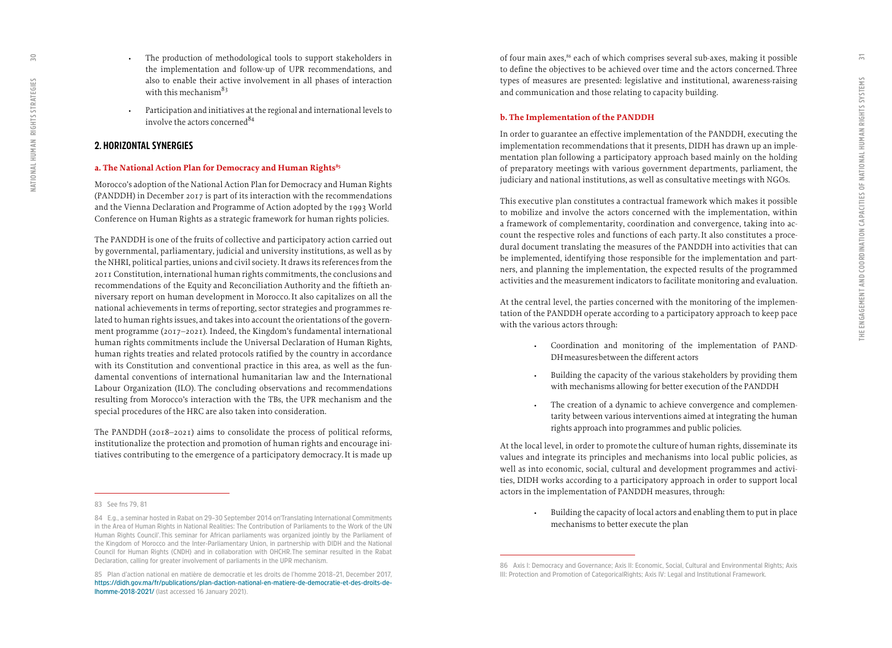- The production of methodological tools to support stakeholders in the implementation and follow-up of UPR recommendations, and also to enable their active involvement in all phases of interaction with this mechanism[83]
- Participation and initiatives at the regional and international levels to involve the actors concerned[84]

## 2. HORIZONTAL SYNERGIES

### a. The National Action Plan for Democracy and Human Rights[85]

Morocco's adoption of the National Action Plan for Democracy and Human Rights (PANDDH) in December 2017 is part of its interaction with the recommendations and the Vienna Declaration and Programme of Action adopted by the 1993 World Conference on Human Rights as a strategic framework for human rights policies.

The PANDDH is one of the fruits of collective and participatory action carried out by governmental, parliamentary, judicial and university institutions, as well as by the NHRI, political parties, unions and civil society. It draws its references from the 2011 Constitution, international human rights commitments, the conclusions and recommendations of the Equity and Reconciliation Authority and the fiftieth anniversary report on human development in Morocco. It also capitalizes on all the national achievements in terms of reporting, sector strategies and programmes related to human rights issues, and takes into account the orientations of the government programme (2017–2021). Indeed, the Kingdom's fundamental international human rights commitments include the Universal Declaration of Human Rights, human rights treaties and related protocols ratified by the country in accordance with its Constitution and conventional practice in this area, as well as the fundamental conventions of international humanitarian law and the International Labour Organization (ILO). The concluding observations and recommendations resulting from Morocco's interaction with the TBs, the UPR mechanism and the special procedures of the HRC are also taken into consideration.

The PANDDH (2018–2021) aims to consolidate the process of political reforms, institutionalize the protection and promotion of human rights and encourage initiatives contributing to the emergence of a participatory democracy. It is made up of four main axes,[86] each of which comprises several sub-axes, making it possible to define the objectives to be achieved over time and the actors concerned. Three types of measures are presented: legislative and institutional, awareness-raising and communication and those relating to capacity building.

### b. The Implementation of the PANDDH

In order to guarantee an effective implementation of the PANDDH, executing the implementation recommendations that it presents, DIDH has drawn up an implementation plan following a participatory approach based mainly on the holding of preparatory meetings with various government departments, parliament, the judiciary and national institutions, as well as consultative meetings with NGOs.

This executive plan constitutes a contractual framework which makes it possible to mobilize and involve the actors concerned with the implementation, within a framework of complementarity, coordination and convergence, taking into account the respective roles and functions of each party. It also constitutes a procedural document translating the measures of the PANDDH into activities that can be implemented, identifying those responsible for the implementation and partners, and planning the implementation, the expected results of the programmed activities and the measurement indicators to facilitate monitoring and evaluation.

At the central level, the parties concerned with the monitoring of the implementation of the PANDDH operate according to a participatory approach to keep pace with the various actors through:

- Coordination and monitoring of the implementation of PANDDH measures between the different actors
- Building the capacity of the various stakeholders by providing them with mechanisms allowing for better execution of the PANDDH
- The creation of a dynamic to achieve convergence and complementarity between various interventions aimed at integrating the human rights approach into programmes and public policies.

At the local level, in order to promote the culture of human rights, disseminate its values and integrate its principles and mechanisms into local public policies, as well as into economic, social, cultural and development programmes and activities, DIDH works according to a participatory approach in order to support local actors in the implementation of PANDDH measures, through:

- Building the capacity of local actors and enabling them to put in place mechanisms to better execute the plan

---

83 See fns 79, 81

84 E.g., a seminar hosted in Rabat on 29–30 September 2014 on'Translating International Commitments in the Area of Human Rights in National Realities: The Contribution of Parliaments to the Work of the UN Human Rights Council'. This seminar for African parliaments was organized jointly by the Parliament of the Kingdom of Morocco and the Inter-Parliamentary Union, in partnership with DIDH and the National Council for Human Rights (CNDH) and in collaboration with OHCHR. The seminar resulted in the Rabat Declaration, calling for greater involvement of parliaments in the UPR mechanism.

85 Plan d'action national en matière de democratie et les droits de l'homme 2018–21, December 2017, https://didh.gov.ma/fr/publications/plan-daction-national-en-matiere-de-democratie-et-des-droits-de-lhomme-2018-2021/ (last accessed 16 January 2021).

86 Axis I: Democracy and Governance; Axis II: Economic, Social, Cultural and Environmental Rights; Axis III: Protection and Promotion of CategoricalRights; Axis IV: Legal and Institutional Framework.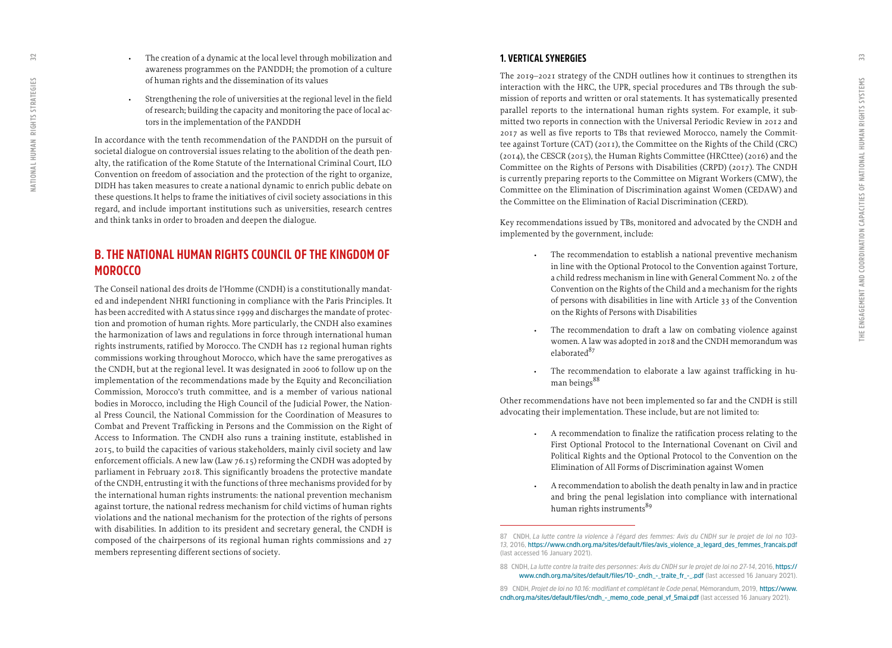- The creation of a dynamic at the local level through mobilization and awareness programmes on the PANDDH; the promotion of a culture of human rights and the dissemination of its values

- Strengthening the role of universities at the regional level in the field of research; building the capacity and monitoring the pace of local actors in the implementation of the PANDDH

In accordance with the tenth recommendation of the PANDDH on the pursuit of societal dialogue on controversial issues relating to the abolition of the death penalty, the ratification of the Rome Statute of the International Criminal Court, ILO Convention on freedom of association and the protection of the right to organize, DIDH has taken measures to create a national dynamic to enrich public debate on these questions. It helps to frame the initiatives of civil society associations in this regard, and include important institutions such as universities, research centres and think tanks in order to broaden and deepen the dialogue.

## B. THE NATIONAL HUMAN RIGHTS COUNCIL OF THE KINGDOM OF MOROCCO

The Conseil national des droits de l'Homme (CNDH) is a constitutionally mandated and independent NHRI functioning in compliance with the Paris Principles. It has been accredited with A status since 1999 and discharges the mandate of protection and promotion of human rights. More particularly, the CNDH also examines the harmonization of laws and regulations in force through international human rights instruments, ratified by Morocco. The CNDH has 12 regional human rights commissions working throughout Morocco, which have the same prerogatives as the CNDH, but at the regional level. It was designated in 2006 to follow up on the implementation of the recommendations made by the Equity and Reconciliation Commission, Morocco's truth committee, and is a member of various national bodies in Morocco, including the High Council of the Judicial Power, the National Press Council, the National Commission for the Coordination of Measures to Combat and Prevent Trafficking in Persons and the Commission on the Right of Access to Information. The CNDH also runs a training institute, established in 2015, to build the capacities of various stakeholders, mainly civil society and law enforcement officials. A new law (Law 76.15) reforming the CNDH was adopted by parliament in February 2018. This significantly broadens the protective mandate of the CNDH, entrusting it with the functions of three mechanisms provided for by the international human rights instruments: the national prevention mechanism against torture, the national redress mechanism for child victims of human rights violations and the national mechanism for the protection of the rights of persons with disabilities. In addition to its president and secretary general, the CNDH is composed of the chairpersons of its regional human rights commissions and 27 members representing different sections of society.

### 1. VERTICAL SYNERGIES

The 2019–2021 strategy of the CNDH outlines how it continues to strengthen its interaction with the HRC, the UPR, special procedures and TBs through the submission of reports and written or oral statements. It has systematically presented parallel reports to the international human rights system. For example, it submitted two reports in connection with the Universal Periodic Review in 2012 and 2017 as well as five reports to TBs that reviewed Morocco, namely the Committee against Torture (CAT) (2011), the Committee on the Rights of the Child (CRC) (2014), the CESCR (2015), the Human Rights Committee (HRCttee) (2016) and the Committee on the Rights of Persons with Disabilities (CRPD) (2017). The CNDH is currently preparing reports to the Committee on Migrant Workers (CMW), the Committee on the Elimination of Discrimination against Women (CEDAW) and the Committee on the Elimination of Racial Discrimination (CERD).

Key recommendations issued by TBs, monitored and advocated by the CNDH and implemented by the government, include:

- The recommendation to establish a national preventive mechanism in line with the Optional Protocol to the Convention against Torture, a child redress mechanism in line with General Comment No. 2 of the Convention on the Rights of the Child and a mechanism for the rights of persons with disabilities in line with Article 33 of the Convention on the Rights of Persons with Disabilities

- The recommendation to draft a law on combating violence against women. A law was adopted in 2018 and the CNDH memorandum was elaborated[87]

- The recommendation to elaborate a law against trafficking in human beings[88]

Other recommendations have not been implemented so far and the CNDH is still advocating their implementation. These include, but are not limited to:

- A recommendation to finalize the ratification process relating to the First Optional Protocol to the International Covenant on Civil and Political Rights and the Optional Protocol to the Convention on the Elimination of All Forms of Discrimination against Women

- A recommendation to abolish the death penalty in law and in practice and bring the penal legislation into compliance with international human rights instruments[89]

---

87 CNDH, *La lutte contre la violence à l'égard des femmes: Avis du CNDH sur le projet de loi no 103-13*, 2016, https://www.cndh.org.ma/sites/default/files/avis_violence_a_legard_des_femmes_francais.pdf (last accessed 16 January 2021).

88 CNDH, *La lutte contre la traite des personnes: Avis du CNDH sur le projet de loi no 27-14*, 2016, https://www.cndh.org.ma/sites/default/files/10-_cndh_-_traite_fr_-_.pdf (last accessed 16 January 2021).

89 CNDH, *Projet de loi no 10.16: modifiant et complétant le Code penal*, Mémorandum, 2019, https://www.cndh.org.ma/sites/default/files/cndh_-_memo_code_penal_vf_5mai.pdf (last accessed 16 January 2021).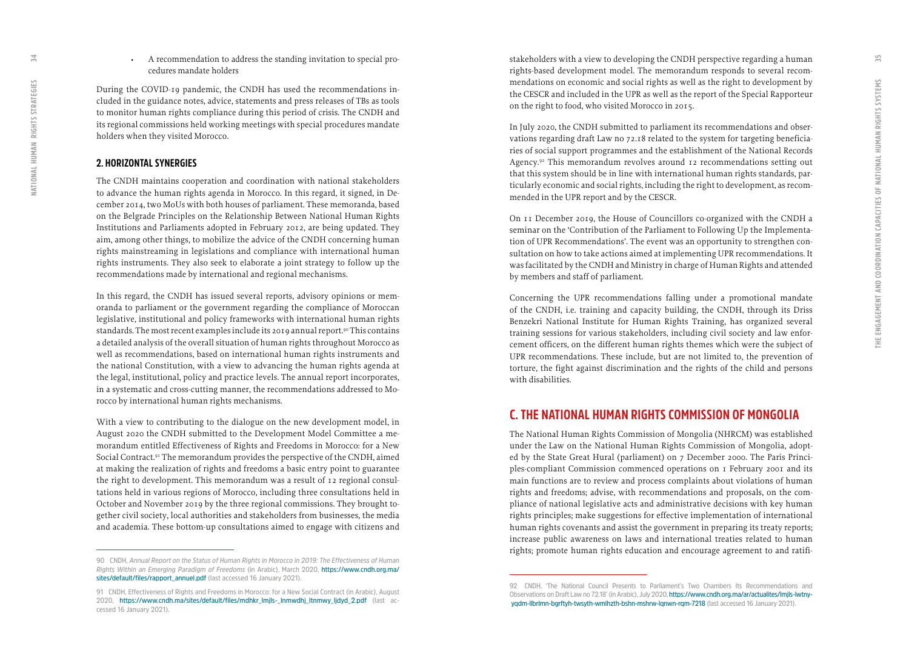- A recommendation to address the standing invitation to special procedures mandate holders

During the COVID-19 pandemic, the CNDH has used the recommendations included in the guidance notes, advice, statements and press releases of TBs as tools to monitor human rights compliance during this period of crisis. The CNDH and its regional commissions held working meetings with special procedures mandate holders when they visited Morocco.

### 2. HORIZONTAL SYNERGIES

The CNDH maintains cooperation and coordination with national stakeholders to advance the human rights agenda in Morocco. In this regard, it signed, in December 2014, two MoUs with both houses of parliament. These memoranda, based on the Belgrade Principles on the Relationship Between National Human Rights Institutions and Parliaments adopted in February 2012, are being updated. They aim, among other things, to mobilize the advice of the CNDH concerning human rights mainstreaming in legislations and compliance with international human rights instruments. They also seek to elaborate a joint strategy to follow up the recommendations made by international and regional mechanisms.

In this regard, the CNDH has issued several reports, advisory opinions or memoranda to parliament or the government regarding the compliance of Moroccan legislative, institutional and policy frameworks with international human rights standards. The most recent examples include its 2019 annual report.[90] This contains a detailed analysis of the overall situation of human rights throughout Morocco as well as recommendations, based on international human rights instruments and the national Constitution, with a view to advancing the human rights agenda at the legal, institutional, policy and practice levels. The annual report incorporates, in a systematic and cross-cutting manner, the recommendations addressed to Morocco by international human rights mechanisms.

With a view to contributing to the dialogue on the new development model, in August 2020 the CNDH submitted to the Development Model Committee a memorandum entitled Effectiveness of Rights and Freedoms in Morocco: for a New Social Contract.[91] The memorandum provides the perspective of the CNDH, aimed at making the realization of rights and freedoms a basic entry point to guarantee the right to development. This memorandum was a result of 12 regional consultations held in various regions of Morocco, including three consultations held in October and November 2019 by the three regional commissions. They brought together civil society, local authorities and stakeholders from businesses, the media and academia. These bottom-up consultations aimed to engage with citizens and stakeholders with a view to developing the CNDH perspective regarding a human rights-based development model. The memorandum responds to several recommendations on economic and social rights as well as the right to development by the CESCR and included in the UPR as well as the report of the Special Rapporteur on the right to food, who visited Morocco in 2015.

In July 2020, the CNDH submitted to parliament its recommendations and observations regarding draft Law no 72.18 related to the system for targeting beneficiaries of social support programmes and the establishment of the National Records Agency.[92] This memorandum revolves around 12 recommendations setting out that this system should be in line with international human rights standards, particularly economic and social rights, including the right to development, as recommended in the UPR report and by the CESCR.

On 11 December 2019, the House of Councillors co-organized with the CNDH a seminar on the 'Contribution of the Parliament to Following Up the Implementation of UPR Recommendations'. The event was an opportunity to strengthen consultation on how to take actions aimed at implementing UPR recommendations. It was facilitated by the CNDH and Ministry in charge of Human Rights and attended by members and staff of parliament.

Concerning the UPR recommendations falling under a promotional mandate of the CNDH, i.e. training and capacity building, the CNDH, through its Driss Benzekri National Institute for Human Rights Training, has organized several training sessions for various stakeholders, including civil society and law enforcement officers, on the different human rights themes which were the subject of UPR recommendations. These include, but are not limited to, the prevention of torture, the fight against discrimination and the rights of the child and persons with disabilities.

## C. THE NATIONAL HUMAN RIGHTS COMMISSION OF MONGOLIA

The National Human Rights Commission of Mongolia (NHRCM) was established under the Law on the National Human Rights Commission of Mongolia, adopted by the State Great Hural (parliament) on 7 December 2000. The Paris Principles-compliant Commission commenced operations on 1 February 2001 and its main functions are to review and process complaints about violations of human rights and freedoms; advise, with recommendations and proposals, on the compliance of national legislative acts and administrative decisions with key human rights principles; make suggestions for effective implementation of international human rights covenants and assist the government in preparing its treaty reports; increase public awareness on laws and international treaties related to human rights; promote human rights education and encourage agreement to and ratifi-

---

90 CNDH, *Annual Report on the Status of Human Rights in Morocco in 2019: The Effectiveness of Human Rights Within an Emerging Paradigm of Freedoms* (in Arabic), March 2020, https://www.cndh.org.ma/sites/default/files/rapport_annuel.pdf (last accessed 16 January 2021).

91 CNDH, Effectiveness of Rights and Freedoms in Morocco: for a New Social Contract (in Arabic), August 2020, https://www.cndh.ma/sites/default/files/mdhkr_lmjls-_lnmwdhj_ltnmwy_ljdyd_2.pdf (last accessed 16 January 2021).

92 CNDH, 'The National Council Presents to Parliament's Two Chambers Its Recommendations and Observations on Draft Law no 72.18' (in Arabic), July 2020, https://www.cndh.org.ma/ar/actualites/lmjls-lwtny-yqdm-llbrlmn-bgrftyh-twsyth-wmlhzth-bshn-mshrw-lqnwn-rqm-7218 (last accessed 16 January 2021).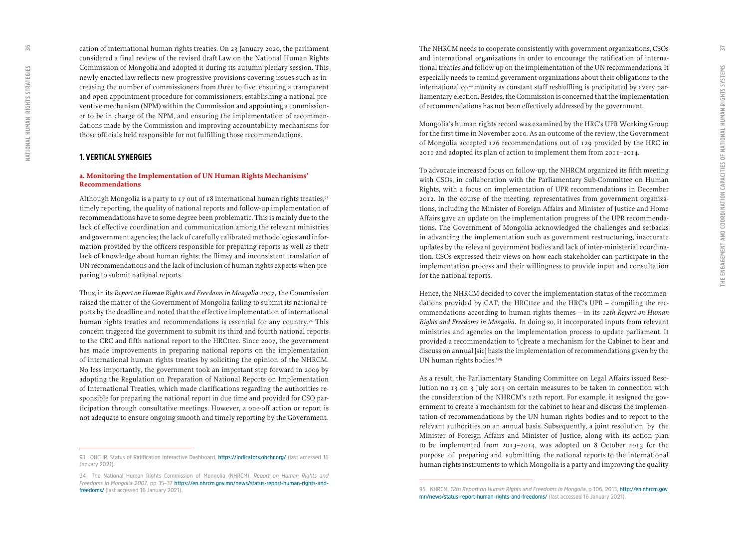cation of international human rights treaties. On 23 January 2020, the parliament considered a final review of the revised draft Law on the National Human Rights Commission of Mongolia and adopted it during its autumn plenary session. This newly enacted law reflects new progressive provisions covering issues such as increasing the number of commissioners from three to five; ensuring a transparent and open appointment procedure for commissioners; establishing a national preventive mechanism (NPM) within the Commission and appointing a commissioner to be in charge of the NPM, and ensuring the implementation of recommendations made by the Commission and improving accountability mechanisms for those officials held responsible for not fulfilling those recommendations.

## 1. VERTICAL SYNERGIES

### a. Monitoring the Implementation of UN Human Rights Mechanisms' Recommendations

Although Mongolia is a party to 17 out of 18 international human rights treaties,[93] timely reporting, the quality of national reports and follow-up implementation of recommendations have to some degree been problematic. This is mainly due to the lack of effective coordination and communication among the relevant ministries and government agencies; the lack of carefully calibrated methodologies and information provided by the officers responsible for preparing reports as well as their lack of knowledge about human rights; the flimsy and inconsistent translation of UN recommendations and the lack of inclusion of human rights experts when preparing to submit national reports.

Thus, in its *Report on Human Rights and Freedoms in Mongolia 2007*, the Commission raised the matter of the Government of Mongolia failing to submit its national reports by the deadline and noted that the effective implementation of international human rights treaties and recommendations is essential for any country.[94] This concern triggered the government to submit its third and fourth national reports to the CRC and fifth national report to the HRCttee. Since 2007, the government has made improvements in preparing national reports on the implementation of international human rights treaties by soliciting the opinion of the NHRCM. No less importantly, the government took an important step forward in 2009 by adopting the Regulation on Preparation of National Reports on Implementation of International Treaties, which made clarifications regarding the authorities responsible for preparing the national report in due time and provided for CSO participation through consultative meetings. However, a one-off action or report is not adequate to ensure ongoing smooth and timely reporting by the Government.

The NHRCM needs to cooperate consistently with government organizations, CSOs and international organizations in order to encourage the ratification of international treaties and follow up on the implementation of the UN recommendations. It especially needs to remind government organizations about their obligations to the international community as constant staff reshuffling is precipitated by every parliamentary election. Besides, the Commission is concerned that the implementation of recommendations has not been effectively addressed by the government.

Mongolia's human rights record was examined by the HRC's UPR Working Group for the first time in November 2010. As an outcome of the review, the Government of Mongolia accepted 126 recommendations out of 129 provided by the HRC in 2011 and adopted its plan of action to implement them from 2011–2014.

To advocate increased focus on follow-up, the NHRCM organized its fifth meeting with CSOs, in collaboration with the Parliamentary Sub-Committee on Human Rights, with a focus on implementation of UPR recommendations in December 2012. In the course of the meeting, representatives from government organizations, including the Minister of Foreign Affairs and Minister of Justice and Home Affairs gave an update on the implementation progress of the UPR recommendations. The Government of Mongolia acknowledged the challenges and setbacks in advancing the implementation such as government restructuring, inaccurate updates by the relevant government bodies and lack of inter-ministerial coordination. CSOs expressed their views on how each stakeholder can participate in the implementation process and their willingness to provide input and consultation for the national reports.

Hence, the NHRCM decided to cover the implementation status of the recommendations provided by CAT, the HRCttee and the HRC's UPR – compiling the recommendations according to human rights themes – in its *12th Report on Human Rights and Freedoms in Mongolia*. In doing so, it incorporated inputs from relevant ministries and agencies on the implementation process to update parliament. It provided a recommendation to '[c]reate a mechanism for the Cabinet to hear and discuss on annual [sic] basis the implementation of recommendations given by the UN human rights bodies.'[95]

As a result, the Parliamentary Standing Committee on Legal Affairs issued Resolution no 13 on 3 July 2013 on certain measures to be taken in connection with the consideration of the NHRCM's 12th report. For example, it assigned the government to create a mechanism for the cabinet to hear and discuss the implementation of recommendations by the UN human rights bodies and to report to the relevant authorities on an annual basis. Subsequently, a joint resolution by the Minister of Foreign Affairs and Minister of Justice, along with its action plan to be implemented from 2013–2014, was adopted on 8 October 2013 for the purpose of preparing and submitting the national reports to the international human rights instruments to which Mongolia is a party and improving the quality

---

93 OHCHR, Status of Ratification Interactive Dashboard, https://indicators.ohchr.org/ (last accessed 16 January 2021).

94 The National Human Rights Commission of Mongolia (NHRCM), *Report on Human Rights and Freedoms in Mongolia 2007*, pp 35–37 https://en.nhrcm.gov.mn/news/status-report-human-rights-and-freedoms/ (last accessed 16 January 2021).

95 NHRCM, *12th Report on Human Rights and Freedoms in Mongolia*, p 106, 2013, http://en.nhrcm.gov.mn/news/status-report-human-rights-and-freedoms/ (last accessed 16 January 2021).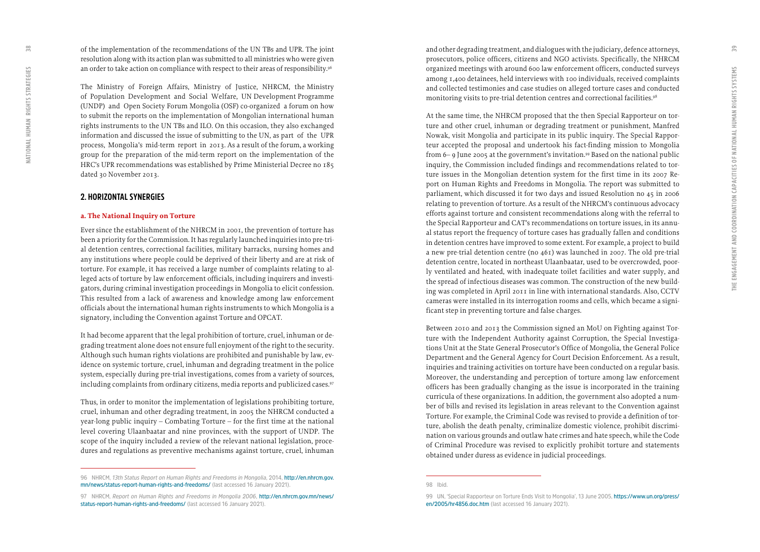of the implementation of the recommendations of the UN TBs and UPR. The joint resolution along with its action plan was submitted to all ministries who were given an order to take action on compliance with respect to their areas of responsibility.[96]

The Ministry of Foreign Affairs, Ministry of Justice, NHRCM, the Ministry of Population Development and Social Welfare, UN Development Programme (UNDP) and Open Society Forum Mongolia (OSF) co-organized a forum on how to submit the reports on the implementation of Mongolian international human rights instruments to the UN TBs and ILO. On this occasion, they also exchanged information and discussed the issue of submitting to the UN, as part of the UPR process, Mongolia's mid-term report in 2013. As a result of the forum, a working group for the preparation of the mid-term report on the implementation of the HRC's UPR recommendations was established by Prime Ministerial Decree no 185 dated 30 November 2013.

## 2. HORIZONTAL SYNERGIES

### a. The National Inquiry on Torture

Ever since the establishment of the NHRCM in 2001, the prevention of torture has been a priority for the Commission. It has regularly launched inquiries into pre-trial detention centres, correctional facilities, military barracks, nursing homes and any institutions where people could be deprived of their liberty and are at risk of torture. For example, it has received a large number of complaints relating to alleged acts of torture by law enforcement officials, including inquirers and investigators, during criminal investigation proceedings in Mongolia to elicit confession. This resulted from a lack of awareness and knowledge among law enforcement officials about the international human rights instruments to which Mongolia is a signatory, including the Convention against Torture and OPCAT.

It had become apparent that the legal prohibition of torture, cruel, inhuman or degrading treatment alone does not ensure full enjoyment of the right to the security. Although such human rights violations are prohibited and punishable by law, evidence on systemic torture, cruel, inhuman and degrading treatment in the police system, especially during pre-trial investigations, comes from a variety of sources, including complaints from ordinary citizens, media reports and publicized cases.[97]

Thus, in order to monitor the implementation of legislations prohibiting torture, cruel, inhuman and other degrading treatment, in 2005 the NHRCM conducted a year-long public inquiry – Combating Torture – for the first time at the national level covering Ulaanbaatar and nine provinces, with the support of UNDP. The scope of the inquiry included a review of the relevant national legislation, procedures and regulations as preventive mechanisms against torture, cruel, inhuman and other degrading treatment, and dialogues with the judiciary, defence attorneys, prosecutors, police officers, citizens and NGO activists. Specifically, the NHRCM organized meetings with around 600 law enforcement officers, conducted surveys among 1,400 detainees, held interviews with 100 individuals, received complaints and collected testimonies and case studies on alleged torture cases and conducted monitoring visits to pre-trial detention centres and correctional facilities.[98]

At the same time, the NHRCM proposed that the then Special Rapporteur on torture and other cruel, inhuman or degrading treatment or punishment, Manfred Nowak, visit Mongolia and participate in its public inquiry. The Special Rapporteur accepted the proposal and undertook his fact-finding mission to Mongolia from 6– 9 June 2005 at the government's invitation.[99] Based on the national public inquiry, the Commission included findings and recommendations related to torture issues in the Mongolian detention system for the first time in its 2007 Report on Human Rights and Freedoms in Mongolia. The report was submitted to parliament, which discussed it for two days and issued Resolution no 45 in 2006 relating to prevention of torture. As a result of the NHRCM's continuous advocacy efforts against torture and consistent recommendations along with the referral to the Special Rapporteur and CAT's recommendations on torture issues, in its annual status report the frequency of torture cases has gradually fallen and conditions in detention centres have improved to some extent. For example, a project to build a new pre-trial detention centre (no 461) was launched in 2007. The old pre-trial detention centre, located in northeast Ulaanbaatar, used to be overcrowded, poorly ventilated and heated, with inadequate toilet facilities and water supply, and the spread of infectious diseases was common. The construction of the new building was completed in April 2011 in line with international standards. Also, CCTV cameras were installed in its interrogation rooms and cells, which became a significant step in preventing torture and false charges.

Between 2010 and 2013 the Commission signed an MoU on Fighting against Torture with the Independent Authority against Corruption, the Special Investigations Unit at the State General Prosecutor's Office of Mongolia, the General Police Department and the General Agency for Court Decision Enforcement. As a result, inquiries and training activities on torture have been conducted on a regular basis. Moreover, the understanding and perception of torture among law enforcement officers has been gradually changing as the issue is incorporated in the training curricula of these organizations. In addition, the government also adopted a number of bills and revised its legislation in areas relevant to the Convention against Torture. For example, the Criminal Code was revised to provide a definition of torture, abolish the death penalty, criminalize domestic violence, prohibit discrimination on various grounds and outlaw hate crimes and hate speech, while the Code of Criminal Procedure was revised to explicitly prohibit torture and statements obtained under duress as evidence in judicial proceedings.

---

96 NHRCM, *13th Status Report on Human Rights and Freedoms in Mongolia*, 2014, http://en.nhrcm.gov.mn/news/status-report-human-rights-and-freedoms/ (last accessed 16 January 2021).

97 NHRCM, *Report on Human Rights and Freedoms in Mongolia 2006*, http://en.nhrcm.gov.mn/news/status-report-human-rights-and-freedoms/ (last accessed 16 January 2021).

98 Ibid.

99 UN, 'Special Rapporteur on Torture Ends Visit to Mongolia', 13 June 2005, https://www.un.org/press/en/2005/hr4856.doc.htm (last accessed 16 January 2021).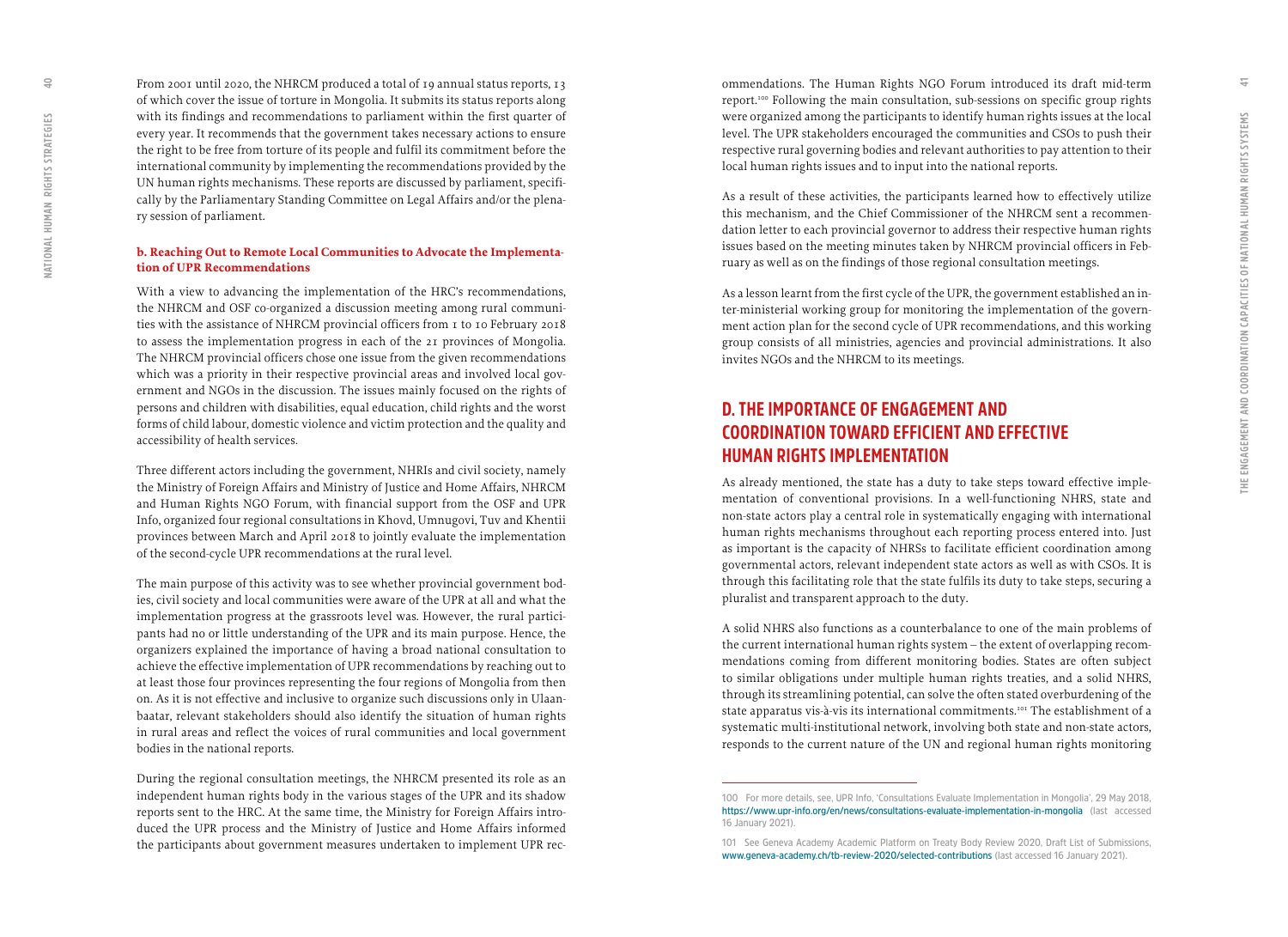From 2001 until 2020, the NHRCM produced a total of 19 annual status reports, 13 of which cover the issue of torture in Mongolia. It submits its status reports along with its findings and recommendations to parliament within the first quarter of every year. It recommends that the government takes necessary actions to ensure the right to be free from torture of its people and fulfil its commitment before the international community by implementing the recommendations provided by the UN human rights mechanisms. These reports are discussed by parliament, specifically by the Parliamentary Standing Committee on Legal Affairs and/or the plenary session of parliament.

### b. Reaching Out to Remote Local Communities to Advocate the Implementation of UPR Recommendations

With a view to advancing the implementation of the HRC's recommendations, the NHRCM and OSF co-organized a discussion meeting among rural communities with the assistance of NHRCM provincial officers from 1 to 10 February 2018 to assess the implementation progress in each of the 21 provinces of Mongolia. The NHRCM provincial officers chose one issue from the given recommendations which was a priority in their respective provincial areas and involved local government and NGOs in the discussion. The issues mainly focused on the rights of persons and children with disabilities, equal education, child rights and the worst forms of child labour, domestic violence and victim protection and the quality and accessibility of health services.

Three different actors including the government, NHRIs and civil society, namely the Ministry of Foreign Affairs and Ministry of Justice and Home Affairs, NHRCM and Human Rights NGO Forum, with financial support from the OSF and UPR Info, organized four regional consultations in Khovd, Umnugovi, Tuv and Khentii provinces between March and April 2018 to jointly evaluate the implementation of the second-cycle UPR recommendations at the rural level.

The main purpose of this activity was to see whether provincial government bodies, civil society and local communities were aware of the UPR at all and what the implementation progress at the grassroots level was. However, the rural participants had no or little understanding of the UPR and its main purpose. Hence, the organizers explained the importance of having a broad national consultation to achieve the effective implementation of UPR recommendations by reaching out to at least those four provinces representing the four regions of Mongolia from then on. As it is not effective and inclusive to organize such discussions only in Ulaanbaatar, relevant stakeholders should also identify the situation of human rights in rural areas and reflect the voices of rural communities and local government bodies in the national reports.

During the regional consultation meetings, the NHRCM presented its role as an independent human rights body in the various stages of the UPR and its shadow reports sent to the HRC. At the same time, the Ministry for Foreign Affairs introduced the UPR process and the Ministry of Justice and Home Affairs informed the participants about government measures undertaken to implement UPR recommendations. The Human Rights NGO Forum introduced its draft mid-term report.[100] Following the main consultation, sub-sessions on specific group rights were organized among the participants to identify human rights issues at the local level. The UPR stakeholders encouraged the communities and CSOs to push their respective rural governing bodies and relevant authorities to pay attention to their local human rights issues and to input into the national reports.

As a result of these activities, the participants learned how to effectively utilize this mechanism, and the Chief Commissioner of the NHRCM sent a recommendation letter to each provincial governor to address their respective human rights issues based on the meeting minutes taken by NHRCM provincial officers in February as well as on the findings of those regional consultation meetings.

As a lesson learnt from the first cycle of the UPR, the government established an inter-ministerial working group for monitoring the implementation of the government action plan for the second cycle of UPR recommendations, and this working group consists of all ministries, agencies and provincial administrations. It also invites NGOs and the NHRCM to its meetings.

## D. THE IMPORTANCE OF ENGAGEMENT AND COORDINATION TOWARD EFFICIENT AND EFFECTIVE HUMAN RIGHTS IMPLEMENTATION

As already mentioned, the state has a duty to take steps toward effective implementation of conventional provisions. In a well-functioning NHRS, state and non-state actors play a central role in systematically engaging with international human rights mechanisms throughout each reporting process entered into. Just as important is the capacity of NHRSs to facilitate efficient coordination among governmental actors, relevant independent state actors as well as with CSOs. It is through this facilitating role that the state fulfils its duty to take steps, securing a pluralist and transparent approach to the duty.

A solid NHRS also functions as a counterbalance to one of the main problems of the current international human rights system – the extent of overlapping recommendations coming from different monitoring bodies. States are often subject to similar obligations under multiple human rights treaties, and a solid NHRS, through its streamlining potential, can solve the often stated overburdening of the state apparatus vis-à-vis its international commitments.[101] The establishment of a systematic multi-institutional network, involving both state and non-state actors, responds to the current nature of the UN and regional human rights monitoring

---

100 For more details, see, UPR Info, 'Consultations Evaluate Implementation in Mongolia', 29 May 2018, https://www.upr-info.org/en/news/consultations-evaluate-implementation-in-mongolia (last accessed 16 January 2021).

101 See Geneva Academy Academic Platform on Treaty Body Review 2020, Draft List of Submissions, www.geneva-academy.ch/tb-review-2020/selected-contributions (last accessed 16 January 2021).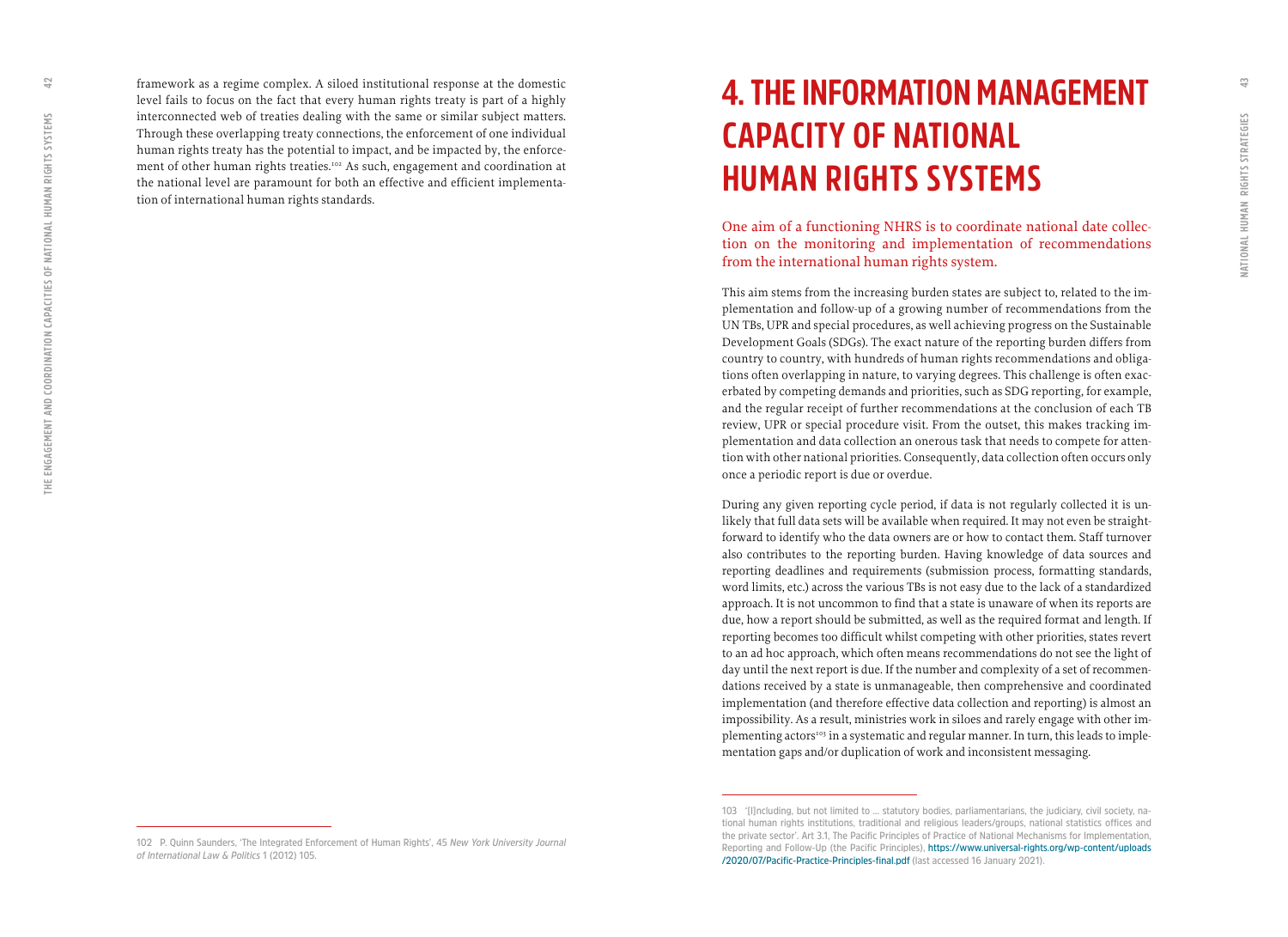framework as a regime complex. A siloed institutional response at the domestic level fails to focus on the fact that every human rights treaty is part of a highly interconnected web of treaties dealing with the same or similar subject matters. Through these overlapping treaty connections, the enforcement of one individual human rights treaty has the potential to impact, and be impacted by, the enforcement of other human rights treaties.[102] As such, engagement and coordination at the national level are paramount for both an effective and efficient implementation of international human rights standards.

102 P. Quinn Saunders, 'The Integrated Enforcement of Human Rights', 45 *New York University Journal of International Law & Politics* 1 (2012) 105.

# 4. THE INFORMATION MANAGEMENT CAPACITY OF NATIONAL HUMAN RIGHTS SYSTEMS

One aim of a functioning NHRS is to coordinate national date collection on the monitoring and implementation of recommendations from the international human rights system.

This aim stems from the increasing burden states are subject to, related to the implementation and follow-up of a growing number of recommendations from the UN TBs, UPR and special procedures, as well achieving progress on the Sustainable Development Goals (SDGs). The exact nature of the reporting burden differs from country to country, with hundreds of human rights recommendations and obligations often overlapping in nature, to varying degrees. This challenge is often exacerbated by competing demands and priorities, such as SDG reporting, for example, and the regular receipt of further recommendations at the conclusion of each TB review, UPR or special procedure visit. From the outset, this makes tracking implementation and data collection an onerous task that needs to compete for attention with other national priorities. Consequently, data collection often occurs only once a periodic report is due or overdue.

During any given reporting cycle period, if data is not regularly collected it is unlikely that full data sets will be available when required. It may not even be straightforward to identify who the data owners are or how to contact them. Staff turnover also contributes to the reporting burden. Having knowledge of data sources and reporting deadlines and requirements (submission process, formatting standards, word limits, etc.) across the various TBs is not easy due to the lack of a standardized approach. It is not uncommon to find that a state is unaware of when its reports are due, how a report should be submitted, as well as the required format and length. If reporting becomes too difficult whilst competing with other priorities, states revert to an ad hoc approach, which often means recommendations do not see the light of day until the next report is due. If the number and complexity of a set of recommendations received by a state is unmanageable, then comprehensive and coordinated implementation (and therefore effective data collection and reporting) is almost an impossibility. As a result, ministries work in siloes and rarely engage with other implementing actors[103] in a systematic and regular manner. In turn, this leads to implementation gaps and/or duplication of work and inconsistent messaging.

103 '[I]ncluding, but not limited to ... statutory bodies, parliamentarians, the judiciary, civil society, national human rights institutions, traditional and religious leaders/groups, national statistics offices and the private sector'. Art 3.1, The Pacific Principles of Practice of National Mechanisms for Implementation, Reporting and Follow-Up (the Pacific Principles), https://www.universal-rights.org/wp-content/uploads/2020/07/Pacific-Practice-Principles-final.pdf (last accessed 16 January 2021).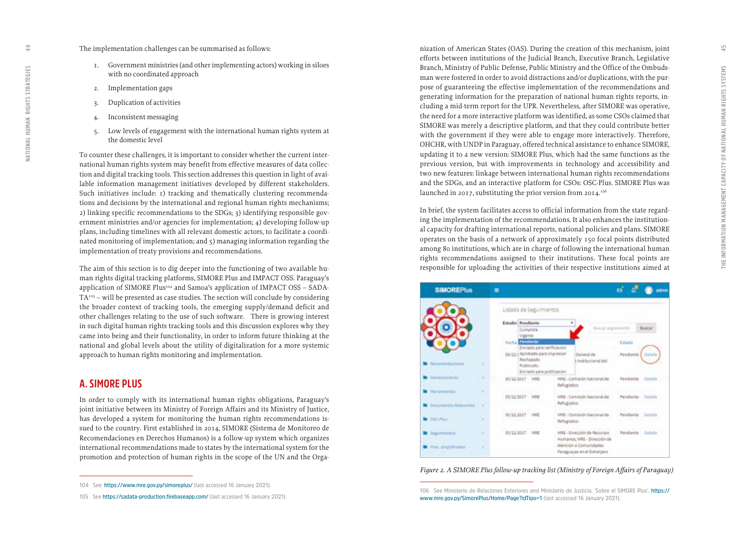The implementation challenges can be summarised as follows:

1. Government ministries (and other implementing actors) working in siloes with no coordinated approach
2. Implementation gaps
3. Duplication of activities
4. Inconsistent messaging
5. Low levels of engagement with the international human rights system at the domestic level

To counter these challenges, it is important to consider whether the current international human rights system may benefit from effective measures of data collection and digital tracking tools. This section addresses this question in light of available information management initiatives developed by different stakeholders. Such initiatives include: 1) tracking and thematically clustering recommendations and decisions by the international and regional human rights mechanisms; 2) linking specific recommendations to the SDGs; 3) identifying responsible government ministries and/or agencies for implementation; 4) developing follow-up plans, including timelines with all relevant domestic actors, to facilitate a coordinated monitoring of implementation; and 5) managing information regarding the implementation of treaty provisions and recommendations.

The aim of this section is to dig deeper into the functioning of two available human rights digital tracking platforms, SIMORE Plus and IMPACT OSS. Paraguay's application of SIMORE Plus[104] and Samoa's application of IMPACT OSS – SADATA[105] – will be presented as case studies. The section will conclude by considering the broader context of tracking tools, the emerging supply/demand deficit and other challenges relating to the use of such software. There is growing interest in such digital human rights tracking tools and this discussion explores why they came into being and their functionality, in order to inform future thinking at the national and global levels about the utility of digitalization for a more systemic approach to human rights monitoring and implementation.

## A. SIMORE PLUS

In order to comply with its international human rights obligations, Paraguay's joint initiative between its Ministry of Foreign Affairs and its Ministry of Justice, has developed a system for monitoring the human rights recommendations issued to the country. First established in 2014, SIMORE (Sistema de Monitoreo de Recomendaciones en Derechos Humanos) is a follow-up system which organizes international recommendations made to states by the international system for the promotion and protection of human rights in the scope of the UN and the Organization of American States (OAS). During the creation of this mechanism, joint efforts between institutions of the Judicial Branch, Executive Branch, Legislative Branch, Ministry of Public Defense, Public Ministry and the Office of the Ombudsman were fostered in order to avoid distractions and/or duplications, with the purpose of guaranteeing the effective implementation of the recommendations and generating information for the preparation of national human rights reports, including a mid-term report for the UPR. Nevertheless, after SIMORE was operative, the need for a more interactive platform was identified, as some CSOs claimed that SIMORE was merely a descriptive platform, and that they could contribute better with the government if they were able to engage more interactively. Therefore, OHCHR, with UNDP in Paraguay, offered technical assistance to enhance SIMORE, updating it to a new version: SIMORE Plus, which had the same functions as the previous version, but with improvements in technology and accessibility and two new features: linkage between international human rights recommendations and the SDGs, and an interactive platform for CSOs: OSC-Plus. SIMORE Plus was launched in 2017, substituting the prior version from 2014.[106]

In brief, the system facilitates access to official information from the state regarding the implementation of the recommendations. It also enhances the institutional capacity for drafting international reports, national policies and plans. SIMORE operates on the basis of a network of approximately 150 focal points distributed among 80 institutions, which are in charge of following the international human rights recommendations assigned to their institutions. These focal points are responsible for uploading the activities of their respective institutions aimed at

*Figure 2. A SIMORE Plus follow-up tracking list (Ministry of Foreign Affairs of Paraguay)*

---

104 See https://www.mre.gov.py/simoreplus/ (last accessed 16 January 2021).

105 See https://sadata-production.firebaseapp.com/ (last accessed 16 January 2021).

106 See Ministerio de Relaciones Exteriores and Ministerio de Justicia, 'Sobre el SIMORE Plus', https://www.mre.gov.py/SimorePlus/Home/Page?idTipo=1 (last accessed 16 January 2021).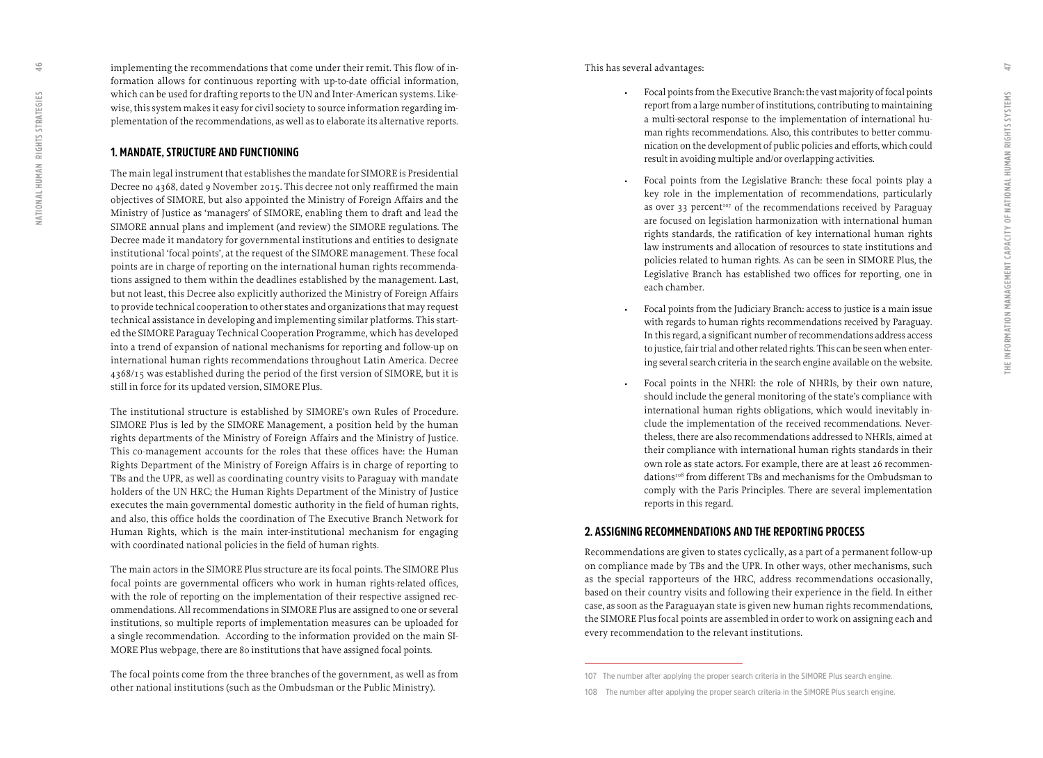implementing the recommendations that come under their remit. This flow of information allows for continuous reporting with up-to-date official information, which can be used for drafting reports to the UN and Inter-American systems. Likewise, this system makes it easy for civil society to source information regarding implementation of the recommendations, as well as to elaborate its alternative reports.

## 1. MANDATE, STRUCTURE AND FUNCTIONING

The main legal instrument that establishes the mandate for SIMORE is Presidential Decree no 4368, dated 9 November 2015. This decree not only reaffirmed the main objectives of SIMORE, but also appointed the Ministry of Foreign Affairs and the Ministry of Justice as 'managers' of SIMORE, enabling them to draft and lead the SIMORE annual plans and implement (and review) the SIMORE regulations. The Decree made it mandatory for governmental institutions and entities to designate institutional 'focal points', at the request of the SIMORE management. These focal points are in charge of reporting on the international human rights recommendations assigned to them within the deadlines established by the management. Last, but not least, this Decree also explicitly authorized the Ministry of Foreign Affairs to provide technical cooperation to other states and organizations that may request technical assistance in developing and implementing similar platforms. This started the SIMORE Paraguay Technical Cooperation Programme, which has developed into a trend of expansion of national mechanisms for reporting and follow-up on international human rights recommendations throughout Latin America. Decree 4368/15 was established during the period of the first version of SIMORE, but it is still in force for its updated version, SIMORE Plus.

The institutional structure is established by SIMORE's own Rules of Procedure. SIMORE Plus is led by the SIMORE Management, a position held by the human rights departments of the Ministry of Foreign Affairs and the Ministry of Justice. This co-management accounts for the roles that these offices have: the Human Rights Department of the Ministry of Foreign Affairs is in charge of reporting to TBs and the UPR, as well as coordinating country visits to Paraguay with mandate holders of the UN HRC; the Human Rights Department of the Ministry of Justice executes the main governmental domestic authority in the field of human rights, and also, this office holds the coordination of The Executive Branch Network for Human Rights, which is the main inter-institutional mechanism for engaging with coordinated national policies in the field of human rights.

The main actors in the SIMORE Plus structure are its focal points. The SIMORE Plus focal points are governmental officers who work in human rights-related offices, with the role of reporting on the implementation of their respective assigned recommendations. All recommendations in SIMORE Plus are assigned to one or several institutions, so multiple reports of implementation measures can be uploaded for a single recommendation. According to the information provided on the main SIMORE Plus webpage, there are 80 institutions that have assigned focal points.

The focal points come from the three branches of the government, as well as from other national institutions (such as the Ombudsman or the Public Ministry).

This has several advantages:

- Focal points from the Executive Branch: the vast majority of focal points report from a large number of institutions, contributing to maintaining a multi-sectoral response to the implementation of international human rights recommendations. Also, this contributes to better communication on the development of public policies and efforts, which could result in avoiding multiple and/or overlapping activities.
- Focal points from the Legislative Branch: these focal points play a key role in the implementation of recommendations, particularly as over 33 percent[107] of the recommendations received by Paraguay are focused on legislation harmonization with international human rights standards, the ratification of key international human rights law instruments and allocation of resources to state institutions and policies related to human rights. As can be seen in SIMORE Plus, the Legislative Branch has established two offices for reporting, one in each chamber.
- Focal points from the Judiciary Branch: access to justice is a main issue with regards to human rights recommendations received by Paraguay. In this regard, a significant number of recommendations address access to justice, fair trial and other related rights. This can be seen when entering several search criteria in the search engine available on the website.
- Focal points in the NHRI: the role of NHRIs, by their own nature, should include the general monitoring of the state's compliance with international human rights obligations, which would inevitably include the implementation of the received recommendations. Nevertheless, there are also recommendations addressed to NHRIs, aimed at their compliance with international human rights standards in their own role as state actors. For example, there are at least 26 recommendations[108] from different TBs and mechanisms for the Ombudsman to comply with the Paris Principles. There are several implementation reports in this regard.

## 2. ASSIGNING RECOMMENDATIONS AND THE REPORTING PROCESS

Recommendations are given to states cyclically, as a part of a permanent follow-up on compliance made by TBs and the UPR. In other ways, other mechanisms, such as the special rapporteurs of the HRC, address recommendations occasionally, based on their country visits and following their experience in the field. In either case, as soon as the Paraguayan state is given new human rights recommendations, the SIMORE Plus focal points are assembled in order to work on assigning each and every recommendation to the relevant institutions.

107 The number after applying the proper search criteria in the SIMORE Plus search engine.

108 The number after applying the proper search criteria in the SIMORE Plus search engine.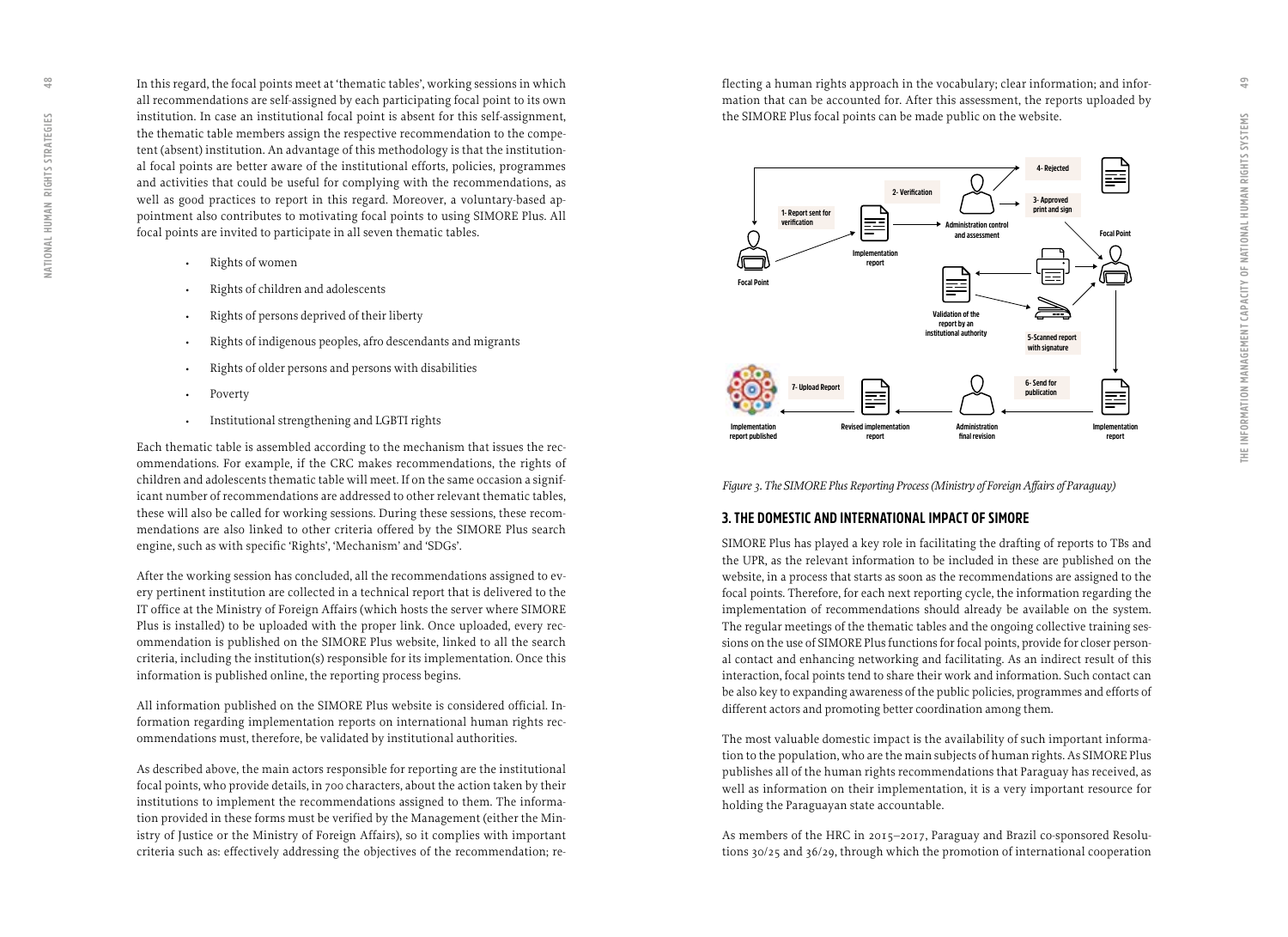In this regard, the focal points meet at 'thematic tables', working sessions in which all recommendations are self-assigned by each participating focal point to its own institution. In case an institutional focal point is absent for this self-assignment, the thematic table members assign the respective recommendation to the competent (absent) institution. An advantage of this methodology is that the institutional focal points are better aware of the institutional efforts, policies, programmes and activities that could be useful for complying with the recommendations, as well as good practices to report in this regard. Moreover, a voluntary-based appointment also contributes to motivating focal points to using SIMORE Plus. All focal points are invited to participate in all seven thematic tables.

- Rights of women
- Rights of children and adolescents
- Rights of persons deprived of their liberty
- Rights of indigenous peoples, afro descendants and migrants
- Rights of older persons and persons with disabilities
- Poverty
- Institutional strengthening and LGBTI rights

Each thematic table is assembled according to the mechanism that issues the recommendations. For example, if the CRC makes recommendations, the rights of children and adolescents thematic table will meet. If on the same occasion a significant number of recommendations are addressed to other relevant thematic tables, these will also be called for working sessions. During these sessions, these recommendations are also linked to other criteria offered by the SIMORE Plus search engine, such as with specific 'Rights', 'Mechanism' and 'SDGs'.

After the working session has concluded, all the recommendations assigned to every pertinent institution are collected in a technical report that is delivered to the IT office at the Ministry of Foreign Affairs (which hosts the server where SIMORE Plus is installed) to be uploaded with the proper link. Once uploaded, every recommendation is published on the SIMORE Plus website, linked to all the search criteria, including the institution(s) responsible for its implementation. Once this information is published online, the reporting process begins.

All information published on the SIMORE Plus website is considered official. Information regarding implementation reports on international human rights recommendations must, therefore, be validated by institutional authorities.

As described above, the main actors responsible for reporting are the institutional focal points, who provide details, in 700 characters, about the action taken by their institutions to implement the recommendations assigned to them. The information provided in these forms must be verified by the Management (either the Ministry of Justice or the Ministry of Foreign Affairs), so it complies with important criteria such as: effectively addressing the objectives of the recommendation; reflecting a human rights approach in the vocabulary; clear information; and information that can be accounted for. After this assessment, the reports uploaded by the SIMORE Plus focal points can be made public on the website.

Focal Point — 1- Report sent for verification — Implementation report — 2- Verification — Administration control and assessment — 4- Rejected — 3- Approved print and sign — Focal Point — Validation of the report by an institutional authority — 5-Scanned report with signature — 6- Send for publication — Implementation report — Administration final revision — Revised implementation report — 7- Upload Report — Implementation report published

*Figure 3. The SIMORE Plus Reporting Process (Ministry of Foreign Affairs of Paraguay)*

## 3. THE DOMESTIC AND INTERNATIONAL IMPACT OF SIMORE

SIMORE Plus has played a key role in facilitating the drafting of reports to TBs and the UPR, as the relevant information to be included in these are published on the website, in a process that starts as soon as the recommendations are assigned to the focal points. Therefore, for each next reporting cycle, the information regarding the implementation of recommendations should already be available on the system. The regular meetings of the thematic tables and the ongoing collective training sessions on the use of SIMORE Plus functions for focal points, provide for closer personal contact and enhancing networking and facilitating. As an indirect result of this interaction, focal points tend to share their work and information. Such contact can be also key to expanding awareness of the public policies, programmes and efforts of different actors and promoting better coordination among them.

The most valuable domestic impact is the availability of such important information to the population, who are the main subjects of human rights. As SIMORE Plus publishes all of the human rights recommendations that Paraguay has received, as well as information on their implementation, it is a very important resource for holding the Paraguayan state accountable.

As members of the HRC in 2015–2017, Paraguay and Brazil co-sponsored Resolutions 30/25 and 36/29, through which the promotion of international cooperation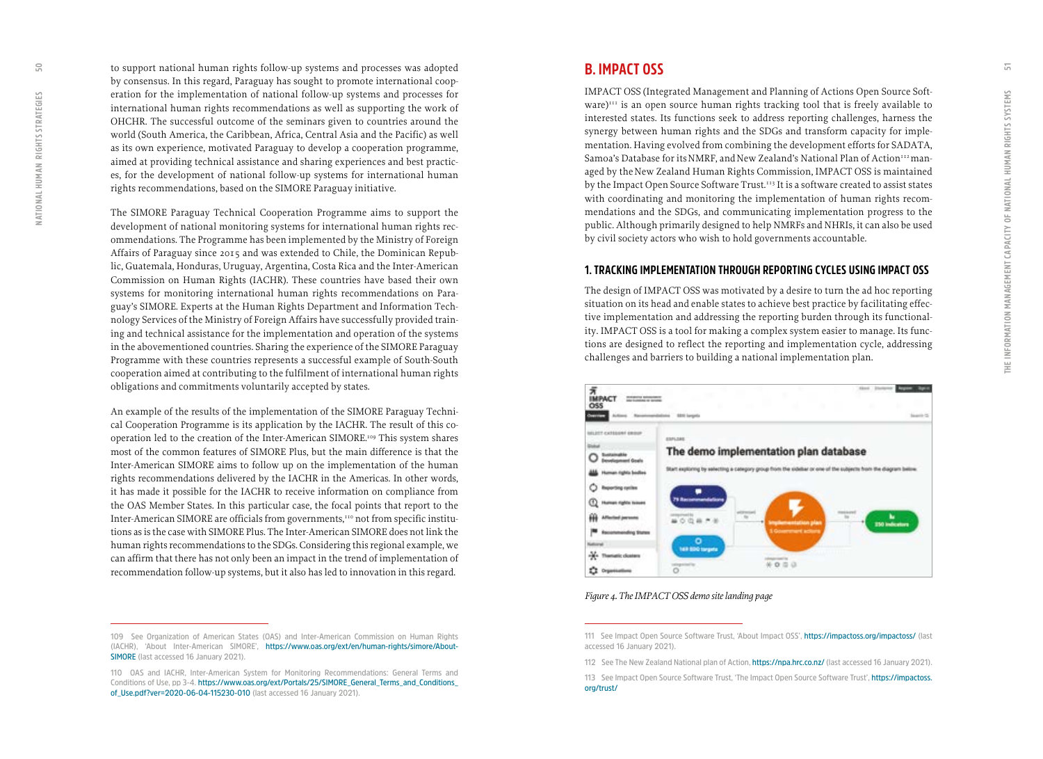to support national human rights follow-up systems and processes was adopted by consensus. In this regard, Paraguay has sought to promote international cooperation for the implementation of national follow-up systems and processes for international human rights recommendations as well as supporting the work of OHCHR. The successful outcome of the seminars given to countries around the world (South America, the Caribbean, Africa, Central Asia and the Pacific) as well as its own experience, motivated Paraguay to develop a cooperation programme, aimed at providing technical assistance and sharing experiences and best practices, for the development of national follow-up systems for international human rights recommendations, based on the SIMORE Paraguay initiative.

The SIMORE Paraguay Technical Cooperation Programme aims to support the development of national monitoring systems for international human rights recommendations. The Programme has been implemented by the Ministry of Foreign Affairs of Paraguay since 2015 and was extended to Chile, the Dominican Republic, Guatemala, Honduras, Uruguay, Argentina, Costa Rica and the Inter-American Commission on Human Rights (IACHR). These countries have based their own systems for monitoring international human rights recommendations on Paraguay's SIMORE. Experts at the Human Rights Department and Information Technology Services of the Ministry of Foreign Affairs have successfully provided training and technical assistance for the implementation and operation of the systems in the abovementioned countries. Sharing the experience of the SIMORE Paraguay Programme with these countries represents a successful example of South-South cooperation aimed at contributing to the fulfilment of international human rights obligations and commitments voluntarily accepted by states.

An example of the results of the implementation of the SIMORE Paraguay Technical Cooperation Programme is its application by the IACHR. The result of this cooperation led to the creation of the Inter-American SIMORE.[109] This system shares most of the common features of SIMORE Plus, but the main difference is that the Inter-American SIMORE aims to follow up on the implementation of the human rights recommendations delivered by the IACHR in the Americas. In other words, it has made it possible for the IACHR to receive information on compliance from the OAS Member States. In this particular case, the focal points that report to the Inter-American SIMORE are officials from governments,[110] not from specific institutions as is the case with SIMORE Plus. The Inter-American SIMORE does not link the human rights recommendations to the SDGs. Considering this regional example, we can affirm that there has not only been an impact in the trend of implementation of recommendation follow-up systems, but it also has led to innovation in this regard.

109 See Organization of American States (OAS) and Inter-American Commission on Human Rights (IACHR), 'About Inter-American SIMORE', https://www.oas.org/ext/en/human-rights/simore/About-SIMORE (last accessed 16 January 2021).

110 OAS and IACHR, Inter-American System for Monitoring Recommendations: General Terms and Conditions of Use, pp 3-4. https://www.oas.org/ext/Portals/25/SIMORE_General_Terms_and_Conditions_of_Use.pdf?ver=2020-06-04-115230-010 (last accessed 16 January 2021).

## B. IMPACT OSS

IMPACT OSS (Integrated Management and Planning of Actions Open Source Software)[111] is an open source human rights tracking tool that is freely available to interested states. Its functions seek to address reporting challenges, harness the synergy between human rights and the SDGs and transform capacity for implementation. Having evolved from combining the development efforts for SADATA, Samoa's Database for its NMRF, and New Zealand's National Plan of Action[112] managed by the New Zealand Human Rights Commission, IMPACT OSS is maintained by the Impact Open Source Software Trust.[113] It is a software created to assist states with coordinating and monitoring the implementation of human rights recommendations and the SDGs, and communicating implementation progress to the public. Although primarily designed to help NMRFs and NHRIs, it can also be used by civil society actors who wish to hold governments accountable.

### 1. TRACKING IMPLEMENTATION THROUGH REPORTING CYCLES USING IMPACT OSS

The design of IMPACT OSS was motivated by a desire to turn the ad hoc reporting situation on its head and enable states to achieve best practice by facilitating effective implementation and addressing the reporting burden through its functionality. IMPACT OSS is a tool for making a complex system easier to manage. Its functions are designed to reflect the reporting and implementation cycle, addressing challenges and barriers to building a national implementation plan.

*Figure 4. The IMPACT OSS demo site landing page*

111 See Impact Open Source Software Trust, 'About Impact OSS', https://impactoss.org/impactoss/ (last accessed 16 January 2021).

112 See The New Zealand National plan of Action, https://npa.hrc.co.nz/ (last accessed 16 January 2021).

113 See Impact Open Source Software Trust, 'The Impact Open Source Software Trust', https://impactoss.org/trust/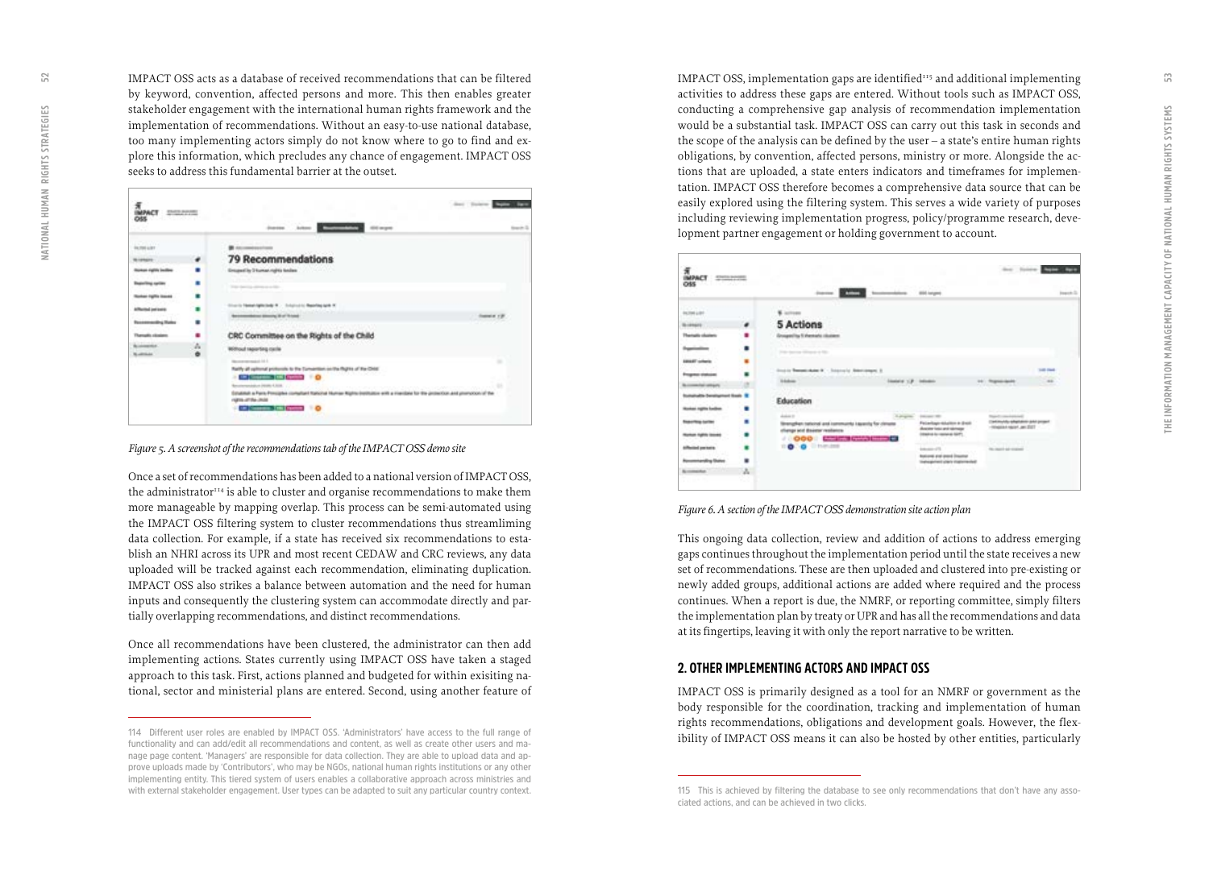IMPACT OSS acts as a database of received recommendations that can be filtered by keyword, convention, affected persons and more. This then enables greater stakeholder engagement with the international human rights framework and the implementation of recommendations. Without an easy-to-use national database, too many implementing actors simply do not know where to go to find and explore this information, which precludes any chance of engagement. IMPACT OSS seeks to address this fundamental barrier at the outset.

*Figure 5. A screenshot of the recommendations tab of the IMPACT OSS demo site*

Once a set of recommendations has been added to a national version of IMPACT OSS, the administrator[114] is able to cluster and organise recommendations to make them more manageable by mapping overlap. This process can be semi-automated using the IMPACT OSS filtering system to cluster recommendations thus streamlining data collection. For example, if a state has received six recommendations to establish an NHRI across its UPR and most recent CEDAW and CRC reviews, any data uploaded will be tracked against each recommendation, eliminating duplication. IMPACT OSS also strikes a balance between automation and the need for human inputs and consequently the clustering system can accommodate directly and partially overlapping recommendations, and distinct recommendations.

Once all recommendations have been clustered, the administrator can then add implementing actions. States currently using IMPACT OSS have taken a staged approach to this task. First, actions planned and budgeted for within exisiting national, sector and ministerial plans are entered. Second, using another feature of IMPACT OSS, implementation gaps are identified[115] and additional implementing activities to address these gaps are entered. Without tools such as IMPACT OSS, conducting a comprehensive gap analysis of recommendation implementation would be a substantial task. IMPACT OSS can carry out this task in seconds and the scope of the analysis can be defined by the user – a state's entire human rights obligations, by convention, affected persons, ministry or more. Alongside the actions that are uploaded, a state enters indicators and timeframes for implementation. IMPACT OSS therefore becomes a comprehensive data source that can be easily explored using the filtering system. This serves a wide variety of purposes including reviewing implementation progress, policy/programme research, development partner engagement or holding government to account.

*Figure 6. A section of the IMPACT OSS demonstration site action plan*

This ongoing data collection, review and addition of actions to address emerging gaps continues throughout the implementation period until the state receives a new set of recommendations. These are then uploaded and clustered into pre-existing or newly added groups, additional actions are added where required and the process continues. When a report is due, the NMRF, or reporting committee, simply filters the implementation plan by treaty or UPR and has all the recommendations and data at its fingertips, leaving it with only the report narrative to be written.

## 2. OTHER IMPLEMENTING ACTORS AND IMPACT OSS

IMPACT OSS is primarily designed as a tool for an NMRF or government as the body responsible for the coordination, tracking and implementation of human rights recommendations, obligations and development goals. However, the flexibility of IMPACT OSS means it can also be hosted by other entities, particularly

114 Different user roles are enabled by IMPACT OSS. 'Administrators' have access to the full range of functionality and can add/edit all recommendations and content, as well as create other users and manage page content. 'Managers' are responsible for data collection. They are able to upload data and approve uploads made by 'Contributors', who may be NGOs, national human rights institutions or any other implementing entity. This tiered system of users enables a collaborative approach across ministries and with external stakeholder engagement. User types can be adapted to suit any particular country context.

115 This is achieved by filtering the database to see only recommendations that don't have any associated actions, and can be achieved in two clicks.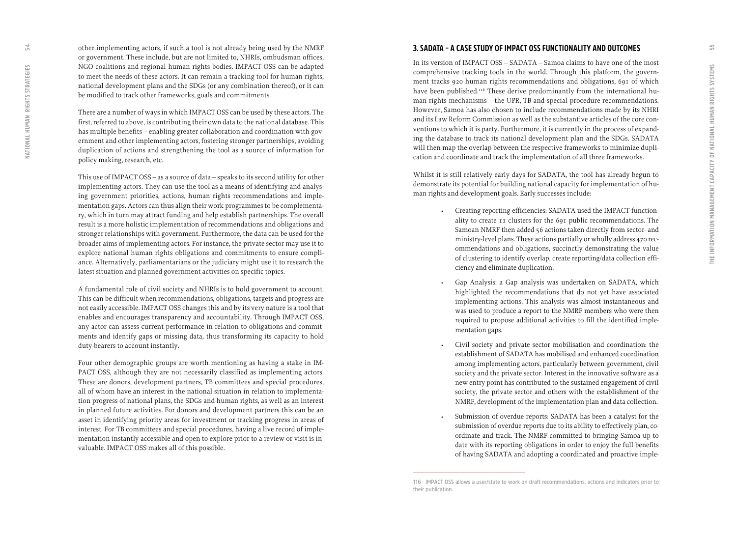other implementing actors, if such a tool is not already being used by the NMRF or government. These include, but are not limited to, NHRIs, ombudsman offices, NGO coalitions and regional human rights bodies. IMPACT OSS can be adapted to meet the needs of these actors. It can remain a tracking tool for human rights, national development plans and the SDGs (or any combination thereof), or it can be modified to track other frameworks, goals and commitments.

There are a number of ways in which IMPACT OSS can be used by these actors. The first, referred to above, is contributing their own data to the national database. This has multiple benefits – enabling greater collaboration and coordination with government and other implementing actors, fostering stronger partnerships, avoiding duplication of actions and strengthening the tool as a source of information for policy making, research, etc.

This use of IMPACT OSS – as a source of data – speaks to its second utility for other implementing actors. They can use the tool as a means of identifying and analysing government priorities, actions, human rights recommendations and implementation gaps. Actors can thus align their work programmes to be complementary, which in turn may attract funding and help establish partnerships. The overall result is a more holistic implementation of recommendations and obligations and stronger relationships with government. Furthermore, the data can be used for the broader aims of implementing actors. For instance, the private sector may use it to explore national human rights obligations and commitments to ensure compliance. Alternatively, parliamentarians or the judiciary might use it to research the latest situation and planned government activities on specific topics.

A fundamental role of civil society and NHRIs is to hold government to account. This can be difficult when recommendations, obligations, targets and progress are not easily accessible. IMPACT OSS changes this and by its very nature is a tool that enables and encourages transparency and accountability. Through IMPACT OSS, any actor can assess current performance in relation to obligations and commitments and identify gaps or missing data, thus transforming its capacity to hold duty-bearers to account instantly.

Four other demographic groups are worth mentioning as having a stake in IMPACT OSS, although they are not necessarily classified as implementing actors. These are donors, development partners, TB committees and special procedures, all of whom have an interest in the national situation in relation to implementation progress of national plans, the SDGs and human rights, as well as an interest in planned future activities. For donors and development partners this can be an asset in identifying priority areas for investment or tracking progress in areas of interest. For TB committees and special procedures, having a live record of implementation instantly accessible and open to explore prior to a review or visit is invaluable. IMPACT OSS makes all of this possible.

## 3. SADATA – A CASE STUDY OF IMPACT OSS FUNCTIONALITY AND OUTCOMES

In its version of IMPACT OSS – SADATA – Samoa claims to have one of the most comprehensive tracking tools in the world. Through this platform, the government tracks 920 human rights recommendations and obligations, 691 of which have been published.[116] These derive predominantly from the international human rights mechanisms – the UPR, TB and special procedure recommendations. However, Samoa has also chosen to include recommendations made by its NHRI and its Law Reform Commission as well as the substantive articles of the core conventions to which it is party. Furthermore, it is currently in the process of expanding the database to track its national development plan and the SDGs. SADATA will then map the overlap between the respective frameworks to minimize duplication and coordinate and track the implementation of all three frameworks.

Whilst it is still relatively early days for SADATA, the tool has already begun to demonstrate its potential for building national capacity for implementation of human rights and development goals. Early successes include:

- Creating reporting efficiencies: SADATA used the IMPACT functionality to create 11 clusters for the 691 public recommendations. The Samoan NMRF then added 56 actions taken directly from sector- and ministry-level plans. These actions partially or wholly address 470 recommendations and obligations, succinctly demonstrating the value of clustering to identify overlap, create reporting/data collection efficiency and eliminate duplication.
- Gap Analysis: a Gap analysis was undertaken on SADATA, which highlighted the recommendations that do not yet have associated implementing actions. This analysis was almost instantaneous and was used to produce a report to the NMRF members who were then required to propose additional activities to fill the identified implementation gaps.
- Civil society and private sector mobilisation and coordination: the establishment of SADATA has mobilised and enhanced coordination among implementing actors, particularly between government, civil society and the private sector. Interest in the innovative software as a new entry point has contributed to the sustained engagement of civil society, the private sector and others with the establishment of the NMRF, development of the implementation plan and data collection.
- Submission of overdue reports: SADATA has been a catalyst for the submission of overdue reports due to its ability to effectively plan, coordinate and track. The NMRF committed to bringing Samoa up to date with its reporting obligations in order to enjoy the full benefits of having SADATA and adopting a coordinated and proactive imple-

116 IMPACT OSS allows a user/state to work on draft recommendations, actions and indicators prior to their publication.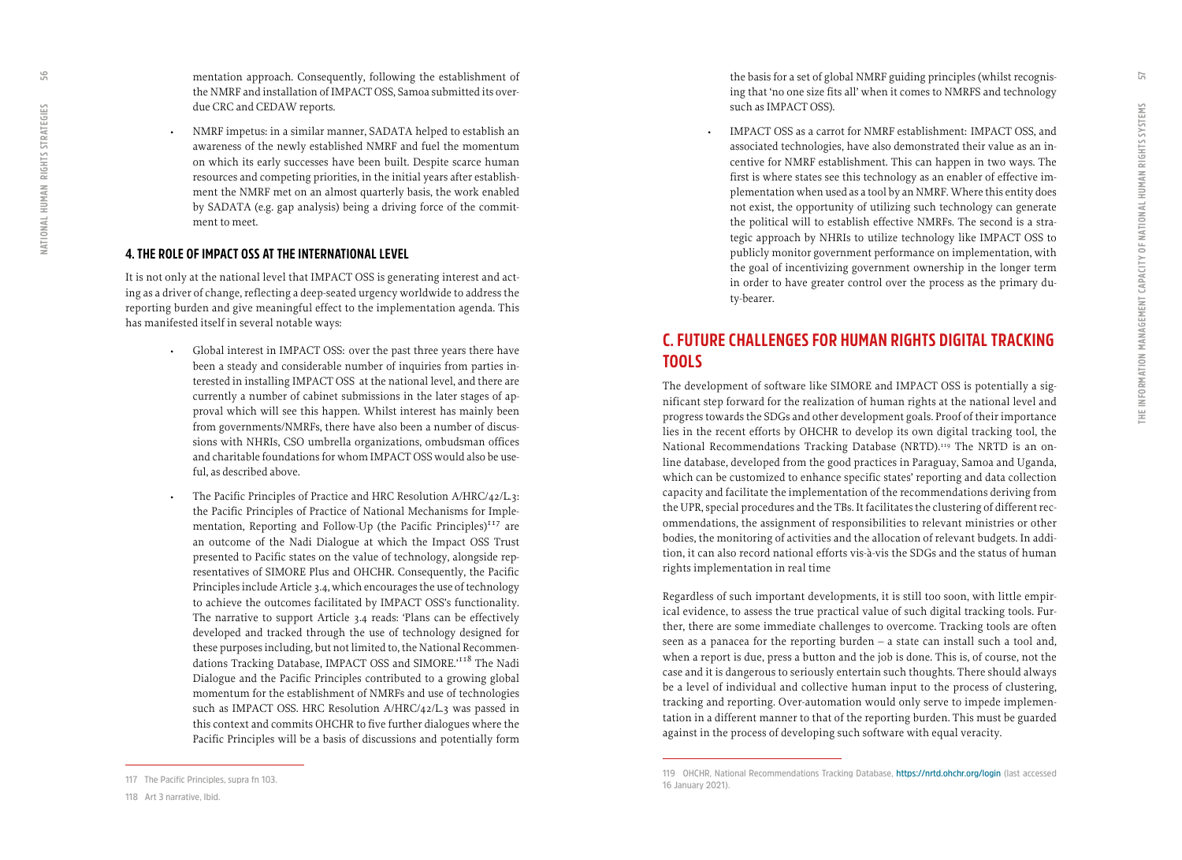mentation approach. Consequently, following the establishment of the NMRF and installation of IMPACT OSS, Samoa submitted its overdue CRC and CEDAW reports.

- NMRF impetus: in a similar manner, SADATA helped to establish an awareness of the newly established NMRF and fuel the momentum on which its early successes have been built. Despite scarce human resources and competing priorities, in the initial years after establishment the NMRF met on an almost quarterly basis, the work enabled by SADATA (e.g. gap analysis) being a driving force of the commitment to meet.

### 4. THE ROLE OF IMPACT OSS AT THE INTERNATIONAL LEVEL

It is not only at the national level that IMPACT OSS is generating interest and acting as a driver of change, reflecting a deep-seated urgency worldwide to address the reporting burden and give meaningful effect to the implementation agenda. This has manifested itself in several notable ways:

- Global interest in IMPACT OSS: over the past three years there have been a steady and considerable number of inquiries from parties interested in installing IMPACT OSS at the national level, and there are currently a number of cabinet submissions in the later stages of approval which will see this happen. Whilst interest has mainly been from governments/NMRFs, there have also been a number of discussions with NHRIs, CSO umbrella organizations, ombudsman offices and charitable foundations for whom IMPACT OSS would also be useful, as described above.

- The Pacific Principles of Practice and HRC Resolution A/HRC/42/L.3: the Pacific Principles of Practice of National Mechanisms for Implementation, Reporting and Follow-Up (the Pacific Principles)[117] are an outcome of the Nadi Dialogue at which the Impact OSS Trust presented to Pacific states on the value of technology, alongside representatives of SIMORE Plus and OHCHR. Consequently, the Pacific Principles include Article 3.4, which encourages the use of technology to achieve the outcomes facilitated by IMPACT OSS's functionality. The narrative to support Article 3.4 reads: 'Plans can be effectively developed and tracked through the use of technology designed for these purposes including, but not limited to, the National Recommendations Tracking Database, IMPACT OSS and SIMORE.'[118] The Nadi Dialogue and the Pacific Principles contributed to a growing global momentum for the establishment of NMRFs and use of technologies such as IMPACT OSS. HRC Resolution A/HRC/42/L.3 was passed in this context and commits OHCHR to five further dialogues where the Pacific Principles will be a basis of discussions and potentially form the basis for a set of global NMRF guiding principles (whilst recognising that 'no one size fits all' when it comes to NMRFS and technology such as IMPACT OSS).

- IMPACT OSS as a carrot for NMRF establishment: IMPACT OSS, and associated technologies, have also demonstrated their value as an incentive for NMRF establishment. This can happen in two ways. The first is where states see this technology as an enabler of effective implementation when used as a tool by an NMRF. Where this entity does not exist, the opportunity of utilizing such technology can generate the political will to establish effective NMRFs. The second is a strategic approach by NHRIs to utilize technology like IMPACT OSS to publicly monitor government performance on implementation, with the goal of incentivizing government ownership in the longer term in order to have greater control over the process as the primary duty-bearer.

## C. FUTURE CHALLENGES FOR HUMAN RIGHTS DIGITAL TRACKING TOOLS

The development of software like SIMORE and IMPACT OSS is potentially a significant step forward for the realization of human rights at the national level and progress towards the SDGs and other development goals. Proof of their importance lies in the recent efforts by OHCHR to develop its own digital tracking tool, the National Recommendations Tracking Database (NRTD).[119] The NRTD is an online database, developed from the good practices in Paraguay, Samoa and Uganda, which can be customized to enhance specific states' reporting and data collection capacity and facilitate the implementation of the recommendations deriving from the UPR, special procedures and the TBs. It facilitates the clustering of different recommendations, the assignment of responsibilities to relevant ministries or other bodies, the monitoring of activities and the allocation of relevant budgets. In addition, it can also record national efforts vis-à-vis the SDGs and the status of human rights implementation in real time

Regardless of such important developments, it is still too soon, with little empirical evidence, to assess the true practical value of such digital tracking tools. Further, there are some immediate challenges to overcome. Tracking tools are often seen as a panacea for the reporting burden – a state can install such a tool and, when a report is due, press a button and the job is done. This is, of course, not the case and it is dangerous to seriously entertain such thoughts. There should always be a level of individual and collective human input to the process of clustering, tracking and reporting. Over-automation would only serve to impede implementation in a different manner to that of the reporting burden. This must be guarded against in the process of developing such software with equal veracity.

---

117 The Pacific Principles, supra fn 103.

118 Art 3 narrative, Ibid.

119 OHCHR, National Recommendations Tracking Database, https://nrtd.ohchr.org/login (last accessed 16 January 2021).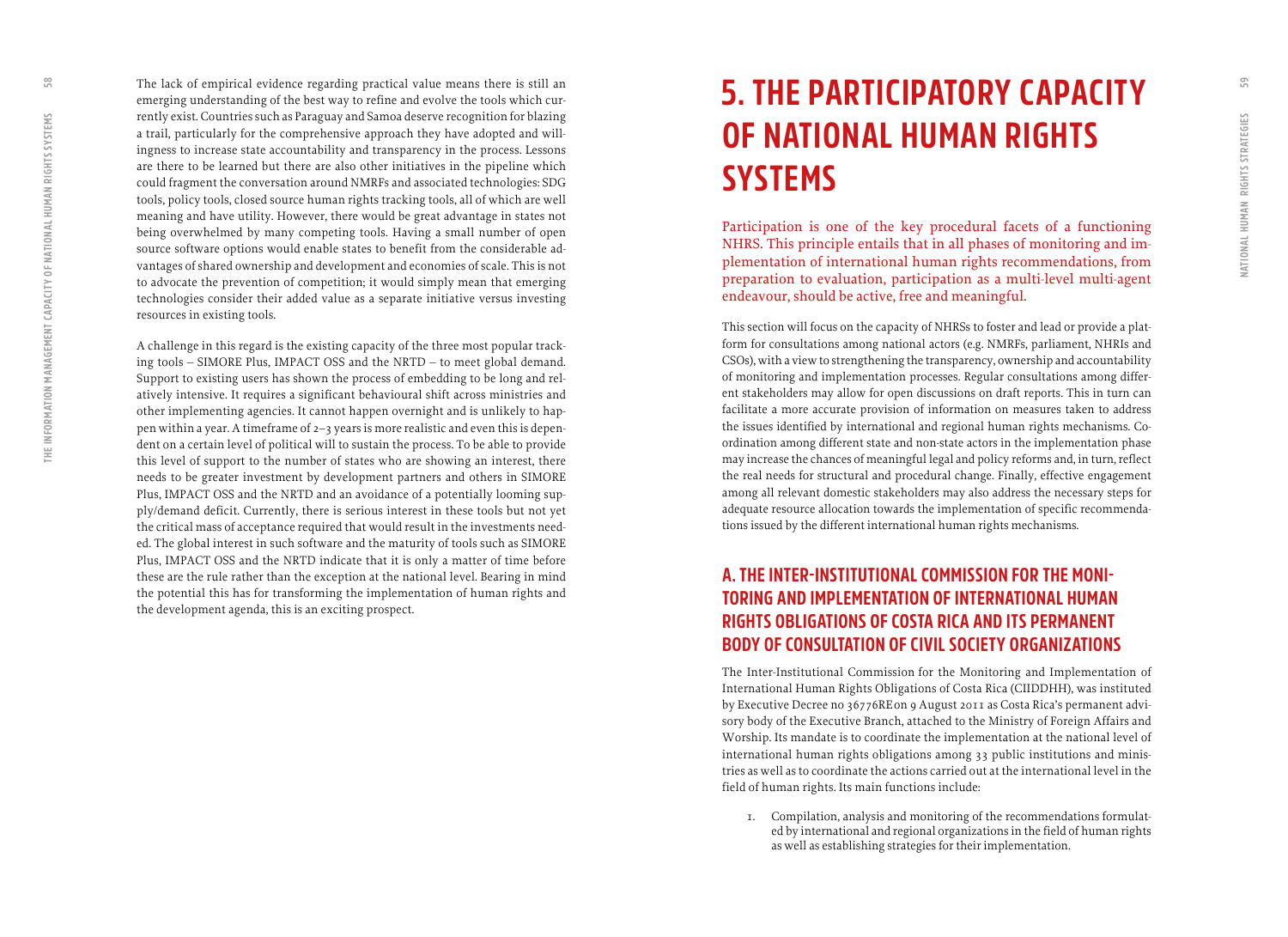The lack of empirical evidence regarding practical value means there is still an emerging understanding of the best way to refine and evolve the tools which currently exist. Countries such as Paraguay and Samoa deserve recognition for blazing a trail, particularly for the comprehensive approach they have adopted and willingness to increase state accountability and transparency in the process. Lessons are there to be learned but there are also other initiatives in the pipeline which could fragment the conversation around NMRFs and associated technologies: SDG tools, policy tools, closed source human rights tracking tools, all of which are well meaning and have utility. However, there would be great advantage in states not being overwhelmed by many competing tools. Having a small number of open source software options would enable states to benefit from the considerable advantages of shared ownership and development and economies of scale. This is not to advocate the prevention of competition; it would simply mean that emerging technologies consider their added value as a separate initiative versus investing resources in existing tools.

A challenge in this regard is the existing capacity of the three most popular tracking tools – SIMORE Plus, IMPACT OSS and the NRTD – to meet global demand. Support to existing users has shown the process of embedding to be long and relatively intensive. It requires a significant behavioural shift across ministries and other implementing agencies. It cannot happen overnight and is unlikely to happen within a year. A timeframe of 2–3 years is more realistic and even this is dependent on a certain level of political will to sustain the process. To be able to provide this level of support to the number of states who are showing an interest, there needs to be greater investment by development partners and others in SIMORE Plus, IMPACT OSS and the NRTD and an avoidance of a potentially looming supply/demand deficit. Currently, there is serious interest in these tools but not yet the critical mass of acceptance required that would result in the investments needed. The global interest in such software and the maturity of tools such as SIMORE Plus, IMPACT OSS and the NRTD indicate that it is only a matter of time before these are the rule rather than the exception at the national level. Bearing in mind the potential this has for transforming the implementation of human rights and the development agenda, this is an exciting prospect.

# 5. THE PARTICIPATORY CAPACITY OF NATIONAL HUMAN RIGHTS SYSTEMS

Participation is one of the key procedural facets of a functioning NHRS. This principle entails that in all phases of monitoring and implementation of international human rights recommendations, from preparation to evaluation, participation as a multi-level multi-agent endeavour, should be active, free and meaningful.

This section will focus on the capacity of NHRSs to foster and lead or provide a platform for consultations among national actors (e.g. NMRFs, parliament, NHRIs and CSOs), with a view to strengthening the transparency, ownership and accountability of monitoring and implementation processes. Regular consultations among different stakeholders may allow for open discussions on draft reports. This in turn can facilitate a more accurate provision of information on measures taken to address the issues identified by international and regional human rights mechanisms. Coordination among different state and non-state actors in the implementation phase may increase the chances of meaningful legal and policy reforms and, in turn, reflect the real needs for structural and procedural change. Finally, effective engagement among all relevant domestic stakeholders may also address the necessary steps for adequate resource allocation towards the implementation of specific recommendations issued by the different international human rights mechanisms.

## A. THE INTER-INSTITUTIONAL COMMISSION FOR THE MONITORING AND IMPLEMENTATION OF INTERNATIONAL HUMAN RIGHTS OBLIGATIONS OF COSTA RICA AND ITS PERMANENT BODY OF CONSULTATION OF CIVIL SOCIETY ORGANIZATIONS

The Inter-Institutional Commission for the Monitoring and Implementation of International Human Rights Obligations of Costa Rica (CIIDDHH), was instituted by Executive Decree no 36776REon 9 August 2011 as Costa Rica's permanent advisory body of the Executive Branch, attached to the Ministry of Foreign Affairs and Worship. Its mandate is to coordinate the implementation at the national level of international human rights obligations among 33 public institutions and ministries as well as to coordinate the actions carried out at the international level in the field of human rights. Its main functions include:

1. Compilation, analysis and monitoring of the recommendations formulated by international and regional organizations in the field of human rights as well as establishing strategies for their implementation.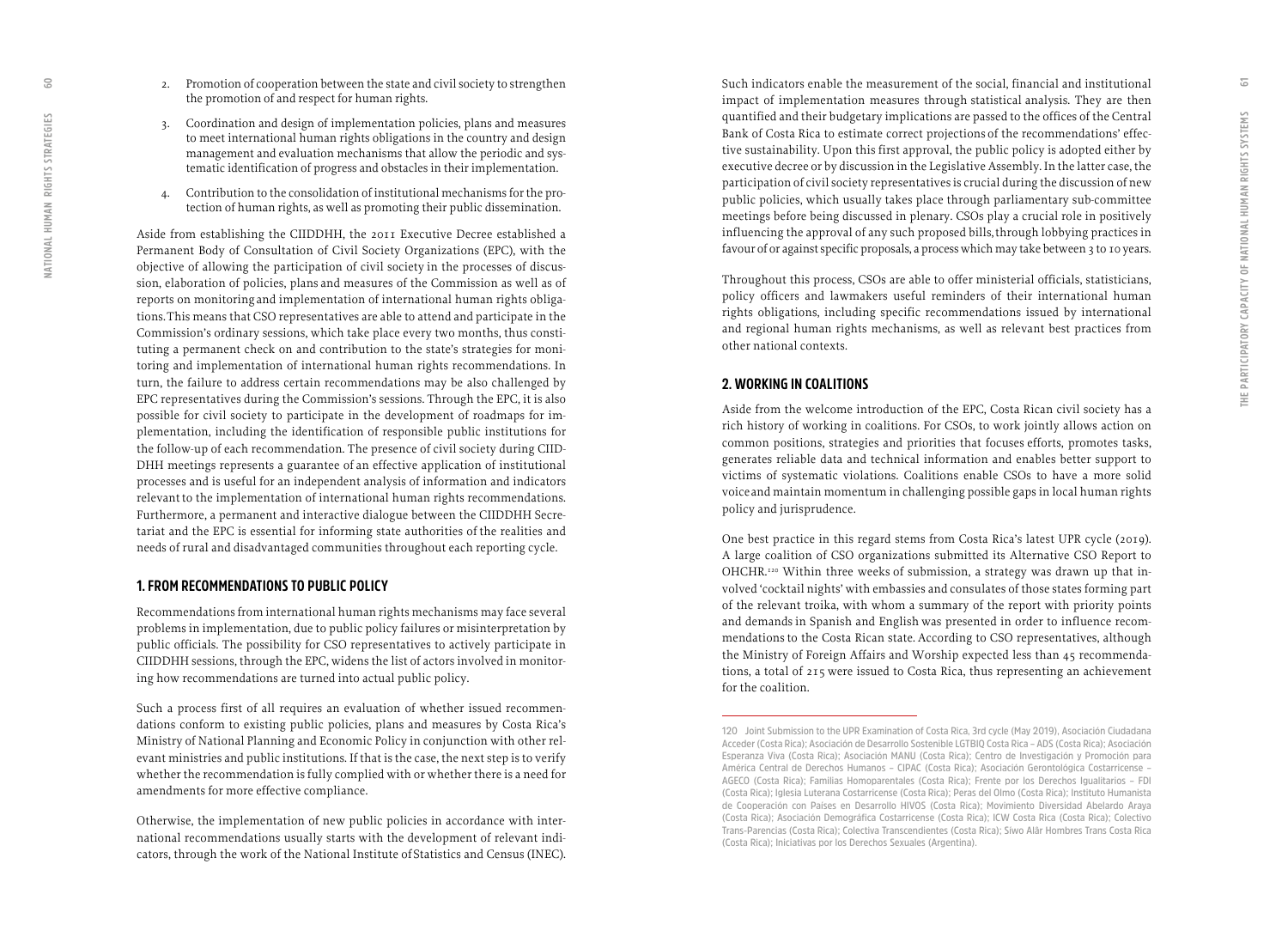2. Promotion of cooperation between the state and civil society to strengthen the promotion of and respect for human rights.
3. Coordination and design of implementation policies, plans and measures to meet international human rights obligations in the country and design management and evaluation mechanisms that allow the periodic and systematic identification of progress and obstacles in their implementation.
4. Contribution to the consolidation of institutional mechanisms for the protection of human rights, as well as promoting their public dissemination.

Aside from establishing the CIIDDHH, the 2011 Executive Decree established a Permanent Body of Consultation of Civil Society Organizations (EPC), with the objective of allowing the participation of civil society in the processes of discussion, elaboration of policies, plans and measures of the Commission as well as of reports on monitoring and implementation of international human rights obligations. This means that CSO representatives are able to attend and participate in the Commission's ordinary sessions, which take place every two months, thus constituting a permanent check on and contribution to the state's strategies for monitoring and implementation of international human rights recommendations. In turn, the failure to address certain recommendations may be also challenged by EPC representatives during the Commission's sessions. Through the EPC, it is also possible for civil society to participate in the development of roadmaps for implementation, including the identification of responsible public institutions for the follow-up of each recommendation. The presence of civil society during CIIDDHH meetings represents a guarantee of an effective application of institutional processes and is useful for an independent analysis of information and indicators relevant to the implementation of international human rights recommendations. Furthermore, a permanent and interactive dialogue between the CIIDDHH Secretariat and the EPC is essential for informing state authorities of the realities and needs of rural and disadvantaged communities throughout each reporting cycle.

## 1. FROM RECOMMENDATIONS TO PUBLIC POLICY

Recommendations from international human rights mechanisms may face several problems in implementation, due to public policy failures or misinterpretation by public officials. The possibility for CSO representatives to actively participate in CIIDDHH sessions, through the EPC, widens the list of actors involved in monitoring how recommendations are turned into actual public policy.

Such a process first of all requires an evaluation of whether issued recommendations conform to existing public policies, plans and measures by Costa Rica's Ministry of National Planning and Economic Policy in conjunction with other relevant ministries and public institutions. If that is the case, the next step is to verify whether the recommendation is fully complied with or whether there is a need for amendments for more effective compliance.

Otherwise, the implementation of new public policies in accordance with international recommendations usually starts with the development of relevant indicators, through the work of the National Institute of Statistics and Census (INEC). Such indicators enable the measurement of the social, financial and institutional impact of implementation measures through statistical analysis. They are then quantified and their budgetary implications are passed to the offices of the Central Bank of Costa Rica to estimate correct projections of the recommendations' effective sustainability. Upon this first approval, the public policy is adopted either by executive decree or by discussion in the Legislative Assembly. In the latter case, the participation of civil society representatives is crucial during the discussion of new public policies, which usually takes place through parliamentary sub-committee meetings before being discussed in plenary. CSOs play a crucial role in positively influencing the approval of any such proposed bills, through lobbying practices in favour of or against specific proposals, a process which may take between 3 to 10 years.

Throughout this process, CSOs are able to offer ministerial officials, statisticians, policy officers and lawmakers useful reminders of their international human rights obligations, including specific recommendations issued by international and regional human rights mechanisms, as well as relevant best practices from other national contexts.

## 2. WORKING IN COALITIONS

Aside from the welcome introduction of the EPC, Costa Rican civil society has a rich history of working in coalitions. For CSOs, to work jointly allows action on common positions, strategies and priorities that focuses efforts, promotes tasks, generates reliable data and technical information and enables better support to victims of systematic violations. Coalitions enable CSOs to have a more solid voice and maintain momentum in challenging possible gaps in local human rights policy and jurisprudence.

One best practice in this regard stems from Costa Rica's latest UPR cycle (2019). A large coalition of CSO organizations submitted its Alternative CSO Report to OHCHR.[120] Within three weeks of submission, a strategy was drawn up that involved 'cocktail nights' with embassies and consulates of those states forming part of the relevant troika, with whom a summary of the report with priority points and demands in Spanish and English was presented in order to influence recommendations to the Costa Rican state. According to CSO representatives, although the Ministry of Foreign Affairs and Worship expected less than 45 recommendations, a total of 215 were issued to Costa Rica, thus representing an achievement for the coalition.

---

120 Joint Submission to the UPR Examination of Costa Rica, 3rd cycle (May 2019), Asociación Ciudadana Acceder (Costa Rica); Asociación de Desarrollo Sostenible LGTBIQ Costa Rica – ADS (Costa Rica); Asociación Esperanza Viva (Costa Rica); Asociación MANU (Costa Rica); Centro de Investigación y Promoción para América Central de Derechos Humanos – CIPAC (Costa Rica); Asociación Gerontológica Costarricense – AGECO (Costa Rica); Familias Homoparentales (Costa Rica); Frente por los Derechos Igualitarios – FDI (Costa Rica); Iglesia Luterana Costarricense (Costa Rica); Peras del Olmo (Costa Rica); Instituto Humanista de Cooperación con Países en Desarrollo HIVOS (Costa Rica); Movimiento Diversidad Abelardo Araya (Costa Rica); Asociación Demográfica Costarricense (Costa Rica); ICW Costa Rica (Costa Rica); Colectivo Trans-Parencias (Costa Rica); Colectiva Transcendientes (Costa Rica); Siwo Alâr Hombres Trans Costa Rica (Costa Rica); Iniciativas por los Derechos Sexuales (Argentina).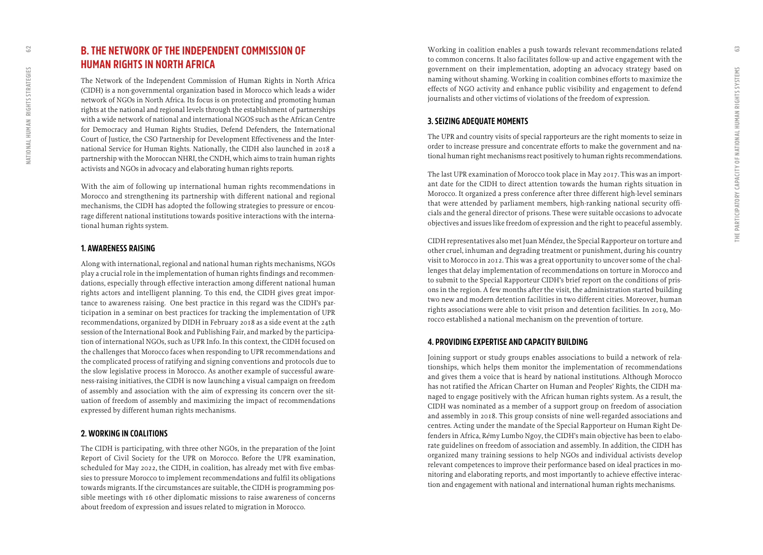## B. THE NETWORK OF THE INDEPENDENT COMMISSION OF HUMAN RIGHTS IN NORTH AFRICA

The Network of the Independent Commission of Human Rights in North Africa (CIDH) is a non-governmental organization based in Morocco which leads a wider network of NGOs in North Africa. Its focus is on protecting and promoting human rights at the national and regional levels through the establishment of partnerships with a wide network of national and international NGOS such as the African Centre for Democracy and Human Rights Studies, Defend Defenders, the International Court of Justice, the CSO Partnership for Development Effectiveness and the International Service for Human Rights. Nationally, the CIDH also launched in 2018 a partnership with the Moroccan NHRI, the CNDH, which aims to train human rights activists and NGOs in advocacy and elaborating human rights reports.

With the aim of following up international human rights recommendations in Morocco and strengthening its partnership with different national and regional mechanisms, the CIDH has adopted the following strategies to pressure or encourage different national institutions towards positive interactions with the international human rights system.

### 1. AWARENESS RAISING

Along with international, regional and national human rights mechanisms, NGOs play a crucial role in the implementation of human rights findings and recommendations, especially through effective interaction among different national human rights actors and intelligent planning. To this end, the CIDH gives great importance to awareness raising. One best practice in this regard was the CIDH's participation in a seminar on best practices for tracking the implementation of UPR recommendations, organized by DIDH in February 2018 as a side event at the 24th session of the International Book and Publishing Fair, and marked by the participation of international NGOs, such as UPR Info. In this context, the CIDH focused on the challenges that Morocco faces when responding to UPR recommendations and the complicated process of ratifying and signing conventions and protocols due to the slow legislative process in Morocco. As another example of successful awareness-raising initiatives, the CIDH is now launching a visual campaign on freedom of assembly and association with the aim of expressing its concern over the situation of freedom of assembly and maximizing the impact of recommendations expressed by different human rights mechanisms.

### 2. WORKING IN COALITIONS

The CIDH is participating, with three other NGOs, in the preparation of the Joint Report of Civil Society for the UPR on Morocco. Before the UPR examination, scheduled for May 2022, the CIDH, in coalition, has already met with five embassies to pressure Morocco to implement recommendations and fulfil its obligations towards migrants. If the circumstances are suitable, the CIDH is programming possible meetings with 16 other diplomatic missions to raise awareness of concerns about freedom of expression and issues related to migration in Morocco.

Working in coalition enables a push towards relevant recommendations related to common concerns. It also facilitates follow-up and active engagement with the government on their implementation, adopting an advocacy strategy based on naming without shaming. Working in coalition combines efforts to maximize the effects of NGO activity and enhance public visibility and engagement to defend journalists and other victims of violations of the freedom of expression.

### 3. SEIZING ADEQUATE MOMENTS

The UPR and country visits of special rapporteurs are the right moments to seize in order to increase pressure and concentrate efforts to make the government and national human right mechanisms react positively to human rights recommendations.

The last UPR examination of Morocco took place in May 2017. This was an important date for the CIDH to direct attention towards the human rights situation in Morocco. It organized a press conference after three different high-level seminars that were attended by parliament members, high-ranking national security officials and the general director of prisons. These were suitable occasions to advocate objectives and issues like freedom of expression and the right to peaceful assembly.

CIDH representatives also met Juan Méndez, the Special Rapporteur on torture and other cruel, inhuman and degrading treatment or punishment, during his country visit to Morocco in 2012. This was a great opportunity to uncover some of the challenges that delay implementation of recommendations on torture in Morocco and to submit to the Special Rapporteur CIDH's brief report on the conditions of prisons in the region. A few months after the visit, the administration started building two new and modern detention facilities in two different cities. Moreover, human rights associations were able to visit prison and detention facilities. In 2019, Morocco established a national mechanism on the prevention of torture.

### 4. PROVIDING EXPERTISE AND CAPACITY BUILDING

Joining support or study groups enables associations to build a network of relationships, which helps them monitor the implementation of recommendations and gives them a voice that is heard by national institutions. Although Morocco has not ratified the African Charter on Human and Peoples' Rights, the CIDH managed to engage positively with the African human rights system. As a result, the CIDH was nominated as a member of a support group on freedom of association and assembly in 2018. This group consists of nine well-regarded associations and centres. Acting under the mandate of the Special Rapporteur on Human Right Defenders in Africa, Rémy Lumbo Ngoy, the CIDH's main objective has been to elaborate guidelines on freedom of association and assembly. In addition, the CIDH has organized many training sessions to help NGOs and individual activists develop relevant competences to improve their performance based on ideal practices in monitoring and elaborating reports, and most importantly to achieve effective interaction and engagement with national and international human rights mechanisms.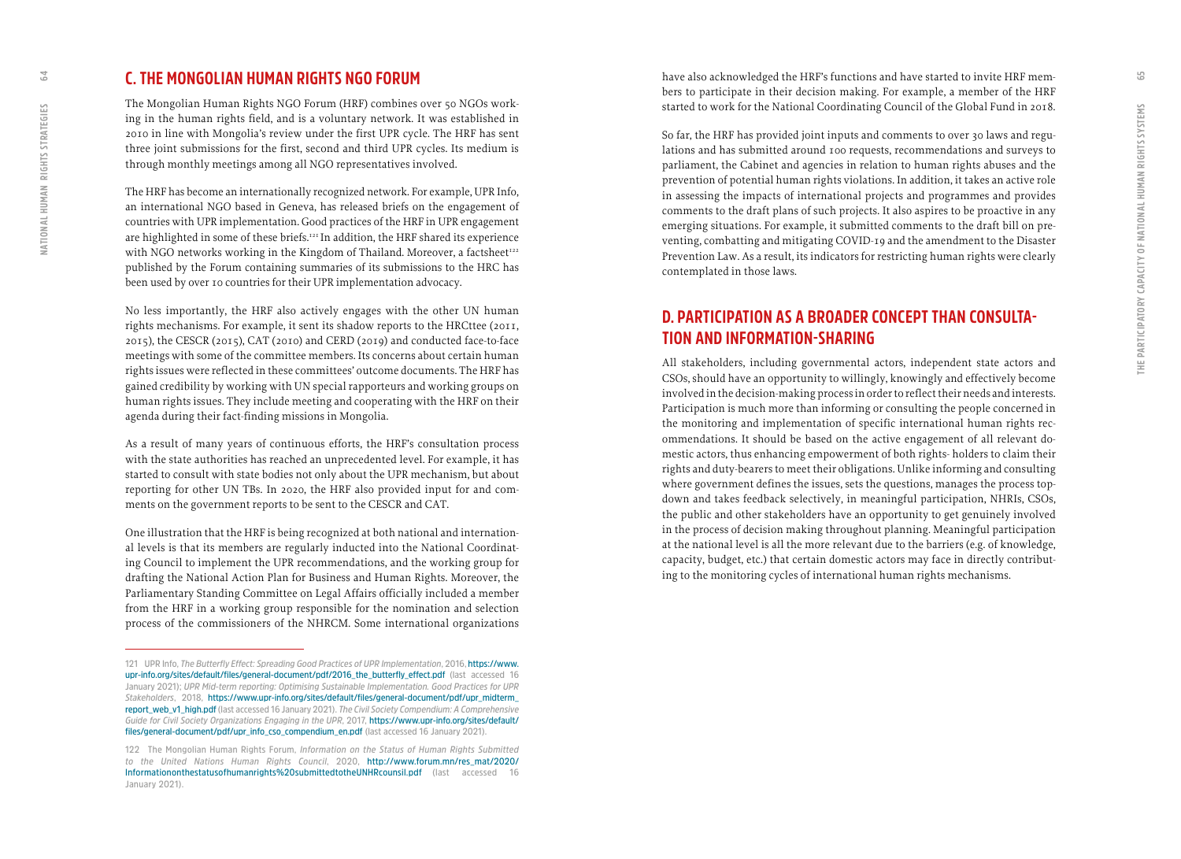## C. THE MONGOLIAN HUMAN RIGHTS NGO FORUM

The Mongolian Human Rights NGO Forum (HRF) combines over 50 NGOs working in the human rights field, and is a voluntary network. It was established in 2010 in line with Mongolia's review under the first UPR cycle. The HRF has sent three joint submissions for the first, second and third UPR cycles. Its medium is through monthly meetings among all NGO representatives involved.

The HRF has become an internationally recognized network. For example, UPR Info, an international NGO based in Geneva, has released briefs on the engagement of countries with UPR implementation. Good practices of the HRF in UPR engagement are highlighted in some of these briefs.[121] In addition, the HRF shared its experience with NGO networks working in the Kingdom of Thailand. Moreover, a factsheet[122] published by the Forum containing summaries of its submissions to the HRC has been used by over 10 countries for their UPR implementation advocacy.

No less importantly, the HRF also actively engages with the other UN human rights mechanisms. For example, it sent its shadow reports to the HRCttee (2011, 2015), the CESCR (2015), CAT (2010) and CERD (2019) and conducted face-to-face meetings with some of the committee members. Its concerns about certain human rights issues were reflected in these committees' outcome documents. The HRF has gained credibility by working with UN special rapporteurs and working groups on human rights issues. They include meeting and cooperating with the HRF on their agenda during their fact-finding missions in Mongolia.

As a result of many years of continuous efforts, the HRF's consultation process with the state authorities has reached an unprecedented level. For example, it has started to consult with state bodies not only about the UPR mechanism, but about reporting for other UN TBs. In 2020, the HRF also provided input for and comments on the government reports to be sent to the CESCR and CAT.

One illustration that the HRF is being recognized at both national and international levels is that its members are regularly inducted into the National Coordinating Council to implement the UPR recommendations, and the working group for drafting the National Action Plan for Business and Human Rights. Moreover, the Parliamentary Standing Committee on Legal Affairs officially included a member from the HRF in a working group responsible for the nomination and selection process of the commissioners of the NHRCM. Some international organizations have also acknowledged the HRF's functions and have started to invite HRF members to participate in their decision making. For example, a member of the HRF started to work for the National Coordinating Council of the Global Fund in 2018.

So far, the HRF has provided joint inputs and comments to over 30 laws and regulations and has submitted around 100 requests, recommendations and surveys to parliament, the Cabinet and agencies in relation to human rights abuses and the prevention of potential human rights violations. In addition, it takes an active role in assessing the impacts of international projects and programmes and provides comments to the draft plans of such projects. It also aspires to be proactive in any emerging situations. For example, it submitted comments to the draft bill on preventing, combatting and mitigating COVID-19 and the amendment to the Disaster Prevention Law. As a result, its indicators for restricting human rights were clearly contemplated in those laws.

## D. PARTICIPATION AS A BROADER CONCEPT THAN CONSULTATION AND INFORMATION-SHARING

All stakeholders, including governmental actors, independent state actors and CSOs, should have an opportunity to willingly, knowingly and effectively become involved in the decision-making process in order to reflect their needs and interests. Participation is much more than informing or consulting the people concerned in the monitoring and implementation of specific international human rights recommendations. It should be based on the active engagement of all relevant domestic actors, thus enhancing empowerment of both rights- holders to claim their rights and duty-bearers to meet their obligations. Unlike informing and consulting where government defines the issues, sets the questions, manages the process top-down and takes feedback selectively, in meaningful participation, NHRIs, CSOs, the public and other stakeholders have an opportunity to get genuinely involved in the process of decision making throughout planning. Meaningful participation at the national level is all the more relevant due to the barriers (e.g. of knowledge, capacity, budget, etc.) that certain domestic actors may face in directly contributing to the monitoring cycles of international human rights mechanisms.

---

121 UPR Info, *The Butterfly Effect: Spreading Good Practices of UPR Implementation*, 2016, https://www.upr-info.org/sites/default/files/general-document/pdf/2016_the_butterfly_effect.pdf (last accessed 16 January 2021); *UPR Mid-term reporting: Optimising Sustainable Implementation. Good Practices for UPR Stakeholders*, 2018, https://www.upr-info.org/sites/default/files/general-document/pdf/upr_midterm_report_web_v1_high.pdf (last accessed 16 January 2021). *The Civil Society Compendium: A Comprehensive Guide for Civil Society Organizations Engaging in the UPR*, 2017, https://www.upr-info.org/sites/default/files/general-document/pdf/upr_info_cso_compendium_en.pdf (last accessed 16 January 2021).

122 The Mongolian Human Rights Forum, *Information on the Status of Human Rights Submitted to the United Nations Human Rights Council*, 2020, http://www.forum.mn/res_mat/2020/Informationonthestatusofhumanrights%20submittedtotheUNHRcounsil.pdf (last accessed 16 January 2021).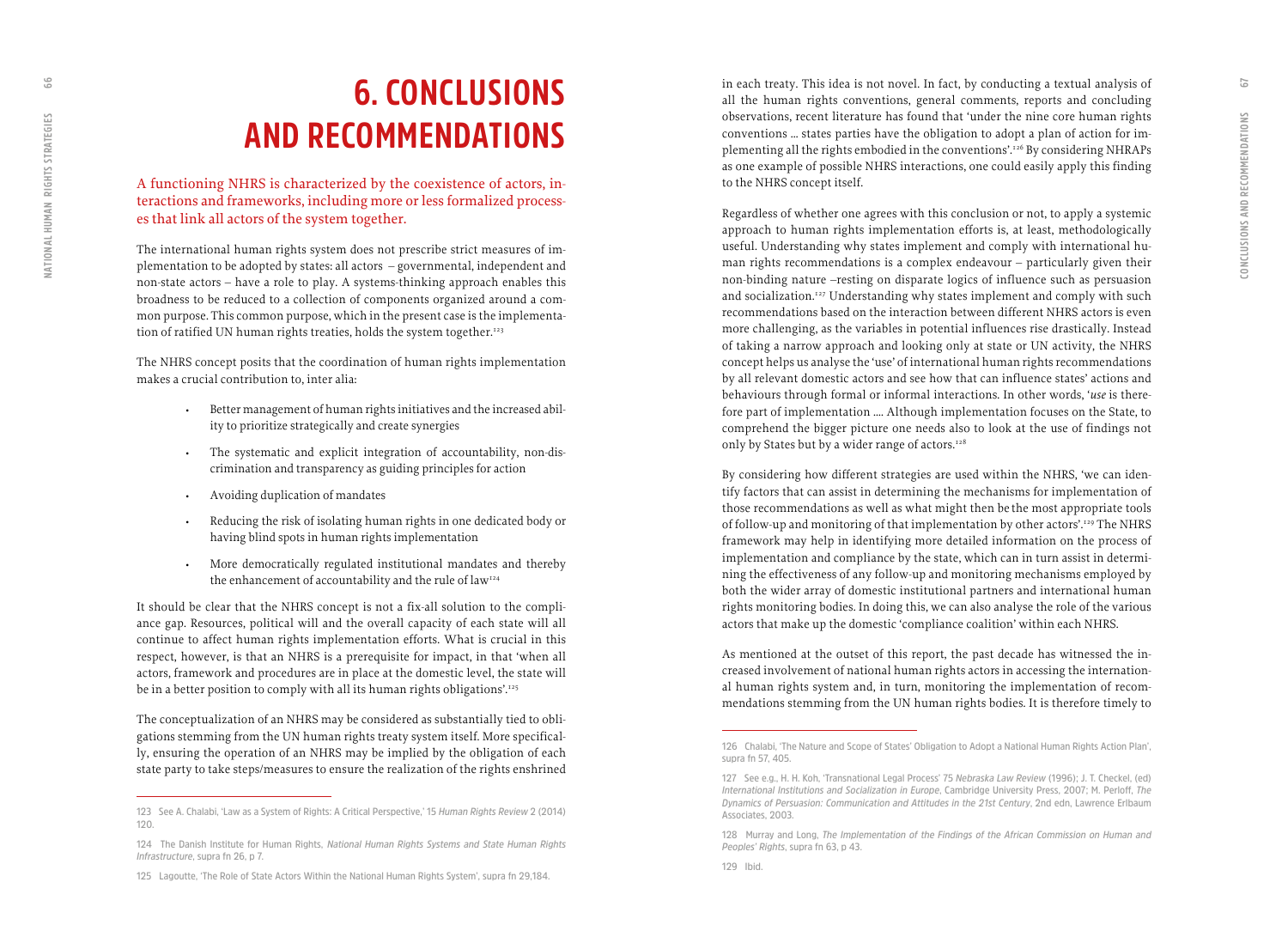# 6. CONCLUSIONS AND RECOMMENDATIONS

A functioning NHRS is characterized by the coexistence of actors, interactions and frameworks, including more or less formalized processes that link all actors of the system together.

The international human rights system does not prescribe strict measures of implementation to be adopted by states: all actors – governmental, independent and non-state actors – have a role to play. A systems-thinking approach enables this broadness to be reduced to a collection of components organized around a common purpose. This common purpose, which in the present case is the implementation of ratified UN human rights treaties, holds the system together.[123]

The NHRS concept posits that the coordination of human rights implementation makes a crucial contribution to, inter alia:

- Better management of human rights initiatives and the increased ability to prioritize strategically and create synergies
- The systematic and explicit integration of accountability, non-discrimination and transparency as guiding principles for action
- Avoiding duplication of mandates
- Reducing the risk of isolating human rights in one dedicated body or having blind spots in human rights implementation
- More democratically regulated institutional mandates and thereby the enhancement of accountability and the rule of law[124]

It should be clear that the NHRS concept is not a fix-all solution to the compliance gap. Resources, political will and the overall capacity of each state will all continue to affect human rights implementation efforts. What is crucial in this respect, however, is that an NHRS is a prerequisite for impact, in that 'when all actors, framework and procedures are in place at the domestic level, the state will be in a better position to comply with all its human rights obligations'.[125]

The conceptualization of an NHRS may be considered as substantially tied to obligations stemming from the UN human rights treaty system itself. More specifically, ensuring the operation of an NHRS may be implied by the obligation of each state party to take steps/measures to ensure the realization of the rights enshrined in each treaty. This idea is not novel. In fact, by conducting a textual analysis of all the human rights conventions, general comments, reports and concluding observations, recent literature has found that 'under the nine core human rights conventions ... states parties have the obligation to adopt a plan of action for implementing all the rights embodied in the conventions'.[126] By considering NHRAPs as one example of possible NHRS interactions, one could easily apply this finding to the NHRS concept itself.

Regardless of whether one agrees with this conclusion or not, to apply a systemic approach to human rights implementation efforts is, at least, methodologically useful. Understanding why states implement and comply with international human rights recommendations is a complex endeavour – particularly given their non-binding nature –resting on disparate logics of influence such as persuasion and socialization.[127] Understanding why states implement and comply with such recommendations based on the interaction between different NHRS actors is even more challenging, as the variables in potential influences rise drastically. Instead of taking a narrow approach and looking only at state or UN activity, the NHRS concept helps us analyse the 'use' of international human rights recommendations by all relevant domestic actors and see how that can influence states' actions and behaviours through formal or informal interactions. In other words, '*use* is therefore part of implementation .... Although implementation focuses on the State, to comprehend the bigger picture one needs also to look at the use of findings not only by States but by a wider range of actors.[128]

By considering how different strategies are used within the NHRS, 'we can identify factors that can assist in determining the mechanisms for implementation of those recommendations as well as what might then be the most appropriate tools of follow-up and monitoring of that implementation by other actors'.[129] The NHRS framework may help in identifying more detailed information on the process of implementation and compliance by the state, which can in turn assist in determining the effectiveness of any follow-up and monitoring mechanisms employed by both the wider array of domestic institutional partners and international human rights monitoring bodies. In doing this, we can also analyse the role of the various actors that make up the domestic 'compliance coalition' within each NHRS.

As mentioned at the outset of this report, the past decade has witnessed the increased involvement of national human rights actors in accessing the international human rights system and, in turn, monitoring the implementation of recommendations stemming from the UN human rights bodies. It is therefore timely to

---

123 See A. Chalabi, 'Law as a System of Rights: A Critical Perspective,' 15 *Human Rights Review* 2 (2014) 120.

124 The Danish Institute for Human Rights, *National Human Rights Systems and State Human Rights Infrastructure*, supra fn 26, p 7.

125 Lagoutte, 'The Role of State Actors Within the National Human Rights System', supra fn 29,184.

126 Chalabi, 'The Nature and Scope of States' Obligation to Adopt a National Human Rights Action Plan', supra fn 57, 405.

127 See e.g., H. H. Koh, 'Transnational Legal Process' 75 *Nebraska Law Review* (1996); J. T. Checkel, (ed) *International Institutions and Socialization in Europe*, Cambridge University Press, 2007; M. Perloff, *The Dynamics of Persuasion: Communication and Attitudes in the 21st Century*, 2nd edn, Lawrence Erlbaum Associates, 2003.

128 Murray and Long, *The Implementation of the Findings of the African Commission on Human and Peoples' Rights*, supra fn 63, p 43.

129 Ibid.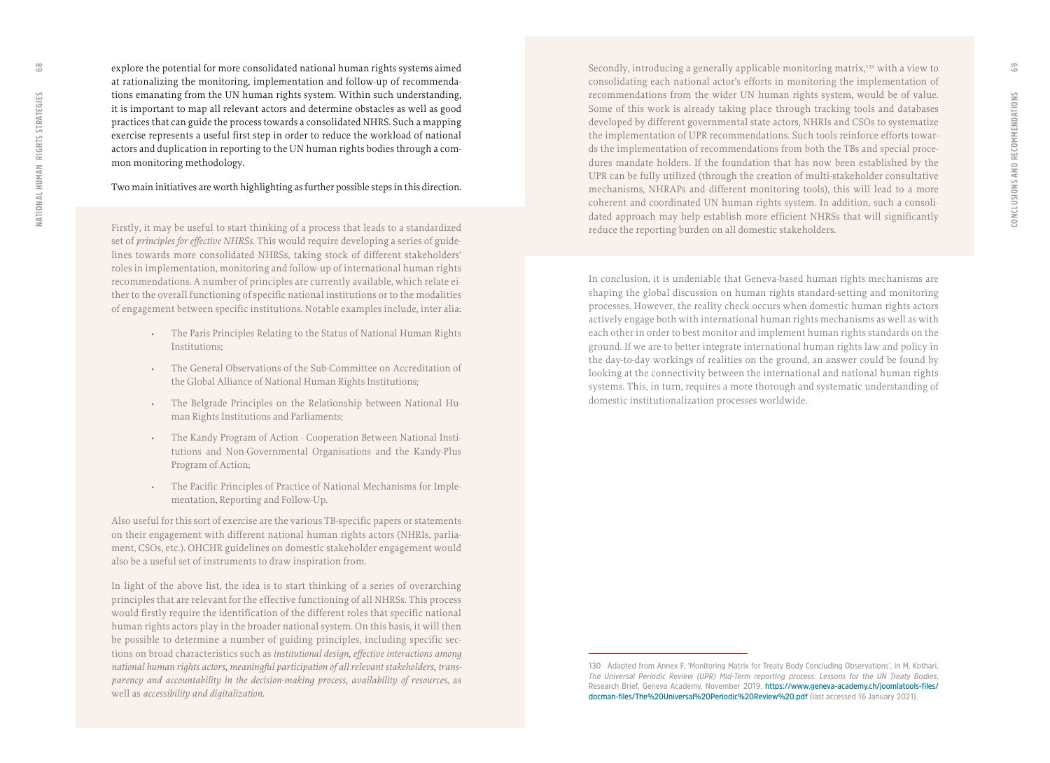explore the potential for more consolidated national human rights systems aimed at rationalizing the monitoring, implementation and follow-up of recommendations emanating from the UN human rights system. Within such understanding, it is important to map all relevant actors and determine obstacles as well as good practices that can guide the process towards a consolidated NHRS. Such a mapping exercise represents a useful first step in order to reduce the workload of national actors and duplication in reporting to the UN human rights bodies through a common monitoring methodology.

Two main initiatives are worth highlighting as further possible steps in this direction.

Firstly, it may be useful to start thinking of a process that leads to a standardized set of *principles for effective NHRSs*. This would require developing a series of guidelines towards more consolidated NHRSs, taking stock of different stakeholders' roles in implementation, monitoring and follow-up of international human rights recommendations. A number of principles are currently available, which relate either to the overall functioning of specific national institutions or to the modalities of engagement between specific institutions. Notable examples include, inter alia:

- The Paris Principles Relating to the Status of National Human Rights Institutions;
- The General Observations of the Sub-Committee on Accreditation of the Global Alliance of National Human Rights Institutions;
- The Belgrade Principles on the Relationship between National Human Rights Institutions and Parliaments;
- The Kandy Program of Action - Cooperation Between National Institutions and Non-Governmental Organisations and the Kandy-Plus Program of Action;
- The Pacific Principles of Practice of National Mechanisms for Implementation, Reporting and Follow-Up.

Also useful for this sort of exercise are the various TB-specific papers or statements on their engagement with different national human rights actors (NHRIs, parliament, CSOs, etc.). OHCHR guidelines on domestic stakeholder engagement would also be a useful set of instruments to draw inspiration from.

In light of the above list, the idea is to start thinking of a series of overarching principles that are relevant for the effective functioning of all NHRSs. This process would firstly require the identification of the different roles that specific national human rights actors play in the broader national system. On this basis, it will then be possible to determine a number of guiding principles, including specific sections on broad characteristics such as *institutional design, effective interactions among national human rights actors, meaningful participation of all relevant stakeholders, transparency and accountability in the decision-making process, availability of resources*, as well as *accessibility and digitalization*.

Secondly, introducing a generally applicable monitoring matrix,[130] with a view to consolidating each national actor's efforts in monitoring the implementation of recommendations from the wider UN human rights system, would be of value. Some of this work is already taking place through tracking tools and databases developed by different governmental state actors, NHRIs and CSOs to systematize the implementation of UPR recommendations. Such tools reinforce efforts towards the implementation of recommendations from both the TBs and special procedures mandate holders. If the foundation that has now been established by the UPR can be fully utilized (through the creation of multi-stakeholder consultative mechanisms, NHRAPs and different monitoring tools), this will lead to a more coherent and coordinated UN human rights system. In addition, such a consolidated approach may help establish more efficient NHRSs that will significantly reduce the reporting burden on all domestic stakeholders.

In conclusion, it is undeniable that Geneva-based human rights mechanisms are shaping the global discussion on human rights standard-setting and monitoring processes. However, the reality check occurs when domestic human rights actors actively engage both with international human rights mechanisms as well as with each other in order to best monitor and implement human rights standards on the ground. If we are to better integrate international human rights law and policy in the day-to-day workings of realities on the ground, an answer could be found by looking at the connectivity between the international and national human rights systems. This, in turn, requires a more thorough and systematic understanding of domestic institutionalization processes worldwide.

---

130 Adapted from Annex F, 'Monitoring Matrix for Treaty Body Concluding Observations', in M. Kothari, *The Universal Periodic Review (UPR) Mid-Term reporting process: Lessons for the UN Treaty Bodies*, Research Brief, Geneva Academy, November 2019, https://www.geneva-academy.ch/joomlatools-files/docman-files/The%20Universal%20Periodic%20Review%20.pdf (last accessed 16 January 2021).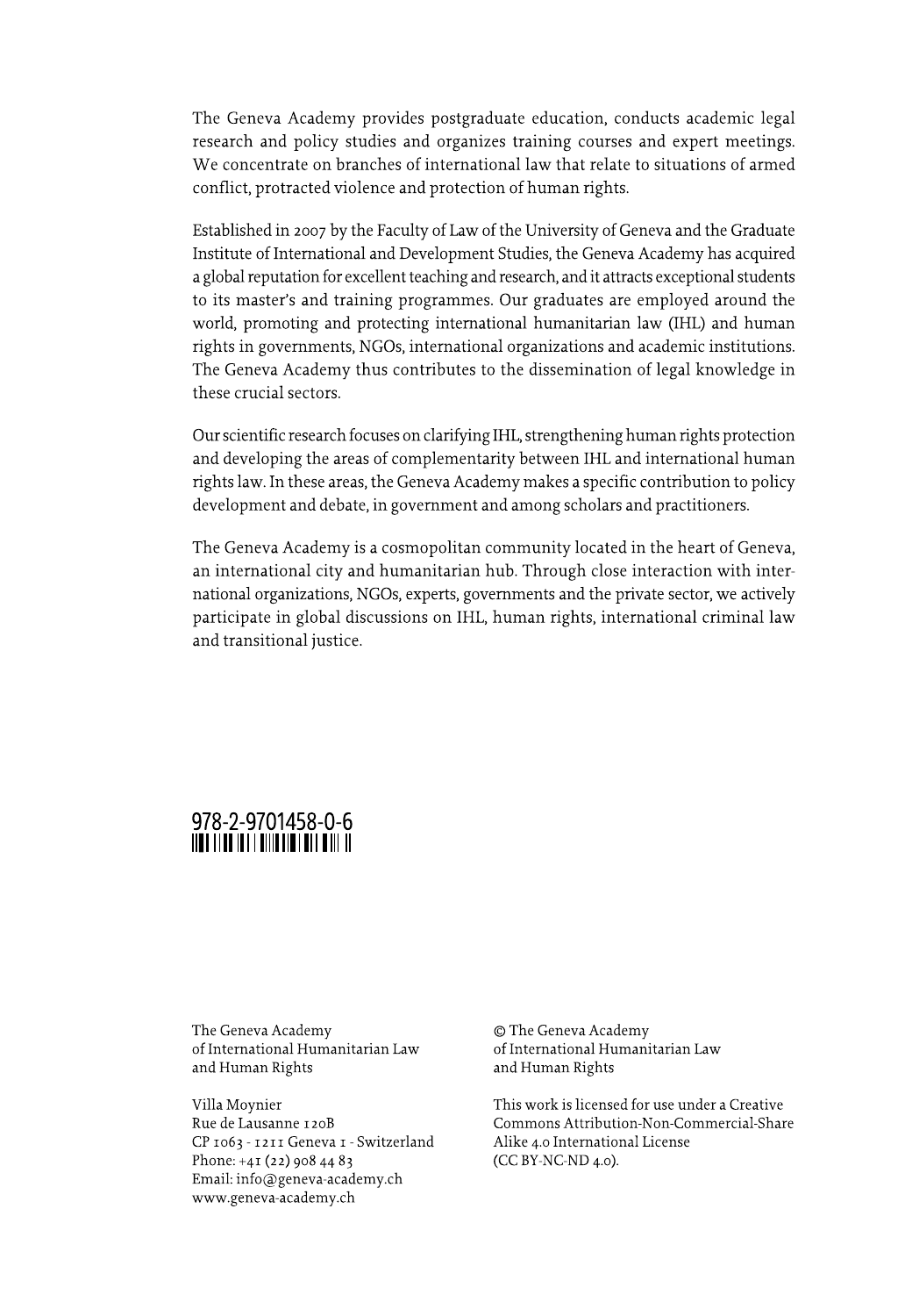The Geneva Academy provides postgraduate education, conducts academic legal research and policy studies and organizes training courses and expert meetings. We concentrate on branches of international law that relate to situations of armed conflict, protracted violence and protection of human rights.

Established in 2007 by the Faculty of Law of the University of Geneva and the Graduate Institute of International and Development Studies, the Geneva Academy has acquired a global reputation for excellent teaching and research, and it attracts exceptional students to its master's and training programmes. Our graduates are employed around the world, promoting and protecting international humanitarian law (IHL) and human rights in governments, NGOs, international organizations and academic institutions. The Geneva Academy thus contributes to the dissemination of legal knowledge in these crucial sectors.

Our scientific research focuses on clarifying IHL, strengthening human rights protection and developing the areas of complementarity between IHL and international human rights law. In these areas, the Geneva Academy makes a specific contribution to policy development and debate, in government and among scholars and practitioners.

The Geneva Academy is a cosmopolitan community located in the heart of Geneva, an international city and humanitarian hub. Through close interaction with international organizations, NGOs, experts, governments and the private sector, we actively participate in global discussions on IHL, human rights, international criminal law and transitional justice.

978-2-9701458-0-6

The Geneva Academy
of International Humanitarian Law
and Human Rights

Villa Moynier
Rue de Lausanne 120B
CP 1063 - 1211 Geneva 1 - Switzerland
Phone: +41 (22) 908 44 83
Email: info@geneva-academy.ch
www.geneva-academy.ch

© The Geneva Academy
of International Humanitarian Law
and Human Rights

This work is licensed for use under a Creative Commons Attribution-Non-Commercial-Share Alike 4.0 International License (CC BY-NC-ND 4.0).